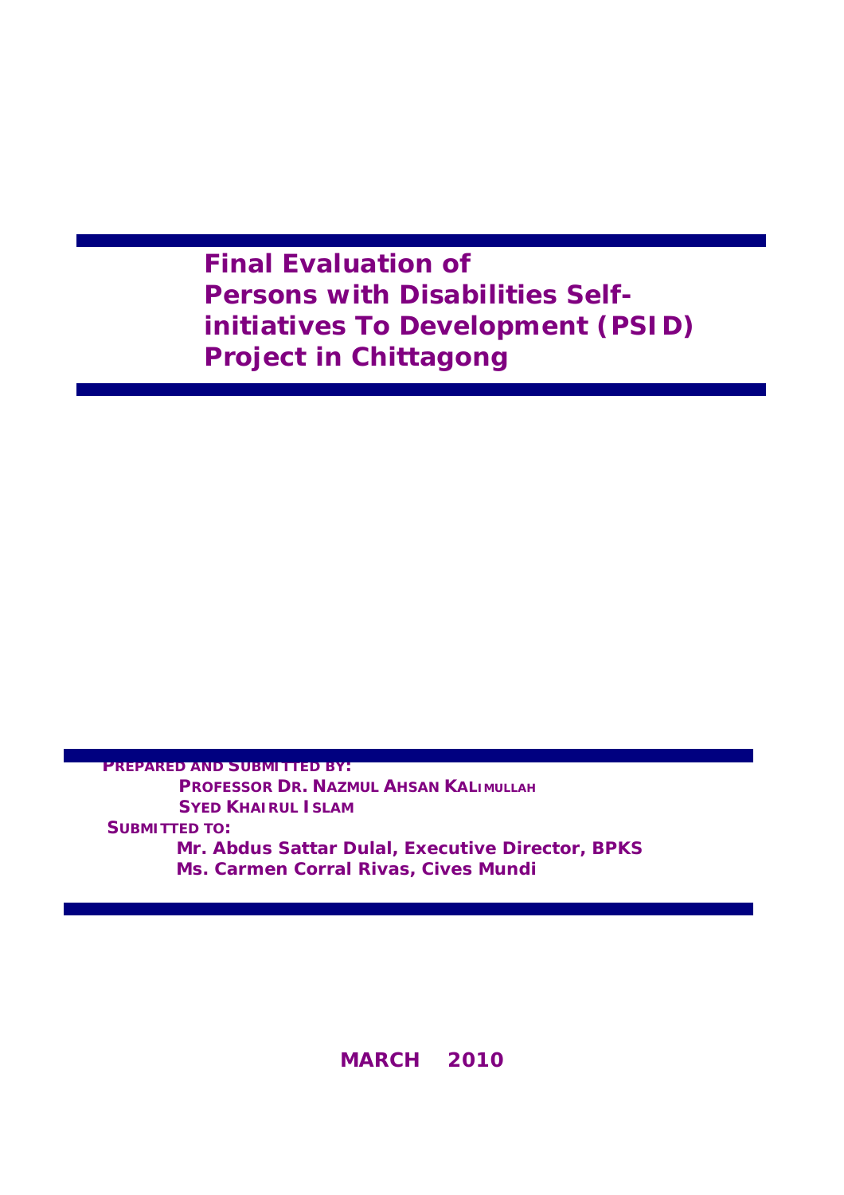# Final Evaluation of Persons with Disabilities Self-initiatives To Development (PSID) Project in Chittagong

**PREPARED AND SUBMITTED BY:**

**PROFESSOR DR. NAZMUL AHSAN KALIMULLAH**

**SYED KHAIRUL ISLAM**

**SUBMITTED TO:**

**Mr. Abdus Sattar Dulal, Executive Director, BPKS**

**Ms. Carmen Corral Rivas, Cives Mundi**

**MARCH 2010**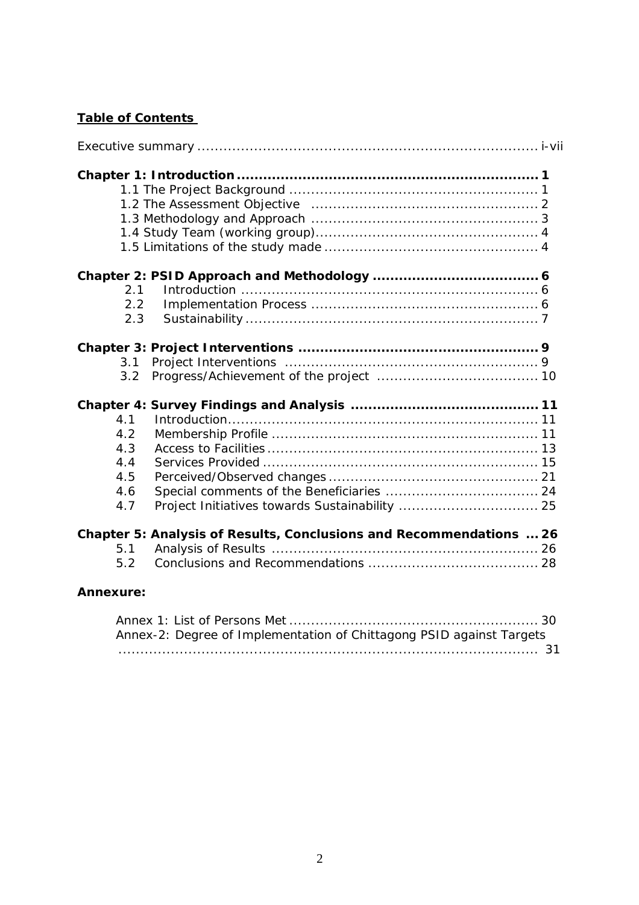**Table of Contents**

Executive summary ............................................................................ i-vii

**Chapter 1: Introduction ................................................................... 1**

- 1.1 The Project Background ......................................................... 1
- 1.2 The Assessment Objective .................................................... 2
- 1.3 Methodology and Approach .................................................... 3
- 1.4 Study Team (working group)................................................... 4
- 1.5 Limitations of the study made ................................................ 4

**Chapter 2: PSID Approach and Methodology ..................................... 6**

- 2.1 Introduction ................................................................... 6
- 2.2 Implementation Process ................................................... 6
- 2.3 Sustainability .................................................................. 7

**Chapter 3: Project Interventions ...................................................... 9**

- 3.1 Project Interventions ......................................................... 9
- 3.2 Progress/Achievement of the project .................................... 10

**Chapter 4: Survey Findings and Analysis ........................................... 11**

- 4.1 Introduction...................................................................... 11
- 4.2 Membership Profile ............................................................ 11
- 4.3 Access to Facilities............................................................. 13
- 4.4 Services Provided .............................................................. 15
- 4.5 Perceived/Observed changes ................................................ 21
- 4.6 Special comments of the Beneficiaries ................................... 24
- 4.7 Project Initiatives towards Sustainability ................................ 25

**Chapter 5: Analysis of Results, Conclusions and Recommendations ... 26**

- 5.1 Analysis of Results ............................................................. 26
- 5.2 Conclusions and Recommendations ....................................... 28

**Annexure:**

- Annex 1: List of Persons Met ......................................................... 30
- Annex-2: Degree of Implementation of Chittagong PSID against Targets ................................................................................. 31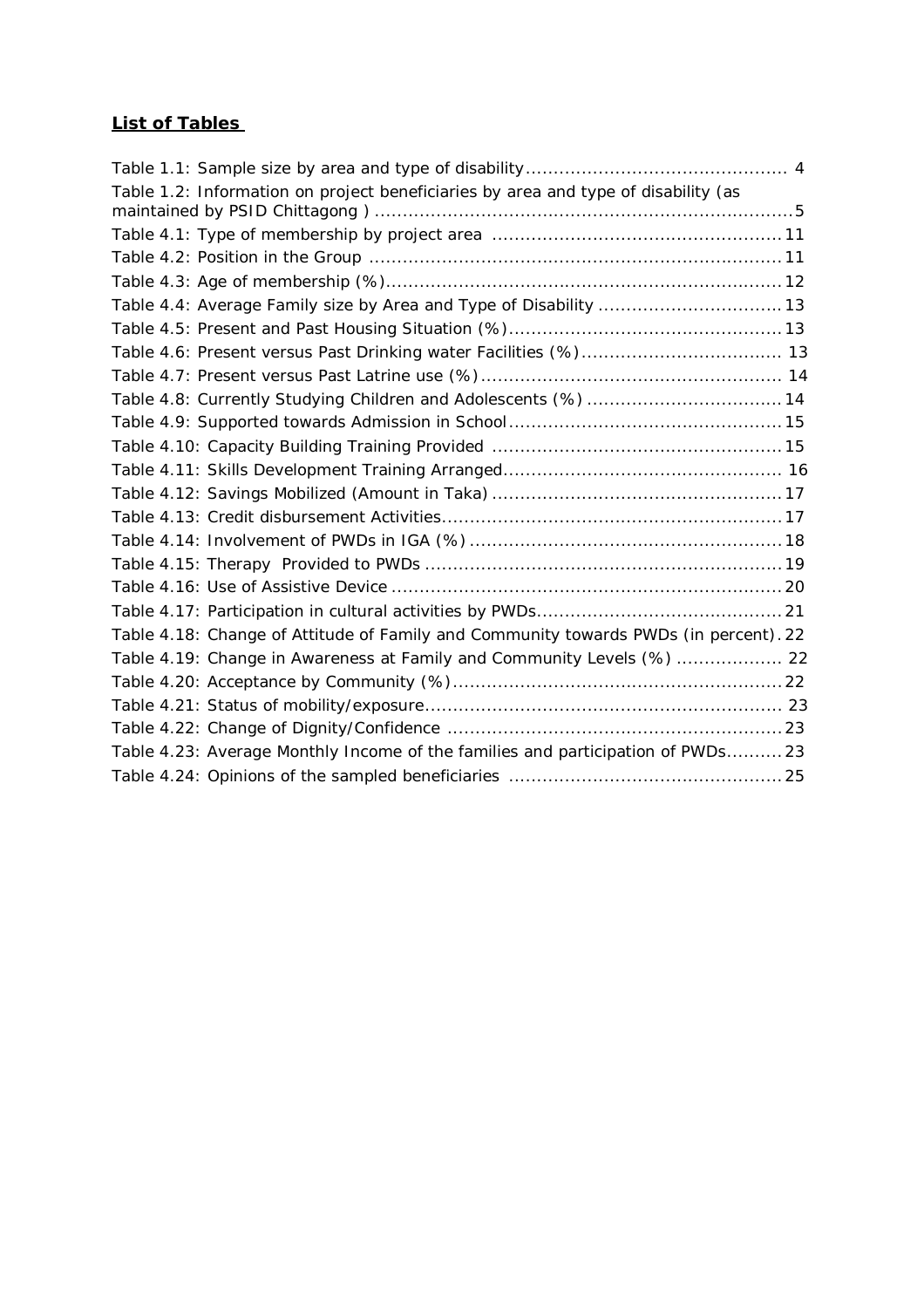## **List of Tables**

Table 1.1: Sample size by area and type of disability .............................................. 4

Table 1.2: Information on project beneficiaries by area and type of disability (as maintained by PSID Chittagong ) .......................................................................... 5

Table 4.1: Type of membership by project area .................................................... 11

Table 4.2: Position in the Group .......................................................................... 11

Table 4.3: Age of membership (%) ...................................................................... 12

Table 4.4: Average Family size by Area and Type of Disability ................................ 13

Table 4.5: Present and Past Housing Situation (%) ................................................ 13

Table 4.6: Present versus Past Drinking water Facilities (%) ................................... 13

Table 4.7: Present versus Past Latrine use (%) ..................................................... 14

Table 4.8: Currently Studying Children and Adolescents (%) .................................. 14

Table 4.9: Supported towards Admission in School ................................................ 15

Table 4.10: Capacity Building Training Provided ................................................... 15

Table 4.11: Skills Development Training Arranged ................................................. 16

Table 4.12: Savings Mobilized (Amount in Taka) ................................................... 17

Table 4.13: Credit disbursement Activities ............................................................ 17

Table 4.14: Involvement of PWDs in IGA (%) ....................................................... 18

Table 4.15: Therapy Provided to PWDs ................................................................ 19

Table 4.16: Use of Assistive Device ..................................................................... 20

Table 4.17: Participation in cultural activities by PWDs ........................................... 21

Table 4.18: Change of Attitude of Family and Community towards PWDs (in percent) . 22

Table 4.19: Change in Awareness at Family and Community Levels (%) .................. 22

Table 4.20: Acceptance by Community (%) .......................................................... 22

Table 4.21: Status of mobility/exposure ............................................................... 23

Table 4.22: Change of Dignity/Confidence ........................................................... 23

Table 4.23: Average Monthly Income of the families and participation of PWDs .......... 23

Table 4.24: Opinions of the sampled beneficiaries ................................................ 25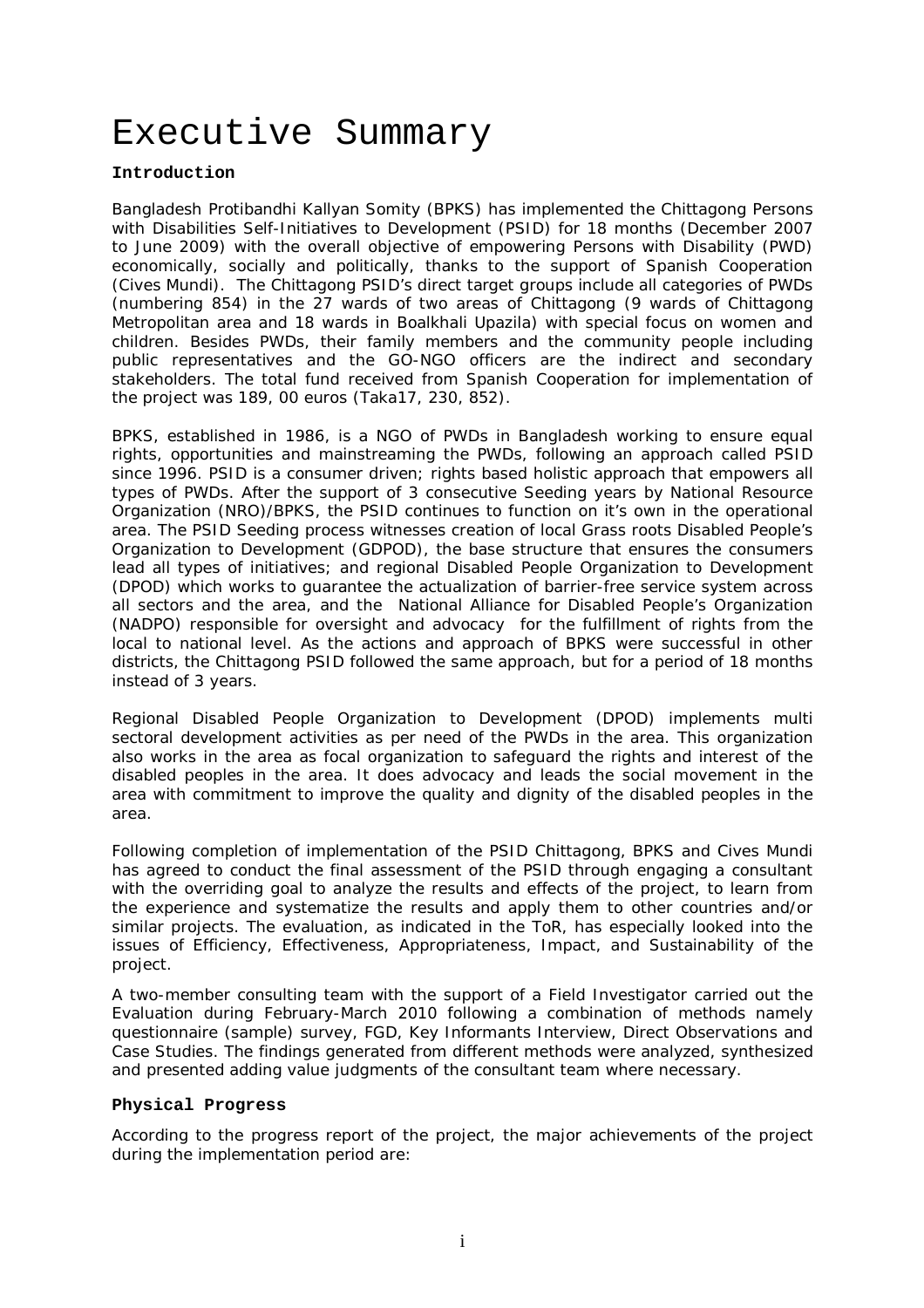# Executive Summary

**Introduction**

Bangladesh Protibandhi Kallyan Somity (BPKS) has implemented the Chittagong Persons with Disabilities Self-Initiatives to Development (PSID) for 18 months (December 2007 to June 2009) with the overall objective of empowering Persons with Disability (PWD) economically, socially and politically, thanks to the support of Spanish Cooperation (Cives Mundi). The Chittagong PSID's direct target groups include all categories of PWDs (numbering 854) in the 27 wards of two areas of Chittagong (9 wards of Chittagong Metropolitan area and 18 wards in Boalkhali Upazila) with special focus on women and children. Besides PWDs, their family members and the community people including public representatives and the GO-NGO officers are the indirect and secondary stakeholders. The total fund received from Spanish Cooperation for implementation of the project was 189, 00 euros (Taka17, 230, 852).

BPKS, established in 1986, is a NGO of PWDs in Bangladesh working to ensure equal rights, opportunities and mainstreaming the PWDs, following an approach called PSID since 1996. PSID is a consumer driven; rights based holistic approach that empowers all types of PWDs. After the support of 3 consecutive Seeding years by National Resource Organization (NRO)/BPKS, the PSID continues to function on it's own in the operational area. The PSID Seeding process witnesses creation of local Grass roots Disabled People's Organization to Development (GDPOD), the base structure that ensures the consumers lead all types of initiatives; and regional Disabled People Organization to Development (DPOD) which works to guarantee the actualization of barrier-free service system across all sectors and the area, and the National Alliance for Disabled People's Organization (NADPO) responsible for oversight and advocacy for the fulfillment of rights from the local to national level. As the actions and approach of BPKS were successful in other districts, the Chittagong PSID followed the same approach, but for a period of 18 months instead of 3 years.

Regional Disabled People Organization to Development (DPOD) implements multi sectoral development activities as per need of the PWDs in the area. This organization also works in the area as focal organization to safeguard the rights and interest of the disabled peoples in the area. It does advocacy and leads the social movement in the area with commitment to improve the quality and dignity of the disabled peoples in the area.

Following completion of implementation of the PSID Chittagong, BPKS and Cives Mundi has agreed to conduct the final assessment of the PSID through engaging a consultant with the overriding goal to analyze the results and effects of the project, to learn from the experience and systematize the results and apply them to other countries and/or similar projects. The evaluation, as indicated in the ToR, has especially looked into the issues of Efficiency, Effectiveness, Appropriateness, Impact, and Sustainability of the project.

A two-member consulting team with the support of a Field Investigator carried out the Evaluation during February-March 2010 following a combination of methods namely questionnaire (sample) survey, FGD, Key Informants Interview, Direct Observations and Case Studies. The findings generated from different methods were analyzed, synthesized and presented adding value judgments of the consultant team where necessary.

**Physical Progress**

According to the progress report of the project, the major achievements of the project during the implementation period are: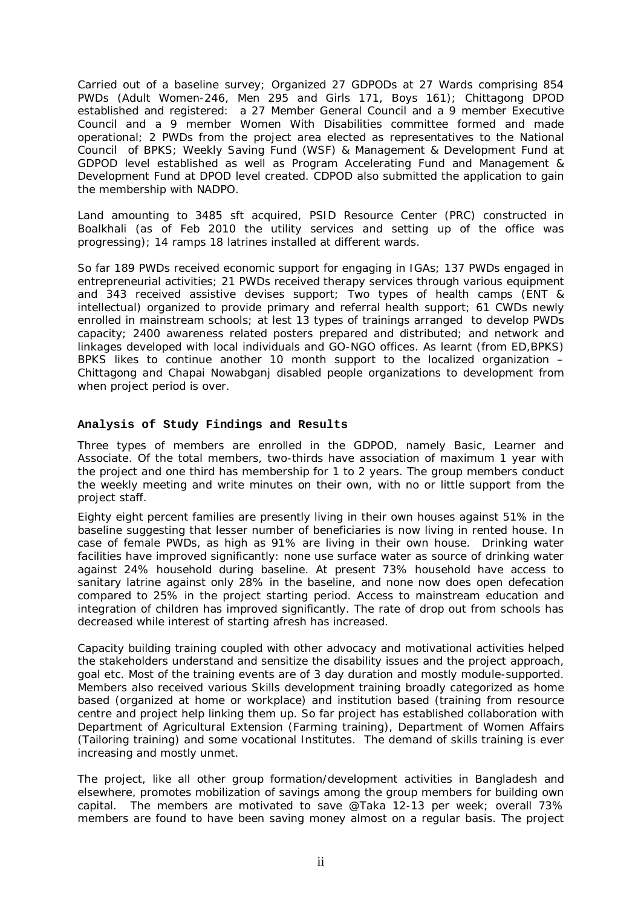Carried out of a baseline survey; Organized 27 GDPODs at 27 Wards comprising 854 PWDs (Adult Women-246, Men 295 and Girls 171, Boys 161); Chittagong DPOD established and registered: a 27 Member General Council and a 9 member Executive Council and a 9 member Women With Disabilities committee formed and made operational; 2 PWDs from the project area elected as representatives to the National Council of BPKS; Weekly Saving Fund (WSF) & Management & Development Fund at GDPOD level established as well as Program Accelerating Fund and Management & Development Fund at DPOD level created. CDPOD also submitted the application to gain the membership with NADPO.

Land amounting to 3485 sft acquired, PSID Resource Center (PRC) constructed in Boalkhali (as of Feb 2010 the utility services and setting up of the office was progressing); 14 ramps 18 latrines installed at different wards.

So far 189 PWDs received economic support for engaging in IGAs; 137 PWDs engaged in entrepreneurial activities; 21 PWDs received therapy services through various equipment and 343 received assistive devises support; Two types of health camps (ENT & intellectual) organized to provide primary and referral health support; 61 CWDs newly enrolled in mainstream schools; at lest 13 types of trainings arranged to develop PWDs capacity; 2400 awareness related posters prepared and distributed; and network and linkages developed with local individuals and GO-NGO offices. As learnt (from ED,BPKS) BPKS likes to continue another 10 month support to the localized organization – Chittagong and Chapai Nowabganj disabled people organizations to development from when project period is over.

### Analysis of Study Findings and Results

Three types of members are enrolled in the GDPOD, namely Basic, Learner and Associate. Of the total members, two-thirds have association of maximum 1 year with the project and one third has membership for 1 to 2 years. The group members conduct the weekly meeting and write minutes on their own, with no or little support from the project staff.

Eighty eight percent families are presently living in their own houses against 51% in the baseline suggesting that lesser number of beneficiaries is now living in rented house. In case of female PWDs, as high as 91% are living in their own house. Drinking water facilities have improved significantly: none use surface water as source of drinking water against 24% household during baseline. At present 73% household have access to sanitary latrine against only 28% in the baseline, and none now does open defecation compared to 25% in the project starting period. Access to mainstream education and integration of children has improved significantly. The rate of drop out from schools has decreased while interest of starting afresh has increased.

Capacity building training coupled with other advocacy and motivational activities helped the stakeholders understand and sensitize the disability issues and the project approach, goal etc. Most of the training events are of 3 day duration and mostly module-supported. Members also received various Skills development training broadly categorized as home based (organized at home or workplace) and institution based (training from resource centre and project help linking them up. So far project has established collaboration with Department of Agricultural Extension (Farming training), Department of Women Affairs (Tailoring training) and some vocational Institutes. The demand of skills training is ever increasing and mostly unmet.

The project, like all other group formation/development activities in Bangladesh and elsewhere, promotes mobilization of savings among the group members for building own capital. The members are motivated to save @Taka 12-13 per week; overall 73% members are found to have been saving money almost on a regular basis. The project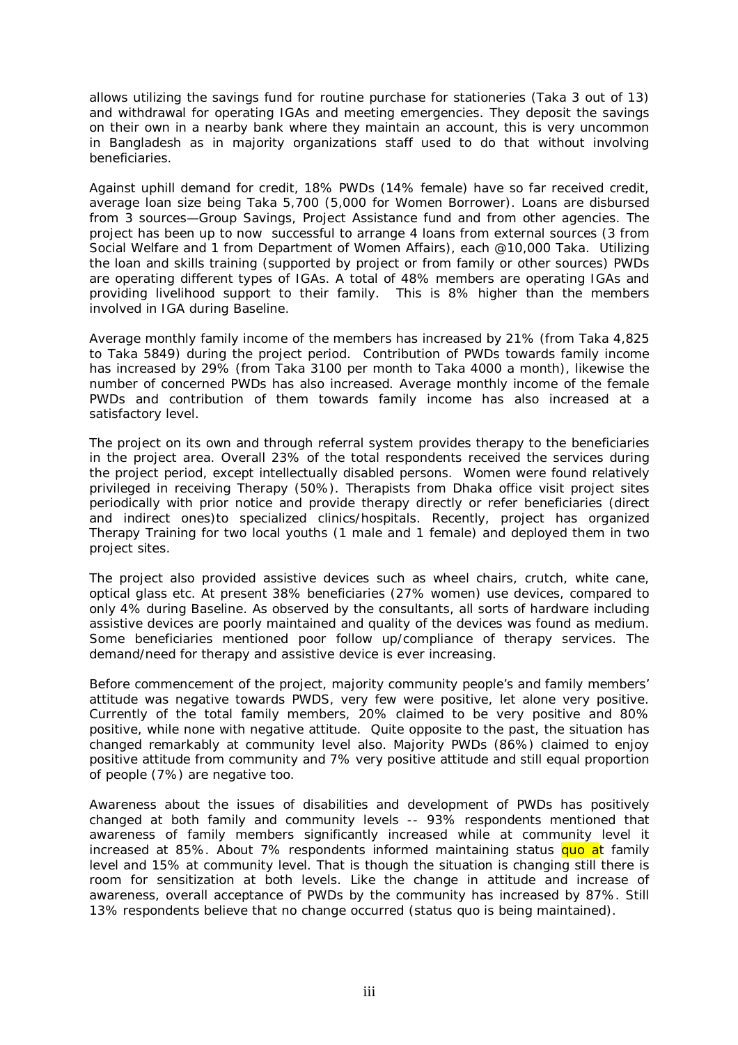allows utilizing the savings fund for routine purchase for stationeries (Taka 3 out of 13) and withdrawal for operating IGAs and meeting emergencies. They deposit the savings on their own in a nearby bank where they maintain an account, this is very uncommon in Bangladesh as in majority organizations staff used to do that without involving beneficiaries.

Against uphill demand for credit, 18% PWDs (14% female) have so far received credit, average loan size being Taka 5,700 (5,000 for Women Borrower). Loans are disbursed from 3 sources—Group Savings, Project Assistance fund and from other agencies. The project has been up to now successful to arrange 4 loans from external sources (3 from Social Welfare and 1 from Department of Women Affairs), each @10,000 Taka. Utilizing the loan and skills training (supported by project or from family or other sources) PWDs are operating different types of IGAs. A total of 48% members are operating IGAs and providing livelihood support to their family. This is 8% higher than the members involved in IGA during Baseline.

Average monthly family income of the members has increased by 21% (from Taka 4,825 to Taka 5849) during the project period. Contribution of PWDs towards family income has increased by 29% (from Taka 3100 per month to Taka 4000 a month), likewise the number of concerned PWDs has also increased. Average monthly income of the female PWDs and contribution of them towards family income has also increased at a satisfactory level.

The project on its own and through referral system provides therapy to the beneficiaries in the project area. Overall 23% of the total respondents received the services during the project period, except intellectually disabled persons. Women were found relatively privileged in receiving Therapy (50%). Therapists from Dhaka office visit project sites periodically with prior notice and provide therapy directly or refer beneficiaries (direct and indirect ones)to specialized clinics/hospitals. Recently, project has organized Therapy Training for two local youths (1 male and 1 female) and deployed them in two project sites.

The project also provided assistive devices such as wheel chairs, crutch, white cane, optical glass etc. At present 38% beneficiaries (27% women) use devices, compared to only 4% during Baseline. As observed by the consultants, all sorts of hardware including assistive devices are poorly maintained and quality of the devices was found as medium. Some beneficiaries mentioned poor follow up/compliance of therapy services. The demand/need for therapy and assistive device is ever increasing.

Before commencement of the project, majority community people's and family members' attitude was negative towards PWDS, very few were positive, let alone very positive. Currently of the total family members, 20% claimed to be very positive and 80% positive, while none with negative attitude. Quite opposite to the past, the situation has changed remarkably at community level also. Majority PWDs (86%) claimed to enjoy positive attitude from community and 7% very positive attitude and still equal proportion of people (7%) are negative too.

Awareness about the issues of disabilities and development of PWDs has positively changed at both family and community levels -- 93% respondents mentioned that awareness of family members significantly increased while at community level it increased at 85%. About 7% respondents informed maintaining status quo at family level and 15% at community level. That is though the situation is changing still there is room for sensitization at both levels. Like the change in attitude and increase of awareness, overall acceptance of PWDs by the community has increased by 87%. Still 13% respondents believe that no change occurred (status quo is being maintained).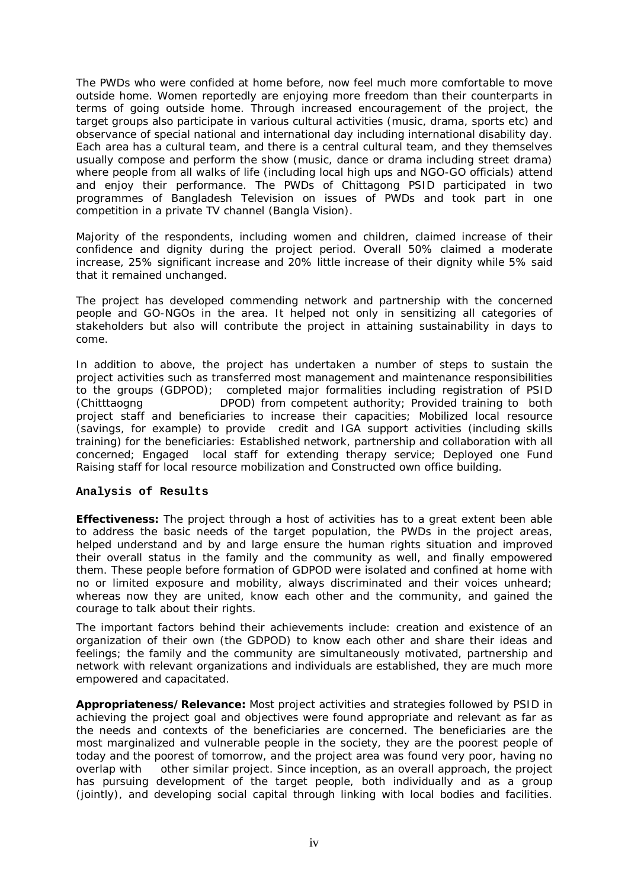The PWDs who were confided at home before, now feel much more comfortable to move outside home. Women reportedly are enjoying more freedom than their counterparts in terms of going outside home. Through increased encouragement of the project, the target groups also participate in various cultural activities (music, drama, sports etc) and observance of special national and international day including international disability day. Each area has a cultural team, and there is a central cultural team, and they themselves usually compose and perform the show (music, dance or drama including street drama) where people from all walks of life (including local high ups and NGO-GO officials) attend and enjoy their performance. The PWDs of Chittagong PSID participated in two programmes of Bangladesh Television on issues of PWDs and took part in one competition in a private TV channel (Bangla Vision).

Majority of the respondents, including women and children, claimed increase of their confidence and dignity during the project period. Overall 50% claimed a moderate increase, 25% significant increase and 20% little increase of their dignity while 5% said that it remained unchanged.

The project has developed commending network and partnership with the concerned people and GO-NGOs in the area. It helped not only in sensitizing all categories of stakeholders but also will contribute the project in attaining sustainability in days to come.

In addition to above, the project has undertaken a number of steps to sustain the project activities such as transferred most management and maintenance responsibilities to the groups (GDPOD); completed major formalities including registration of PSID (Chitttaogng DPOD) from competent authority; Provided training to both project staff and beneficiaries to increase their capacities; Mobilized local resource (savings, for example) to provide credit and IGA support activities (including skills training) for the beneficiaries: Established network, partnership and collaboration with all concerned; Engaged local staff for extending therapy service; Deployed one Fund Raising staff for local resource mobilization and Constructed own office building.

**Analysis of Results**

**Effectiveness:** The project through a host of activities has to a great extent been able to address the basic needs of the target population, the PWDs in the project areas, helped understand and by and large ensure the human rights situation and improved their overall status in the family and the community as well, and finally empowered them. These people before formation of GDPOD were isolated and confined at home with no or limited exposure and mobility, always discriminated and their voices unheard; whereas now they are united, know each other and the community, and gained the courage to talk about their rights.

The important factors behind their achievements include: creation and existence of an organization of their own (the GDPOD) to know each other and share their ideas and feelings; the family and the community are simultaneously motivated, partnership and network with relevant organizations and individuals are established, they are much more empowered and capacitated.

**Appropriateness/Relevance:** Most project activities and strategies followed by PSID in achieving the project goal and objectives were found appropriate and relevant as far as the needs and contexts of the beneficiaries are concerned. The beneficiaries are the most marginalized and vulnerable people in the society, they are the poorest people of today and the poorest of tomorrow, and the project area was found very poor, having no overlap with other similar project. Since inception, as an overall approach, the project has pursuing development of the target people, both individually and as a group (jointly), and developing social capital through linking with local bodies and facilities.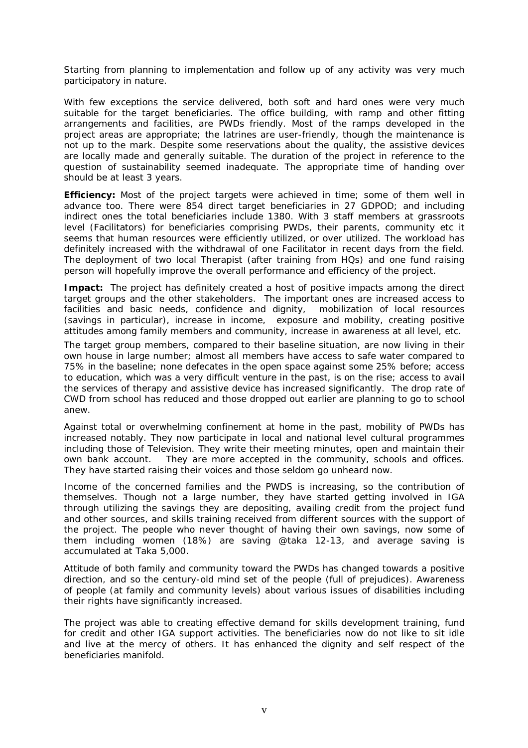Starting from planning to implementation and follow up of any activity was very much participatory in nature.

With few exceptions the service delivered, both soft and hard ones were very much suitable for the target beneficiaries. The office building, with ramp and other fitting arrangements and facilities, are PWDs friendly. Most of the ramps developed in the project areas are appropriate; the latrines are user-friendly, though the maintenance is not up to the mark. Despite some reservations about the quality, the assistive devices are locally made and generally suitable. The duration of the project in reference to the question of sustainability seemed inadequate. The appropriate time of handing over should be at least 3 years.

**Efficiency:** Most of the project targets were achieved in time; some of them well in advance too. There were 854 direct target beneficiaries in 27 GDPOD; and including indirect ones the total beneficiaries include 1380. With 3 staff members at grassroots level (Facilitators) for beneficiaries comprising PWDs, their parents, community etc it seems that human resources were efficiently utilized, or over utilized. The workload has definitely increased with the withdrawal of one Facilitator in recent days from the field. The deployment of two local Therapist (after training from HQs) and one fund raising person will hopefully improve the overall performance and efficiency of the project.

**Impact:** The project has definitely created a host of positive impacts among the direct target groups and the other stakeholders. The important ones are increased access to facilities and basic needs, confidence and dignity, mobilization of local resources (savings in particular), increase in income, exposure and mobility, creating positive attitudes among family members and community, increase in awareness at all level, etc.

The target group members, compared to their baseline situation, are now living in their own house in large number; almost all members have access to safe water compared to 75% in the baseline; none defecates in the open space against some 25% before; access to education, which was a very difficult venture in the past, is on the rise; access to avail the services of therapy and assistive device has increased significantly. The drop rate of CWD from school has reduced and those dropped out earlier are planning to go to school anew.

Against total or overwhelming confinement at home in the past, mobility of PWDs has increased notably. They now participate in local and national level cultural programmes including those of Television. They write their meeting minutes, open and maintain their own bank account. They are more accepted in the community, schools and offices. They have started raising their voices and those seldom go unheard now.

Income of the concerned families and the PWDS is increasing, so the contribution of themselves. Though not a large number, they have started getting involved in IGA through utilizing the savings they are depositing, availing credit from the project fund and other sources, and skills training received from different sources with the support of the project. The people who never thought of having their own savings, now some of them including women (18%) are saving @taka 12-13, and average saving is accumulated at Taka 5,000.

Attitude of both family and community toward the PWDs has changed towards a positive direction, and so the century-old mind set of the people (full of prejudices). Awareness of people (at family and community levels) about various issues of disabilities including their rights have significantly increased.

The project was able to creating effective demand for skills development training, fund for credit and other IGA support activities. The beneficiaries now do not like to sit idle and live at the mercy of others. It has enhanced the dignity and self respect of the beneficiaries manifold.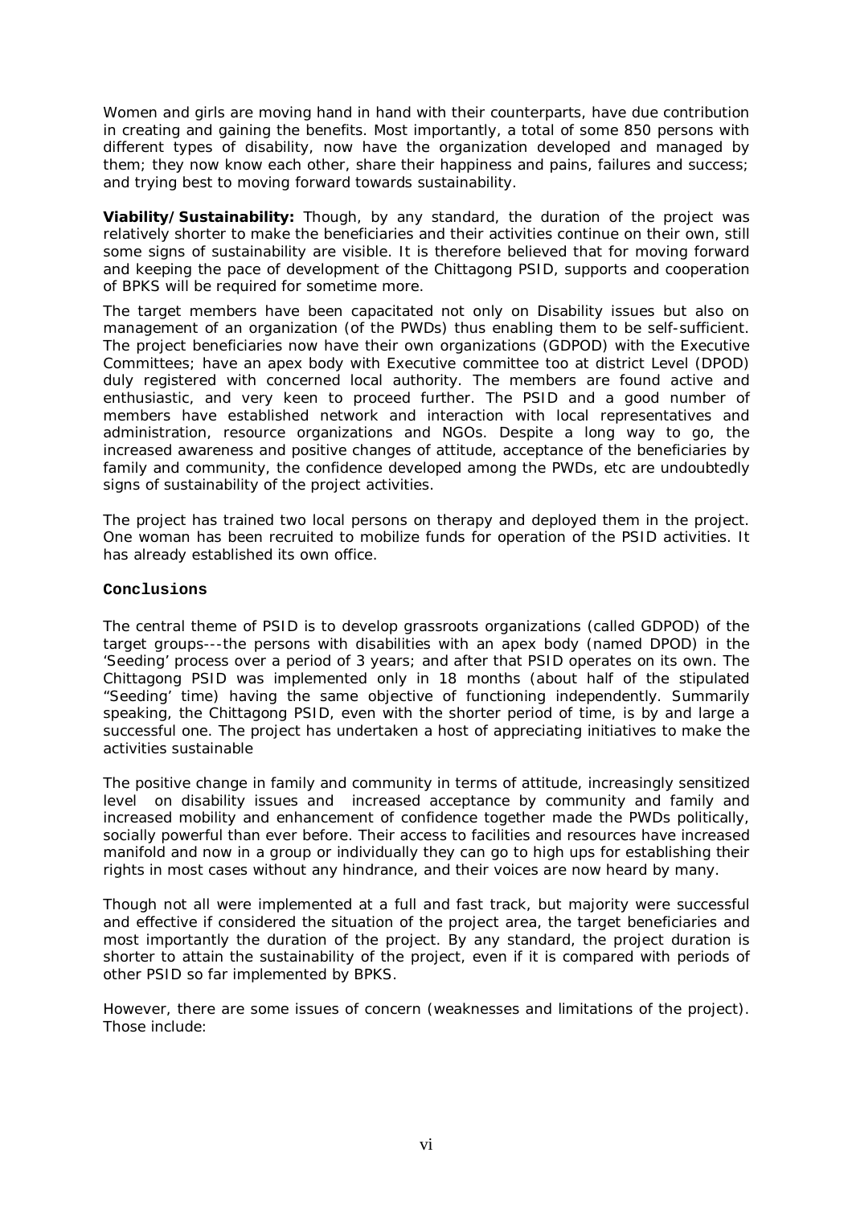Women and girls are moving hand in hand with their counterparts, have due contribution in creating and gaining the benefits. Most importantly, a total of some 850 persons with different types of disability, now have the organization developed and managed by them; they now know each other, share their happiness and pains, failures and success; and trying best to moving forward towards sustainability.

**Viability/Sustainability:** Though, by any standard, the duration of the project was relatively shorter to make the beneficiaries and their activities continue on their own, still some signs of sustainability are visible. It is therefore believed that for moving forward and keeping the pace of development of the Chittagong PSID, supports and cooperation of BPKS will be required for sometime more.

The target members have been capacitated not only on Disability issues but also on management of an organization (of the PWDs) thus enabling them to be self-sufficient. The project beneficiaries now have their own organizations (GDPOD) with the Executive Committees; have an apex body with Executive committee too at district Level (DPOD) duly registered with concerned local authority. The members are found active and enthusiastic, and very keen to proceed further. The PSID and a good number of members have established network and interaction with local representatives and administration, resource organizations and NGOs. Despite a long way to go, the increased awareness and positive changes of attitude, acceptance of the beneficiaries by family and community, the confidence developed among the PWDs, etc are undoubtedly signs of sustainability of the project activities.

The project has trained two local persons on therapy and deployed them in the project. One woman has been recruited to mobilize funds for operation of the PSID activities. It has already established its own office.

## Conclusions

The central theme of PSID is to develop grassroots organizations (called GDPOD) of the target groups---the persons with disabilities with an apex body (named DPOD) in the 'Seeding' process over a period of 3 years; and after that PSID operates on its own. The Chittagong PSID was implemented only in 18 months (about half of the stipulated "Seeding' time) having the same objective of functioning independently. Summarily speaking, the Chittagong PSID, even with the shorter period of time, is by and large a successful one. The project has undertaken a host of appreciating initiatives to make the activities sustainable

The positive change in family and community in terms of attitude, increasingly sensitized level on disability issues and increased acceptance by community and family and increased mobility and enhancement of confidence together made the PWDs politically, socially powerful than ever before. Their access to facilities and resources have increased manifold and now in a group or individually they can go to high ups for establishing their rights in most cases without any hindrance, and their voices are now heard by many.

Though not all were implemented at a full and fast track, but majority were successful and effective if considered the situation of the project area, the target beneficiaries and most importantly the duration of the project. By any standard, the project duration is shorter to attain the sustainability of the project, even if it is compared with periods of other PSID so far implemented by BPKS.

However, there are some issues of concern (weaknesses and limitations of the project). Those include: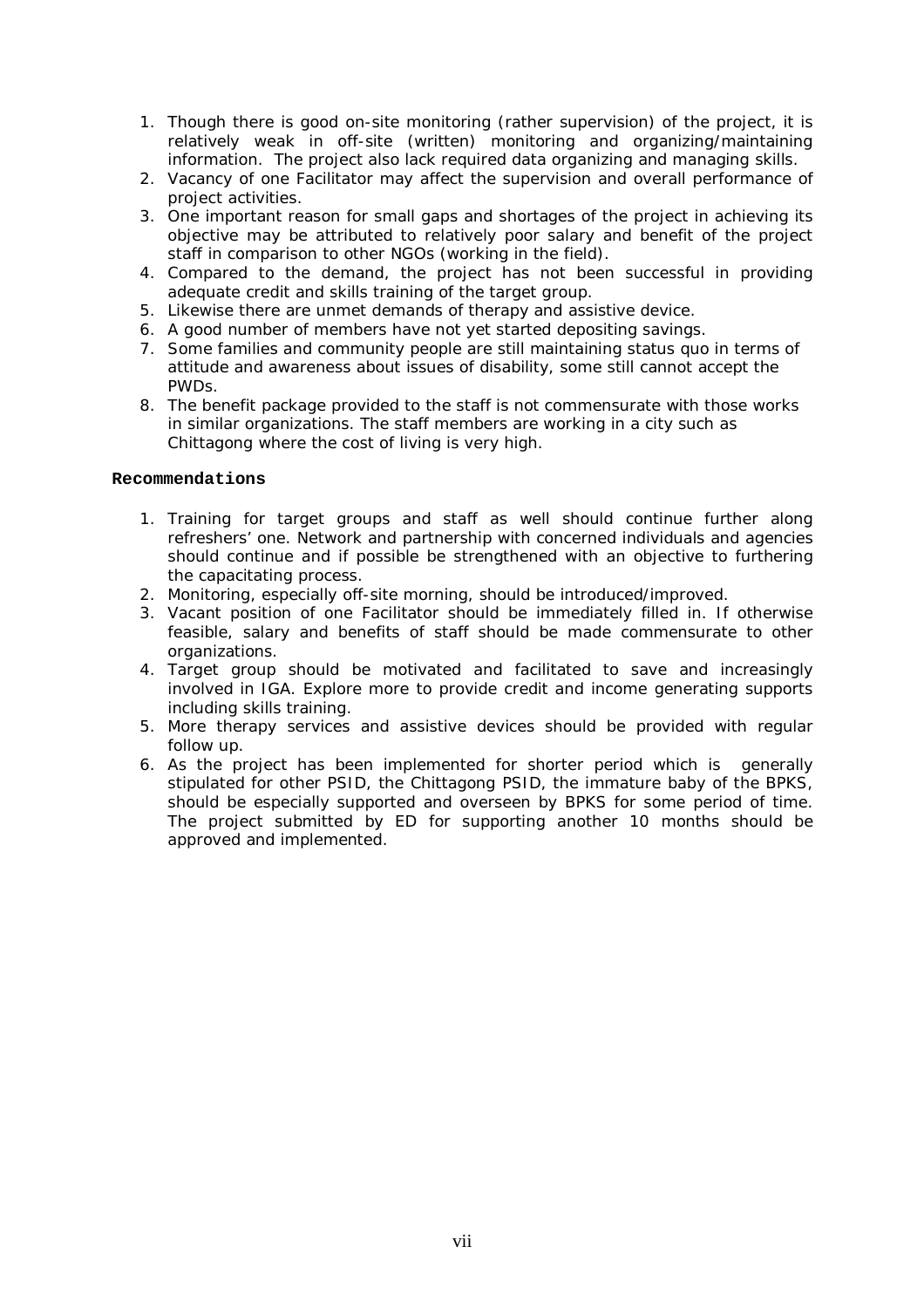1. Though there is good on-site monitoring (rather supervision) of the project, it is relatively weak in off-site (written) monitoring and organizing/maintaining information. The project also lack required data organizing and managing skills.
2. Vacancy of one Facilitator may affect the supervision and overall performance of project activities.
3. One important reason for small gaps and shortages of the project in achieving its objective may be attributed to relatively poor salary and benefit of the project staff in comparison to other NGOs (working in the field).
4. Compared to the demand, the project has not been successful in providing adequate credit and skills training of the target group.
5. Likewise there are unmet demands of therapy and assistive device.
6. A good number of members have not yet started depositing savings.
7. Some families and community people are still maintaining status quo in terms of attitude and awareness about issues of disability, some still cannot accept the PWDs.
8. The benefit package provided to the staff is not commensurate with those works in similar organizations. The staff members are working in a city such as Chittagong where the cost of living is very high.

**Recommendations**

1. Training for target groups and staff as well should continue further along refreshers' one. Network and partnership with concerned individuals and agencies should continue and if possible be strengthened with an objective to furthering the capacitating process.
2. Monitoring, especially off-site morning, should be introduced/improved.
3. Vacant position of one Facilitator should be immediately filled in. If otherwise feasible, salary and benefits of staff should be made commensurate to other organizations.
4. Target group should be motivated and facilitated to save and increasingly involved in IGA. Explore more to provide credit and income generating supports including skills training.
5. More therapy services and assistive devices should be provided with regular follow up.
6. As the project has been implemented for shorter period which is generally stipulated for other PSID, the Chittagong PSID, the immature baby of the BPKS, should be especially supported and overseen by BPKS for some period of time. The project submitted by ED for supporting another 10 months should be approved and implemented.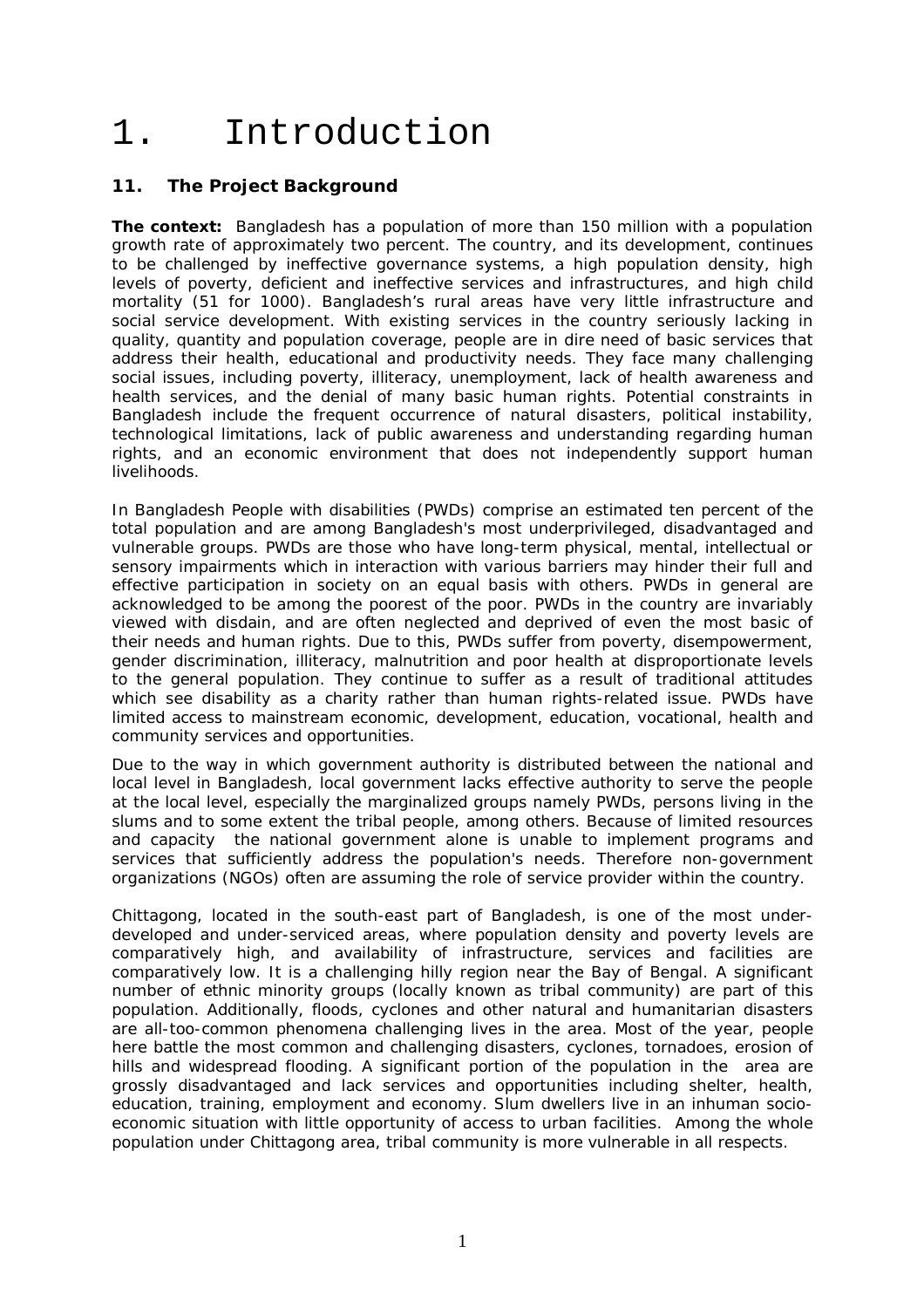# 1. Introduction

## 11. The Project Background

**The context:** Bangladesh has a population of more than 150 million with a population growth rate of approximately two percent. The country, and its development, continues to be challenged by ineffective governance systems, a high population density, high levels of poverty, deficient and ineffective services and infrastructures, and high child mortality (51 for 1000). Bangladesh's rural areas have very little infrastructure and social service development. With existing services in the country seriously lacking in quality, quantity and population coverage, people are in dire need of basic services that address their health, educational and productivity needs. They face many challenging social issues, including poverty, illiteracy, unemployment, lack of health awareness and health services, and the denial of many basic human rights. Potential constraints in Bangladesh include the frequent occurrence of natural disasters, political instability, technological limitations, lack of public awareness and understanding regarding human rights, and an economic environment that does not independently support human livelihoods.

In Bangladesh People with disabilities (PWDs) comprise an estimated ten percent of the total population and are among Bangladesh's most underprivileged, disadvantaged and vulnerable groups. PWDs are those who have long-term physical, mental, intellectual or sensory impairments which in interaction with various barriers may hinder their full and effective participation in society on an equal basis with others. PWDs in general are acknowledged to be among the poorest of the poor. PWDs in the country are invariably viewed with disdain, and are often neglected and deprived of even the most basic of their needs and human rights. Due to this, PWDs suffer from poverty, disempowerment, gender discrimination, illiteracy, malnutrition and poor health at disproportionate levels to the general population. They continue to suffer as a result of traditional attitudes which see disability as a charity rather than human rights-related issue. PWDs have limited access to mainstream economic, development, education, vocational, health and community services and opportunities.

Due to the way in which government authority is distributed between the national and local level in Bangladesh, local government lacks effective authority to serve the people at the local level, especially the marginalized groups namely PWDs, persons living in the slums and to some extent the tribal people, among others. Because of limited resources and capacity the national government alone is unable to implement programs and services that sufficiently address the population's needs. Therefore non-government organizations (NGOs) often are assuming the role of service provider within the country.

Chittagong, located in the south-east part of Bangladesh, is one of the most under-developed and under-serviced areas, where population density and poverty levels are comparatively high, and availability of infrastructure, services and facilities are comparatively low. It is a challenging hilly region near the Bay of Bengal. A significant number of ethnic minority groups (locally known as tribal community) are part of this population. Additionally, floods, cyclones and other natural and humanitarian disasters are all-too-common phenomena challenging lives in the area. Most of the year, people here battle the most common and challenging disasters, cyclones, tornadoes, erosion of hills and widespread flooding. A significant portion of the population in the area are grossly disadvantaged and lack services and opportunities including shelter, health, education, training, employment and economy. Slum dwellers live in an inhuman socio-economic situation with little opportunity of access to urban facilities. Among the whole population under Chittagong area, tribal community is more vulnerable in all respects.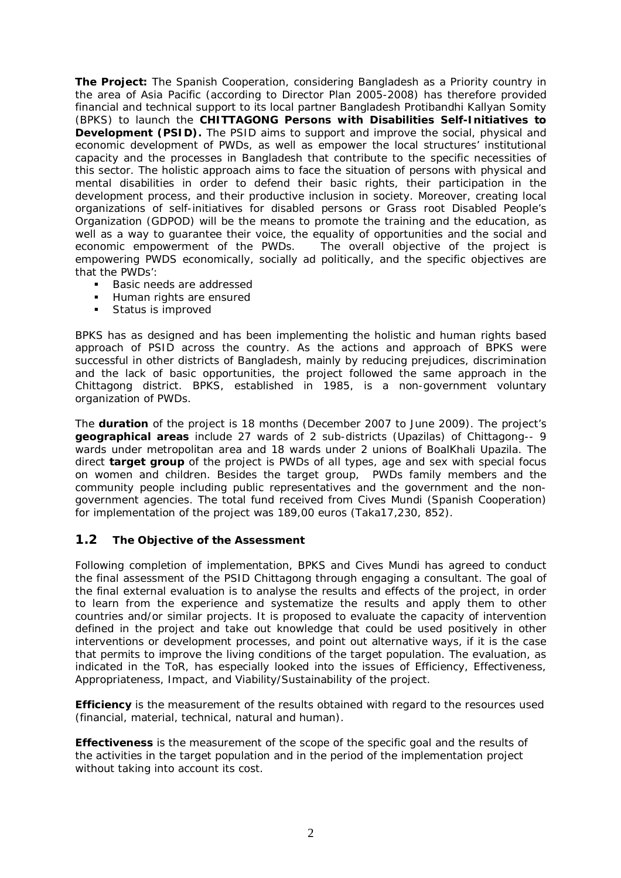**The Project:** The Spanish Cooperation, considering Bangladesh as a Priority country in the area of Asia Pacific (according to Director Plan 2005-2008) has therefore provided financial and technical support to its local partner Bangladesh Protibandhi Kallyan Somity (BPKS) to launch the **CHITTAGONG Persons with Disabilities Self-Initiatives to Development (PSID).** The PSID aims to support and improve the social, physical and economic development of PWDs, as well as empower the local structures' institutional capacity and the processes in Bangladesh that contribute to the specific necessities of this sector. The holistic approach aims to face the situation of persons with physical and mental disabilities in order to defend their basic rights, their participation in the development process, and their productive inclusion in society. Moreover, creating local organizations of self-initiatives for disabled persons or Grass root Disabled People's Organization (GDPOD) will be the means to promote the training and the education, as well as a way to guarantee their voice, the equality of opportunities and the social and economic empowerment of the PWDs. The overall objective of the project is empowering PWDS economically, socially ad politically, and the specific objectives are that the PWDs':

- Basic needs are addressed
- Human rights are ensured
- Status is improved

BPKS has as designed and has been implementing the holistic and human rights based approach of PSID across the country. As the actions and approach of BPKS were successful in other districts of Bangladesh, mainly by reducing prejudices, discrimination and the lack of basic opportunities, the project followed the same approach in the Chittagong district. BPKS, established in 1985, is a non-government voluntary organization of PWDs.

The **duration** of the project is 18 months (December 2007 to June 2009). The project's **geographical areas** include 27 wards of 2 sub-districts (Upazilas) of Chittagong-- 9 wards under metropolitan area and 18 wards under 2 unions of BoalKhali Upazila. The direct **target group** of the project is PWDs of all types, age and sex with special focus on women and children. Besides the target group, PWDs family members and the community people including public representatives and the government and the non-government agencies. The total fund received from Cives Mundi (Spanish Cooperation) for implementation of the project was 189,00 euros (Taka17,230, 852).

## 1.2 The Objective of the Assessment

Following completion of implementation, BPKS and Cives Mundi has agreed to conduct the final assessment of the PSID Chittagong through engaging a consultant. The goal of the final external evaluation is to analyse the results and effects of the project, in order to learn from the experience and systematize the results and apply them to other countries and/or similar projects. It is proposed to evaluate the capacity of intervention defined in the project and take out knowledge that could be used positively in other interventions or development processes, and point out alternative ways, if it is the case that permits to improve the living conditions of the target population. The evaluation, as indicated in the ToR, has especially looked into the issues of Efficiency, Effectiveness, Appropriateness, Impact, and Viability/Sustainability of the project.

**Efficiency** is the measurement of the results obtained with regard to the resources used (financial, material, technical, natural and human).

**Effectiveness** is the measurement of the scope of the specific goal and the results of the activities in the target population and in the period of the implementation project without taking into account its cost.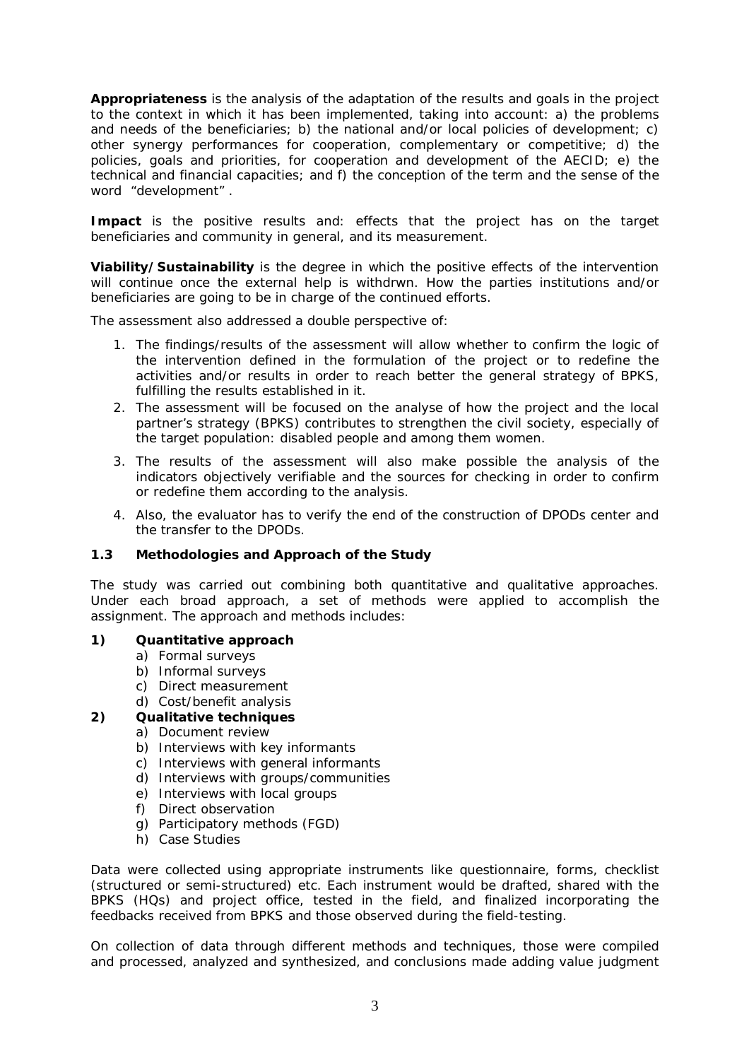**Appropriateness** is the analysis of the adaptation of the results and goals in the project to the context in which it has been implemented, taking into account: a) the problems and needs of the beneficiaries; b) the national and/or local policies of development; c) other synergy performances for cooperation, complementary or competitive; d) the policies, goals and priorities, for cooperation and development of the AECID; e) the technical and financial capacities; and f) the conception of the term and the sense of the word "development".

**Impact** is the positive results and: effects that the project has on the target beneficiaries and community in general, and its measurement.

**Viability/Sustainability** is the degree in which the positive effects of the intervention will continue once the external help is withdrwn. How the parties institutions and/or beneficiaries are going to be in charge of the continued efforts.

The assessment also addressed a double perspective of:

1. The findings/results of the assessment will allow whether to confirm the logic of the intervention defined in the formulation of the project or to redefine the activities and/or results in order to reach better the general strategy of BPKS, fulfilling the results established in it.
2. The assessment will be focused on the analyse of how the project and the local partner's strategy (BPKS) contributes to strengthen the civil society, especially of the target population: disabled people and among them women.
3. The results of the assessment will also make possible the analysis of the indicators objectively verifiable and the sources for checking in order to confirm or redefine them according to the analysis.
4. Also, the evaluator has to verify the end of the construction of DPODs center and the transfer to the DPODs.

### 1.3 Methodologies and Approach of the Study

The study was carried out combining both quantitative and qualitative approaches. Under each broad approach, a set of methods were applied to accomplish the assignment. The approach and methods includes:

**1) Quantitative approach**

a) Formal surveys
b) Informal surveys
c) Direct measurement
d) Cost/benefit analysis

**2) Qualitative techniques**

a) Document review
b) Interviews with key informants
c) Interviews with general informants
d) Interviews with groups/communities
e) Interviews with local groups
f) Direct observation
g) Participatory methods (FGD)
h) Case Studies

Data were collected using appropriate instruments like questionnaire, forms, checklist (structured or semi-structured) etc. Each instrument would be drafted, shared with the BPKS (HQs) and project office, tested in the field, and finalized incorporating the feedbacks received from BPKS and those observed during the field-testing.

On collection of data through different methods and techniques, those were compiled and processed, analyzed and synthesized, and conclusions made adding value judgment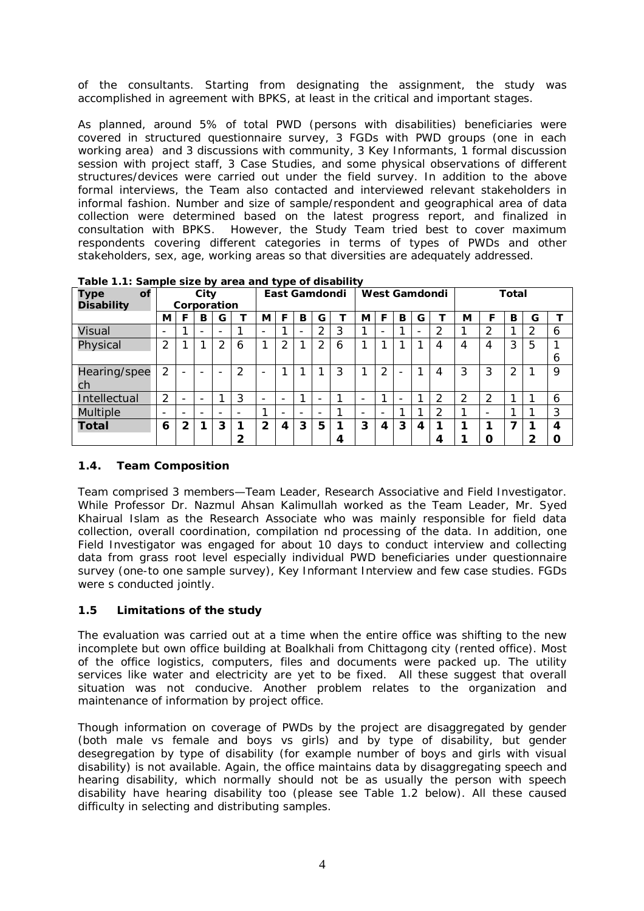of the consultants. Starting from designating the assignment, the study was accomplished in agreement with BPKS, at least in the critical and important stages.

As planned, around 5% of total PWD (persons with disabilities) beneficiaries were covered in structured questionnaire survey, 3 FGDs with PWD groups (one in each working area) and 3 discussions with community, 3 Key Informants, 1 formal discussion session with project staff, 3 Case Studies, and some physical observations of different structures/devices were carried out under the field survey. In addition to the above formal interviews, the Team also contacted and interviewed relevant stakeholders in informal fashion. Number and size of sample/respondent and geographical area of data collection were determined based on the latest progress report, and finalized in consultation with BPKS. However, the Study Team tried best to cover maximum respondents covering different categories in terms of types of PWDs and other stakeholders, sex, age, working areas so that diversities are adequately addressed.

**Table 1.1: Sample size by area and type of disability**

| Type of Disability | City Corporation | | | | | East Gamdondi | | | | | West Gamdondi | | | | | Total | | | | |
|---|---|---|---|---|---|---|---|---|---|---|---|---|---|---|---|---|---|---|---|---|
| | M | F | B | G | T | M | F | B | G | T | M | F | B | G | T | M | F | B | G | T |
| Visual | - | 1 | - | - | 1 | - | 1 | - | 2 | 3 | 1 | - | 1 | - | 2 | 1 | 2 | 1 | 2 | 6 |
| Physical | 2 | 1 | 1 | 2 | 6 | 1 | 2 | 1 | 2 | 6 | 1 | 1 | 1 | 1 | 4 | 4 | 4 | 3 | 5 | 16 |
| Hearing/speech | 2 | - | - | - | 2 | - | 1 | 1 | 1 | 3 | 1 | 2 | - | 1 | 4 | 3 | 3 | 2 | 1 | 9 |
| Intellectual | 2 | - | - | 1 | 3 | - | - | 1 | - | 1 | - | 1 | - | 1 | 2 | 2 | 2 | 1 | 1 | 6 |
| Multiple | - | - | - | - | - | 1 | - | - | - | 1 | - | - | 1 | 1 | 2 | 1 | - | 1 | 1 | 3 |
| **Total** | **6** | **2** | **1** | **3** | **12** | **2** | **4** | **3** | **5** | **14** | **3** | **4** | **3** | **4** | **14** | **11** | **10** | **7** | **12** | **40** |

### 1.4. Team Composition

Team comprised 3 members—Team Leader, Research Associative and Field Investigator. While Professor Dr. Nazmul Ahsan Kalimullah worked as the Team Leader, Mr. Syed Khairual Islam as the Research Associate who was mainly responsible for field data collection, overall coordination, compilation nd processing of the data. In addition, one Field Investigator was engaged for about 10 days to conduct interview and collecting data from grass root level especially individual PWD beneficiaries under questionnaire survey (one-to one sample survey), Key Informant Interview and few case studies. FGDs were s conducted jointly.

### 1.5 Limitations of the study

The evaluation was carried out at a time when the entire office was shifting to the new incomplete but own office building at Boalkhali from Chittagong city (rented office). Most of the office logistics, computers, files and documents were packed up. The utility services like water and electricity are yet to be fixed. All these suggest that overall situation was not conducive. Another problem relates to the organization and maintenance of information by project office.

Though information on coverage of PWDs by the project are disaggregated by gender (both male vs female and boys vs girls) and by type of disability, but gender desegregation by type of disability (for example number of boys and girls with visual disability) is not available. Again, the office maintains data by disaggregating speech and hearing disability, which normally should not be as usually the person with speech disability have hearing disability too (please see Table 1.2 below). All these caused difficulty in selecting and distributing samples.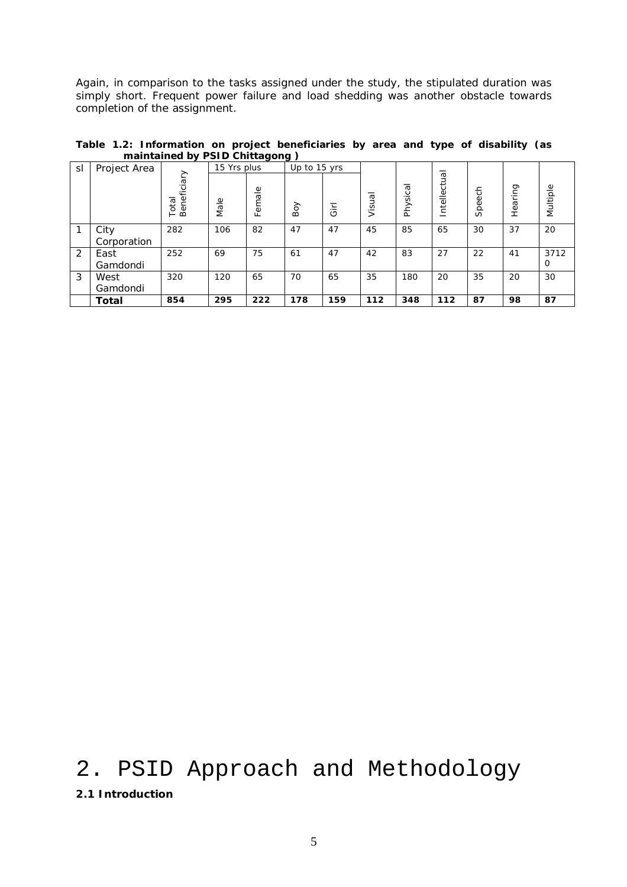Again, in comparison to the tasks assigned under the study, the stipulated duration was simply short. Frequent power failure and load shedding was another obstacle towards completion of the assignment.

**Table 1.2: Information on project beneficiaries by area and type of disability (as maintained by PSID Chittagong )**

| sl | Project Area | Total Beneficiary | 15 Yrs plus | | Up to 15 yrs | | Visual | Physical | Intellectual | Speech | Hearing | Multiple |
|---|---|---|---|---|---|---|---|---|---|---|---|---|
| | | | Male | Female | Boy | Girl | | | | | | |
| 1 | City Corporation | 282 | 106 | 82 | 47 | 47 | 45 | 85 | 65 | 30 | 37 | 20 |
| 2 | East Gamdondi | 252 | 69 | 75 | 61 | 47 | 42 | 83 | 27 | 22 | 41 | 37120 |
| 3 | West Gamdondi | 320 | 120 | 65 | 70 | 65 | 35 | 180 | 20 | 35 | 20 | 30 |
| | **Total** | **854** | **295** | **222** | **178** | **159** | **112** | **348** | **112** | **87** | **98** | **87** |

# 2. PSID Approach and Methodology

**2.1 Introduction**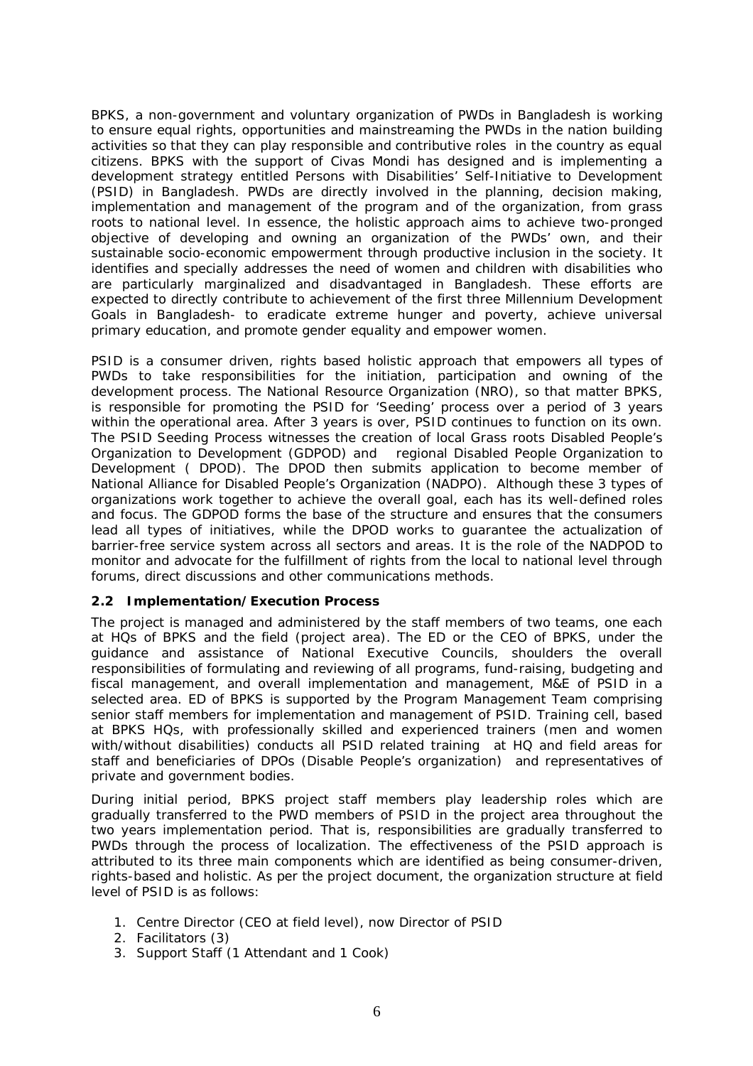BPKS, a non-government and voluntary organization of PWDs in Bangladesh is working to ensure equal rights, opportunities and mainstreaming the PWDs in the nation building activities so that they can play responsible and contributive roles in the country as equal citizens. BPKS with the support of Civas Mondi has designed and is implementing a development strategy entitled Persons with Disabilities' Self-Initiative to Development (PSID) in Bangladesh. PWDs are directly involved in the planning, decision making, implementation and management of the program and of the organization, from grass roots to national level. In essence, the holistic approach aims to achieve two-pronged objective of developing and owning an organization of the PWDs' own, and their sustainable socio-economic empowerment through productive inclusion in the society. It identifies and specially addresses the need of women and children with disabilities who are particularly marginalized and disadvantaged in Bangladesh. These efforts are expected to directly contribute to achievement of the first three Millennium Development Goals in Bangladesh- to eradicate extreme hunger and poverty, achieve universal primary education, and promote gender equality and empower women.

PSID is a consumer driven, rights based holistic approach that empowers all types of PWDs to take responsibilities for the initiation, participation and owning of the development process. The National Resource Organization (NRO), so that matter BPKS, is responsible for promoting the PSID for 'Seeding' process over a period of 3 years within the operational area. After 3 years is over, PSID continues to function on its own. The PSID Seeding Process witnesses the creation of local Grass roots Disabled People's Organization to Development (GDPOD) and regional Disabled People Organization to Development ( DPOD). The DPOD then submits application to become member of National Alliance for Disabled People's Organization (NADPO). Although these 3 types of organizations work together to achieve the overall goal, each has its well-defined roles and focus. The GDPOD forms the base of the structure and ensures that the consumers lead all types of initiatives, while the DPOD works to guarantee the actualization of barrier-free service system across all sectors and areas. It is the role of the NADPOD to monitor and advocate for the fulfillment of rights from the local to national level through forums, direct discussions and other communications methods.

### 2.2 Implementation/Execution Process

The project is managed and administered by the staff members of two teams, one each at HQs of BPKS and the field (project area). The ED or the CEO of BPKS, under the guidance and assistance of National Executive Councils, shoulders the overall responsibilities of formulating and reviewing of all programs, fund-raising, budgeting and fiscal management, and overall implementation and management, M&E of PSID in a selected area. ED of BPKS is supported by the Program Management Team comprising senior staff members for implementation and management of PSID. Training cell, based at BPKS HQs, with professionally skilled and experienced trainers (men and women with/without disabilities) conducts all PSID related training at HQ and field areas for staff and beneficiaries of DPOs (Disable People's organization) and representatives of private and government bodies.

During initial period, BPKS project staff members play leadership roles which are gradually transferred to the PWD members of PSID in the project area throughout the two years implementation period. That is, responsibilities are gradually transferred to PWDs through the process of localization. The effectiveness of the PSID approach is attributed to its three main components which are identified as being consumer-driven, rights-based and holistic. As per the project document, the organization structure at field level of PSID is as follows:

1. Centre Director (CEO at field level), now Director of PSID
2. Facilitators (3)
3. Support Staff (1 Attendant and 1 Cook)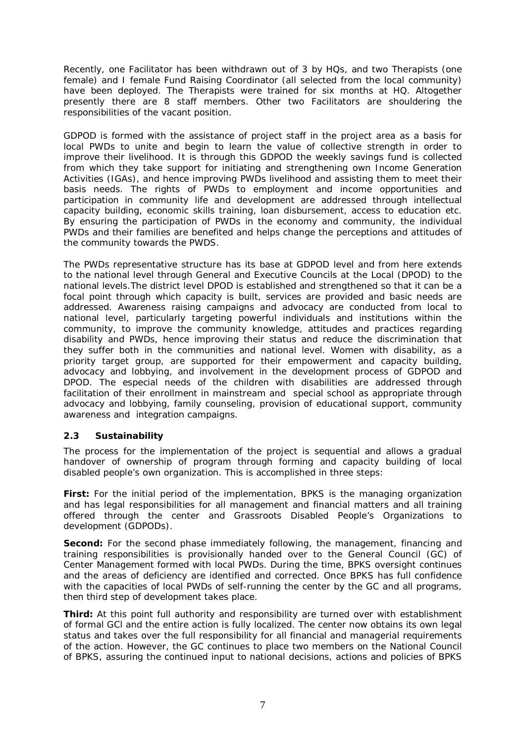Recently, one Facilitator has been withdrawn out of 3 by HQs, and two Therapists (one female) and I female Fund Raising Coordinator (all selected from the local community) have been deployed. The Therapists were trained for six months at HQ. Altogether presently there are 8 staff members. Other two Facilitators are shouldering the responsibilities of the vacant position.

GDPOD is formed with the assistance of project staff in the project area as a basis for local PWDs to unite and begin to learn the value of collective strength in order to improve their livelihood. It is through this GDPOD the weekly savings fund is collected from which they take support for initiating and strengthening own Income Generation Activities (IGAs), and hence improving PWDs livelihood and assisting them to meet their basis needs. The rights of PWDs to employment and income opportunities and participation in community life and development are addressed through intellectual capacity building, economic skills training, loan disbursement, access to education etc. By ensuring the participation of PWDs in the economy and community, the individual PWDs and their families are benefited and helps change the perceptions and attitudes of the community towards the PWDS.

The PWDs representative structure has its base at GDPOD level and from here extends to the national level through General and Executive Councils at the Local (DPOD) to the national levels.The district level DPOD is established and strengthened so that it can be a focal point through which capacity is built, services are provided and basic needs are addressed. Awareness raising campaigns and advocacy are conducted from local to national level, particularly targeting powerful individuals and institutions within the community, to improve the community knowledge, attitudes and practices regarding disability and PWDs, hence improving their status and reduce the discrimination that they suffer both in the communities and national level. Women with disability, as a priority target group, are supported for their empowerment and capacity building, advocacy and lobbying, and involvement in the development process of GDPOD and DPOD. The especial needs of the children with disabilities are addressed through facilitation of their enrollment in mainstream and special school as appropriate through advocacy and lobbying, family counseling, provision of educational support, community awareness and integration campaigns.

### 2.3 Sustainability

The process for the implementation of the project is sequential and allows a gradual handover of ownership of program through forming and capacity building of local disabled people's own organization. This is accomplished in three steps:

**First:** For the initial period of the implementation, BPKS is the managing organization and has legal responsibilities for all management and financial matters and all training offered through the center and Grassroots Disabled People's Organizations to development (GDPODs).

**Second:** For the second phase immediately following, the management, financing and training responsibilities is provisionally handed over to the General Council (GC) of Center Management formed with local PWDs. During the time, BPKS oversight continues and the areas of deficiency are identified and corrected. Once BPKS has full confidence with the capacities of local PWDs of self-running the center by the GC and all programs, then third step of development takes place.

**Third:** At this point full authority and responsibility are turned over with establishment of formal GCl and the entire action is fully localized. The center now obtains its own legal status and takes over the full responsibility for all financial and managerial requirements of the action. However, the GC continues to place two members on the National Council of BPKS, assuring the continued input to national decisions, actions and policies of BPKS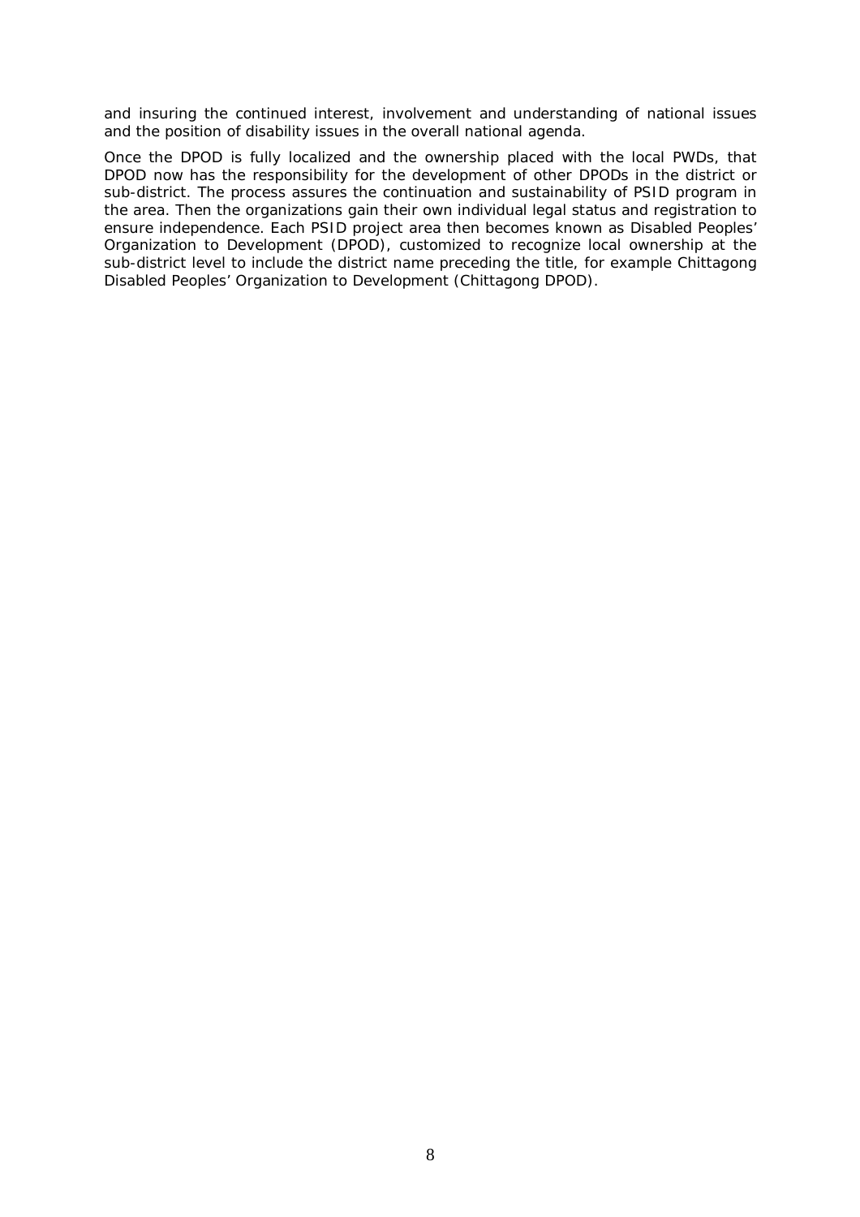and insuring the continued interest, involvement and understanding of national issues and the position of disability issues in the overall national agenda.

Once the DPOD is fully localized and the ownership placed with the local PWDs, that DPOD now has the responsibility for the development of other DPODs in the district or sub-district. The process assures the continuation and sustainability of PSID program in the area. Then the organizations gain their own individual legal status and registration to ensure independence. Each PSID project area then becomes known as Disabled Peoples' Organization to Development (DPOD), customized to recognize local ownership at the sub-district level to include the district name preceding the title, for example Chittagong Disabled Peoples' Organization to Development (Chittagong DPOD).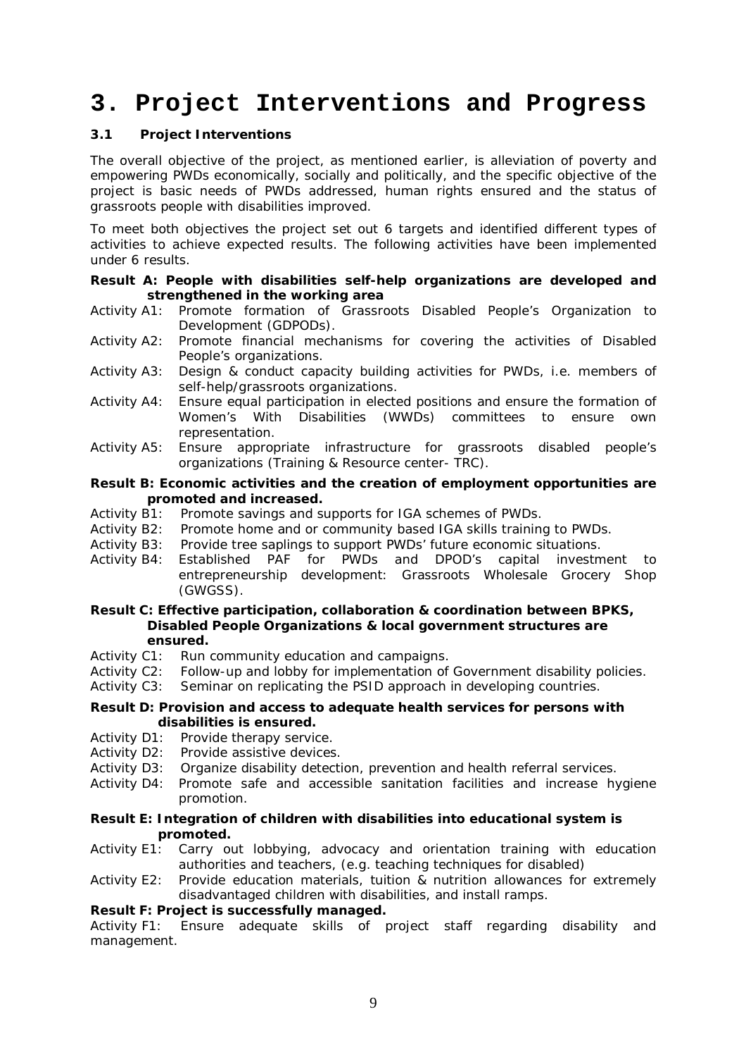# 3. Project Interventions and Progress

### 3.1 Project Interventions

The overall objective of the project, as mentioned earlier, is alleviation of poverty and empowering PWDs economically, socially and politically, and the specific objective of the project is basic needs of PWDs addressed, human rights ensured and the status of grassroots people with disabilities improved.

To meet both objectives the project set out 6 targets and identified different types of activities to achieve expected results. The following activities have been implemented under 6 results.

**Result A: People with disabilities self-help organizations are developed and strengthened in the working area**

Activity A1: Promote formation of Grassroots Disabled People's Organization to Development (GDPODs).

Activity A2: Promote financial mechanisms for covering the activities of Disabled People's organizations.

Activity A3: Design & conduct capacity building activities for PWDs, i.e. members of self-help/grassroots organizations.

Activity A4: Ensure equal participation in elected positions and ensure the formation of Women's With Disabilities (WWDs) committees to ensure own representation.

Activity A5: Ensure appropriate infrastructure for grassroots disabled people's organizations (Training & Resource center- TRC).

**Result B: Economic activities and the creation of employment opportunities are promoted and increased.**

Activity B1: Promote savings and supports for IGA schemes of PWDs.

Activity B2: Promote home and or community based IGA skills training to PWDs.

Activity B3: Provide tree saplings to support PWDs' future economic situations.

Activity B4: Established PAF for PWDs and DPOD's capital investment to entrepreneurship development: Grassroots Wholesale Grocery Shop (GWGSS).

**Result C: Effective participation, collaboration & coordination between BPKS, Disabled People Organizations & local government structures are ensured.**

Activity C1: Run community education and campaigns.

Activity C2: Follow-up and lobby for implementation of Government disability policies.

Activity C3: Seminar on replicating the PSID approach in developing countries.

**Result D: Provision and access to adequate health services for persons with disabilities is ensured.**

Activity D1: Provide therapy service.

Activity D2: Provide assistive devices.

Activity D3: Organize disability detection, prevention and health referral services.

Activity D4: Promote safe and accessible sanitation facilities and increase hygiene promotion.

**Result E: Integration of children with disabilities into educational system is promoted.**

Activity E1: Carry out lobbying, advocacy and orientation training with education authorities and teachers, (e.g. teaching techniques for disabled)

Activity E2: Provide education materials, tuition & nutrition allowances for extremely disadvantaged children with disabilities, and install ramps.

**Result F: Project is successfully managed.**

Activity F1: Ensure adequate skills of project staff regarding disability and management.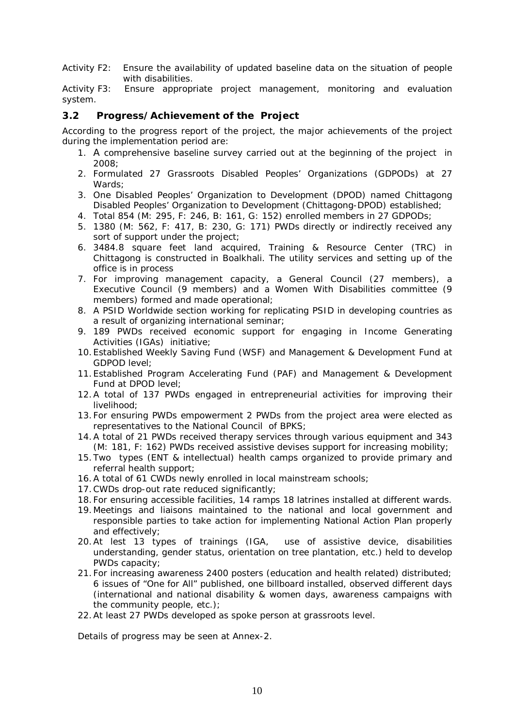Activity F2: Ensure the availability of updated baseline data on the situation of people with disabilities.

Activity F3: Ensure appropriate project management, monitoring and evaluation system.

### 3.2 Progress/Achievement of the Project

According to the progress report of the project, the major achievements of the project during the implementation period are:

1. A comprehensive baseline survey carried out at the beginning of the project in 2008;
2. Formulated 27 Grassroots Disabled Peoples' Organizations (GDPODs) at 27 Wards;
3. One Disabled Peoples' Organization to Development (DPOD) named Chittagong Disabled Peoples' Organization to Development (Chittagong-DPOD) established;
4. Total 854 (M: 295, F: 246, B: 161, G: 152) enrolled members in 27 GDPODs;
5. 1380 (M: 562, F: 417, B: 230, G: 171) PWDs directly or indirectly received any sort of support under the project;
6. 3484.8 square feet land acquired, Training & Resource Center (TRC) in Chittagong is constructed in Boalkhali. The utility services and setting up of the office is in process
7. For improving management capacity, a General Council (27 members), a Executive Council (9 members) and a Women With Disabilities committee (9 members) formed and made operational;
8. A PSID Worldwide section working for replicating PSID in developing countries as a result of organizing international seminar;
9. 189 PWDs received economic support for engaging in Income Generating Activities (IGAs) initiative;
10. Established Weekly Saving Fund (WSF) and Management & Development Fund at GDPOD level;
11. Established Program Accelerating Fund (PAF) and Management & Development Fund at DPOD level;
12. A total of 137 PWDs engaged in entrepreneurial activities for improving their livelihood;
13. For ensuring PWDs empowerment 2 PWDs from the project area were elected as representatives to the National Council of BPKS;
14. A total of 21 PWDs received therapy services through various equipment and 343 (M: 181, F: 162) PWDs received assistive devises support for increasing mobility;
15. Two types (ENT & intellectual) health camps organized to provide primary and referral health support;
16. A total of 61 CWDs newly enrolled in local mainstream schools;
17. CWDs drop-out rate reduced significantly;
18. For ensuring accessible facilities, 14 ramps 18 latrines installed at different wards.
19. Meetings and liaisons maintained to the national and local government and responsible parties to take action for implementing National Action Plan properly and effectively;
20. At lest 13 types of trainings (IGA, use of assistive device, disabilities understanding, gender status, orientation on tree plantation, etc.) held to develop PWDs capacity;
21. For increasing awareness 2400 posters (education and health related) distributed; 6 issues of "One for All" published, one billboard installed, observed different days (international and national disability & women days, awareness campaigns with the community people, etc.);
22. At least 27 PWDs developed as spoke person at grassroots level.

Details of progress may be seen at Annex-2.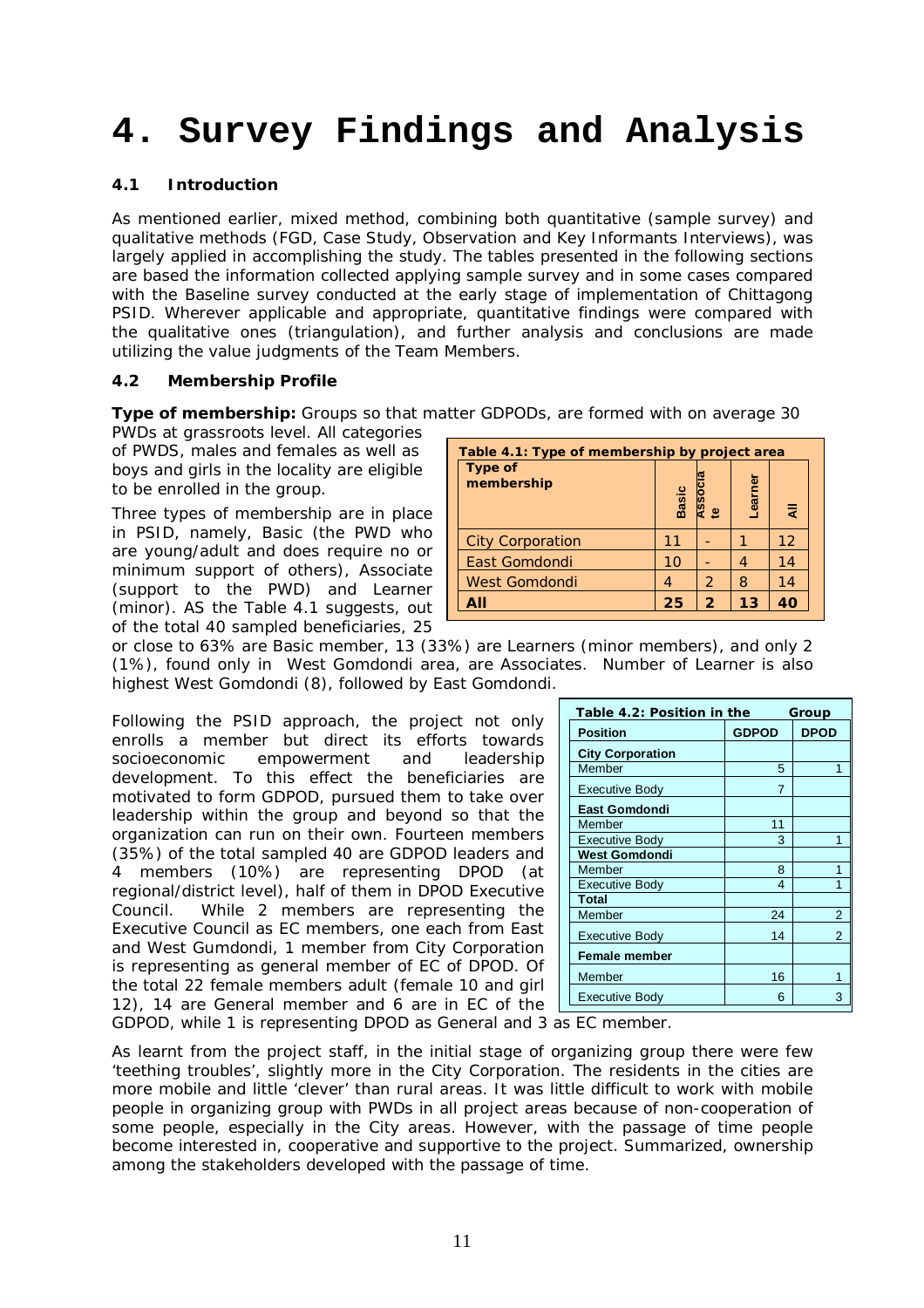# 4. Survey Findings and Analysis

### 4.1 Introduction

As mentioned earlier, mixed method, combining both quantitative (sample survey) and qualitative methods (FGD, Case Study, Observation and Key Informants Interviews), was largely applied in accomplishing the study. The tables presented in the following sections are based the information collected applying sample survey and in some cases compared with the Baseline survey conducted at the early stage of implementation of Chittagong PSID. Wherever applicable and appropriate, quantitative findings were compared with the qualitative ones (triangulation), and further analysis and conclusions are made utilizing the value judgments of the Team Members.

### 4.2 Membership Profile

**Type of membership:** Groups so that matter GDPODs, are formed with on average 30 PWDs at grassroots level. All categories of PWDS, males and females as well as boys and girls in the locality are eligible to be enrolled in the group.

Three types of membership are in place in PSID, namely, Basic (the PWD who are young/adult and does require no or minimum support of others), Associate (support to the PWD) and Learner (minor). AS the Table 4.1 suggests, out of the total 40 sampled beneficiaries, 25 or close to 63% are Basic member, 13 (33%) are Learners (minor members), and only 2 (1%), found only in West Gomdondi area, are Associates. Number of Learner is also highest West Gomdondi (8), followed by East Gomdondi.

**Table 4.1: Type of membership by project area**

| Type of membership | Basic | Associate | Learner | All |
|---|---|---|---|---|
| City Corporation | 11 | - | 1 | 12 |
| East Gomdondi | 10 | - | 4 | 14 |
| West Gomdondi | 4 | 2 | 8 | 14 |
| **All** | **25** | **2** | **13** | **40** |

Following the PSID approach, the project not only enrolls a member but direct its efforts towards socioeconomic empowerment and leadership development. To this effect the beneficiaries are motivated to form GDPOD, pursued them to take over leadership within the group and beyond so that the organization can run on their own. Fourteen members (35%) of the total sampled 40 are GDPOD leaders and 4 members (10%) are representing DPOD (at regional/district level), half of them in DPOD Executive Council. While 2 members are representing the Executive Council as EC members, one each from East and West Gumdondi, 1 member from City Corporation is representing as general member of EC of DPOD. Of the total 22 female members adult (female 10 and girl 12), 14 are General member and 6 are in EC of the GDPOD, while 1 is representing DPOD as General and 3 as EC member.

**Table 4.2: Position in the Group**

| Position | GDPOD | DPOD |
|---|---|---|
| **City Corporation** | | |
| Member | 5 | 1 |
| Executive Body | 7 | |
| **East Gomdondi** | | |
| Member | 11 | |
| Executive Body | 3 | 1 |
| **West Gomdondi** | | |
| Member | 8 | 1 |
| Executive Body | 4 | 1 |
| **Total** | | |
| Member | 24 | 2 |
| Executive Body | 14 | 2 |
| **Female member** | | |
| Member | 16 | 1 |
| Executive Body | 6 | 3 |

As learnt from the project staff, in the initial stage of organizing group there were few 'teething troubles', slightly more in the City Corporation. The residents in the cities are more mobile and little 'clever' than rural areas. It was little difficult to work with mobile people in organizing group with PWDs in all project areas because of non-cooperation of some people, especially in the City areas. However, with the passage of time people become interested in, cooperative and supportive to the project. Summarized, ownership among the stakeholders developed with the passage of time.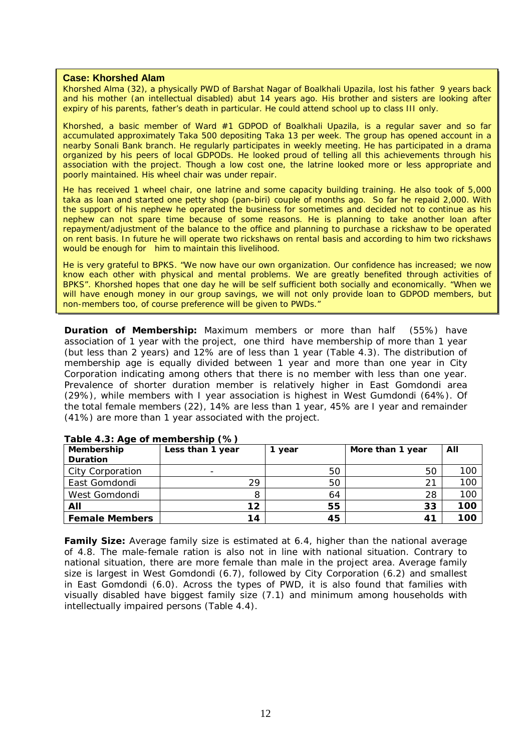**Case: Khorshed Alam**

Khorshed Alma (32), a physically PWD of Barshat Nagar of Boalkhali Upazila, lost his father 9 years back and his mother (an intellectual disabled) abut 14 years ago. His brother and sisters are looking after expiry of his parents, father's death in particular. He could attend school up to class III only.

Khorshed, a basic member of Ward #1 GDPOD of Boalkhali Upazila, is a regular saver and so far accumulated approximately Taka 500 depositing Taka 13 per week. The group has opened account in a nearby Sonali Bank branch. He regularly participates in weekly meeting. He has participated in a drama organized by his peers of local GDPODs. He looked proud of telling all this achievements through his association with the project. Though a low cost one, the latrine looked more or less appropriate and poorly maintained. His wheel chair was under repair.

He has received 1 wheel chair, one latrine and some capacity building training. He also took of 5,000 taka as loan and started one petty shop (pan-biri) couple of months ago. So far he repaid 2,000. With the support of his nephew he operated the business for sometimes and decided not to continue as his nephew can not spare time because of some reasons. He is planning to take another loan after repayment/adjustment of the balance to the office and planning to purchase a rickshaw to be operated on rent basis. In future he will operate two rickshaws on rental basis and according to him two rickshaws would be enough for him to maintain this livelihood.

He is very grateful to BPKS. "We now have our own organization. Our confidence has increased; we now know each other with physical and mental problems. We are greatly benefited through activities of BPKS". Khorshed hopes that one day he will be self sufficient both socially and economically. "When we will have enough money in our group savings, we will not only provide loan to GDPOD members, but non-members too, of course preference will be given to PWDs."

**Duration of Membership:** Maximum members or more than half (55%) have association of 1 year with the project, one third have membership of more than 1 year (but less than 2 years) and 12% are of less than 1 year (Table 4.3). The distribution of membership age is equally divided between 1 year and more than one year in City Corporation indicating among others that there is no member with less than one year. Prevalence of shorter duration member is relatively higher in East Gomdondi area (29%), while members with I year association is highest in West Gumdondi (64%). Of the total female members (22), 14% are less than 1 year, 45% are I year and remainder (41%) are more than 1 year associated with the project.

**Table 4.3: Age of membership (%)**

| Membership Duration | Less than 1 year | 1 year | More than 1 year | All |
|---|---|---|---|---|
| City Corporation | - | 50 | 50 | 100 |
| East Gomdondi | 29 | 50 | 21 | 100 |
| West Gomdondi | 8 | 64 | 28 | 100 |
| **All** | **12** | **55** | **33** | **100** |
| **Female Members** | **14** | **45** | **41** | **100** |

**Family Size:** Average family size is estimated at 6.4, higher than the national average of 4.8. The male-female ration is also not in line with national situation. Contrary to national situation, there are more female than male in the project area. Average family size is largest in West Gomdondi (6.7), followed by City Corporation (6.2) and smallest in East Gomdondi (6.0). Across the types of PWD, it is also found that families with visually disabled have biggest family size (7.1) and minimum among households with intellectually impaired persons (Table 4.4).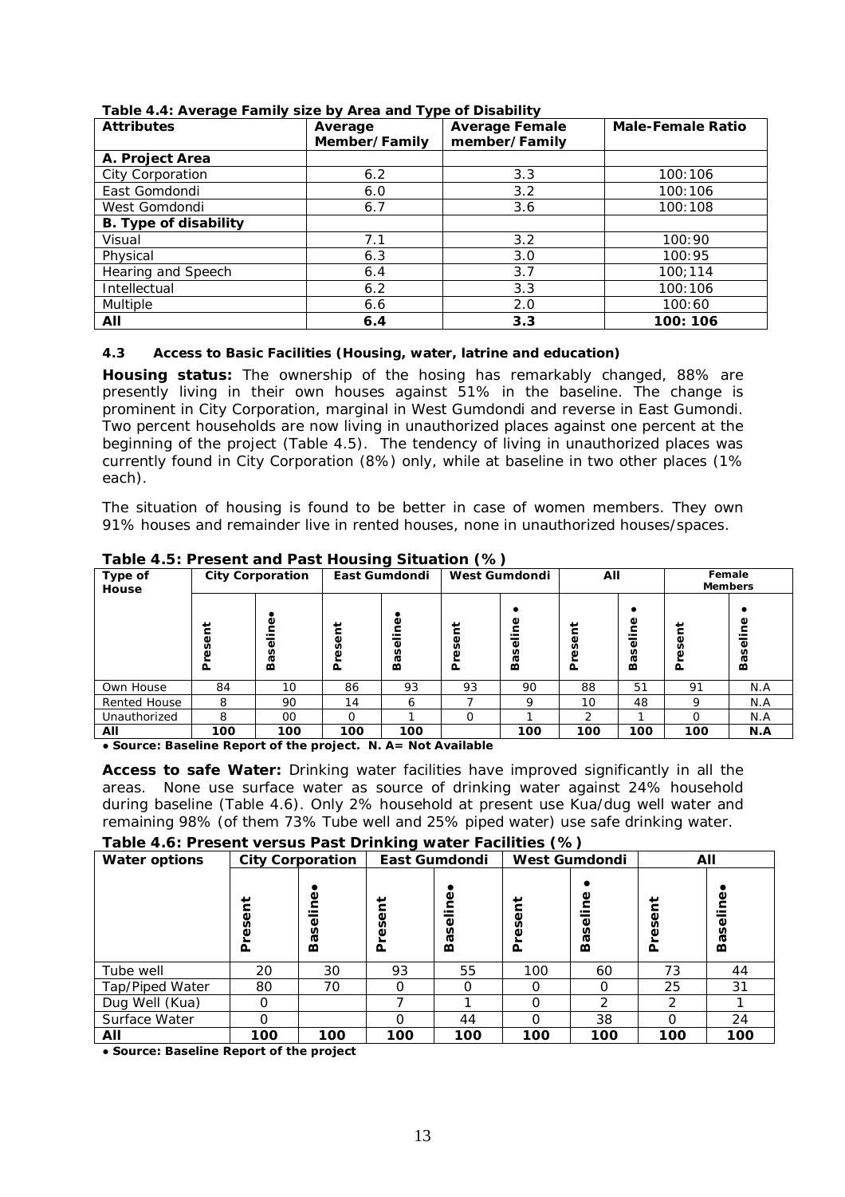**Table 4.4: Average Family size by Area and Type of Disability**

| Attributes | Average Member/Family | Average Female member/Family | Male-Female Ratio |
|---|---|---|---|
| **A. Project Area** | | | |
| City Corporation | 6.2 | 3.3 | 100:106 |
| East Gomdondi | 6.0 | 3.2 | 100:106 |
| West Gomdondi | 6.7 | 3.6 | 100:108 |
| **B. Type of disability** | | | |
| Visual | 7.1 | 3.2 | 100:90 |
| Physical | 6.3 | 3.0 | 100:95 |
| Hearing and Speech | 6.4 | 3.7 | 100;114 |
| Intellectual | 6.2 | 3.3 | 100:106 |
| Multiple | 6.6 | 2.0 | 100:60 |
| **All** | **6.4** | **3.3** | **100: 106** |

### 4.3 Access to Basic Facilities (Housing, water, latrine and education)

**Housing status:** The ownership of the hosing has remarkably changed, 88% are presently living in their own houses against 51% in the baseline. The change is prominent in City Corporation, marginal in West Gumdondi and reverse in East Gumondi. Two percent households are now living in unauthorized places against one percent at the beginning of the project (Table 4.5). The tendency of living in unauthorized places was currently found in City Corporation (8%) only, while at baseline in two other places (1% each).

The situation of housing is found to be better in case of women members. They own 91% houses and remainder live in rented houses, none in unauthorized houses/spaces.

**Table 4.5: Present and Past Housing Situation (%)**

| Type of House | City Corporation | | East Gumdondi | | West Gumdondi | | All | | Female Members | |
|---|---|---|---|---|---|---|---|---|---|---|
| | Present | Baseline• | Present | Baseline• | Present | Baseline• | Present | Baseline• | Present | Baseline• |
| Own House | 84 | 10 | 86 | 93 | 93 | 90 | 88 | 51 | 91 | N.A |
| Rented House | 8 | 90 | 14 | 6 | 7 | 9 | 10 | 48 | 9 | N.A |
| Unauthorized | 8 | 00 | 0 | 1 | 0 | 1 | 2 | 1 | 0 | N.A |
| **All** | **100** | **100** | **100** | **100** | | **100** | **100** | **100** | **100** | **N.A** |

• **Source: Baseline Report of the project. N. A= Not Available**

**Access to safe Water:** Drinking water facilities have improved significantly in all the areas. None use surface water as source of drinking water against 24% household during baseline (Table 4.6). Only 2% household at present use Kua/dug well water and remaining 98% (of them 73% Tube well and 25% piped water) use safe drinking water.

**Table 4.6: Present versus Past Drinking water Facilities (%)**

| Water options | City Corporation | | East Gumdondi | | West Gumdondi | | All | |
|---|---|---|---|---|---|---|---|---|
| | Present | Baseline• | Present | Baseline• | Present | Baseline• | Present | Baseline• |
| Tube well | 20 | 30 | 93 | 55 | 100 | 60 | 73 | 44 |
| Tap/Piped Water | 80 | 70 | 0 | 0 | 0 | 0 | 25 | 31 |
| Dug Well (Kua) | 0 | | 7 | 1 | 0 | 2 | 2 | 1 |
| Surface Water | 0 | | 0 | 44 | 0 | 38 | 0 | 24 |
| **All** | **100** | **100** | **100** | **100** | **100** | **100** | **100** | **100** |

• **Source: Baseline Report of the project**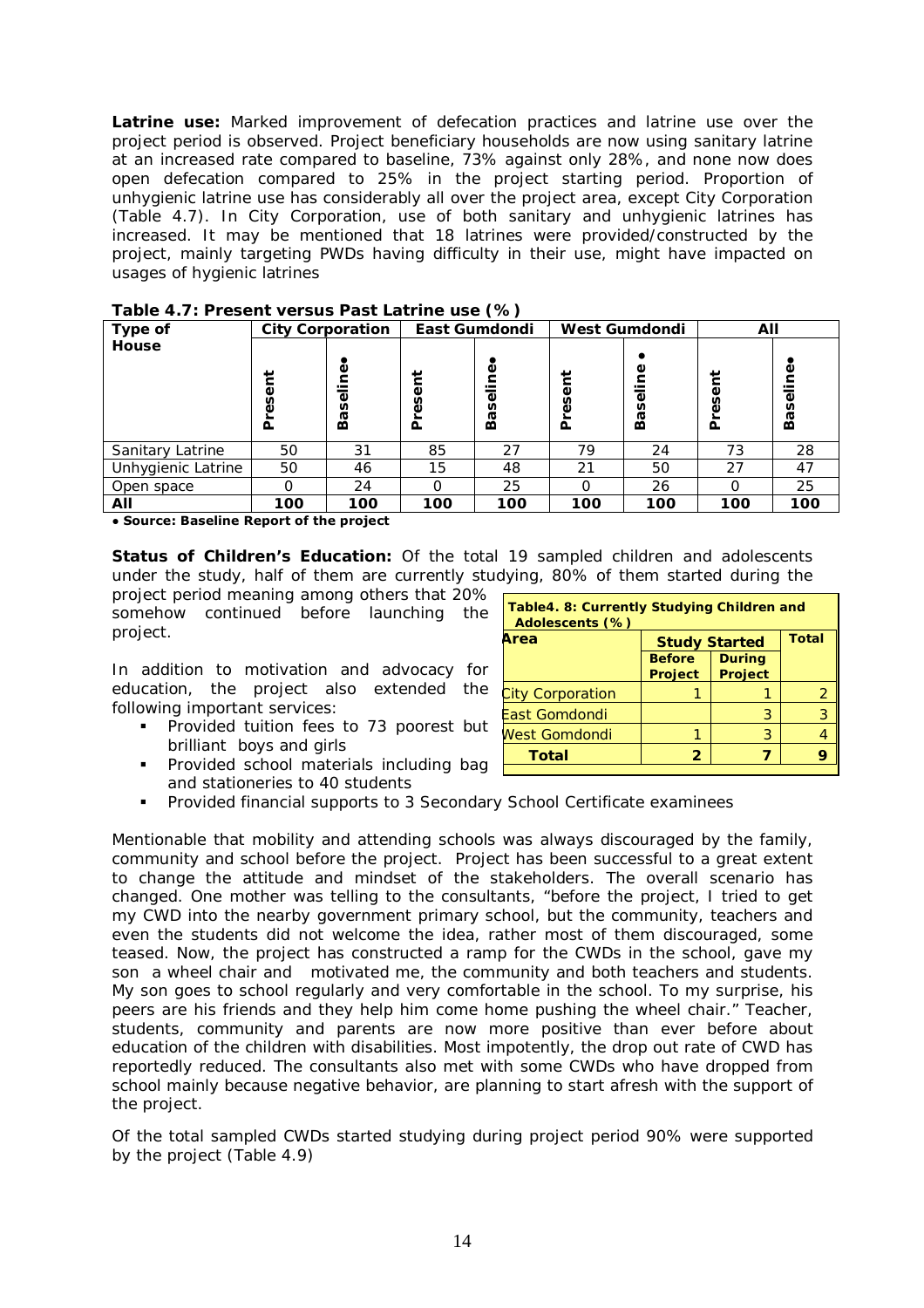**Latrine use:** Marked improvement of defecation practices and latrine use over the project period is observed. Project beneficiary households are now using sanitary latrine at an increased rate compared to baseline, 73% against only 28%, and none now does open defecation compared to 25% in the project starting period. Proportion of unhygienic latrine use has considerably all over the project area, except City Corporation (Table 4.7). In City Corporation, use of both sanitary and unhygienic latrines has increased. It may be mentioned that 18 latrines were provided/constructed by the project, mainly targeting PWDs having difficulty in their use, might have impacted on usages of hygienic latrines

**Table 4.7: Present versus Past Latrine use (%)**

| Type of House | City Corporation | | East Gumdondi | | West Gumdondi | | All | |
|---|---|---|---|---|---|---|---|---|
| | Present | Baseline• | Present | Baseline• | Present | Baseline• | Present | Baseline• |
| Sanitary Latrine | 50 | 31 | 85 | 27 | 79 | 24 | 73 | 28 |
| Unhygienic Latrine | 50 | 46 | 15 | 48 | 21 | 50 | 27 | 47 |
| Open space | 0 | 24 | 0 | 25 | 0 | 26 | 0 | 25 |
| **All** | **100** | **100** | **100** | **100** | **100** | **100** | **100** | **100** |

**• Source: Baseline Report of the project**

**Status of Children's Education:** Of the total 19 sampled children and adolescents under the study, half of them are currently studying, 80% of them started during the project period meaning among others that 20% somehow continued before launching the project.

**Table4. 8: Currently Studying Children and Adolescents (%)**

| Area | Study Started | | Total |
|---|---|---|---|
| | Before Project | During Project | |
| City Corporation | 1 | 1 | 2 |
| East Gomdondi | | 3 | 3 |
| West Gomdondi | 1 | 3 | 4 |
| **Total** | **2** | **7** | **9** |

In addition to motivation and advocacy for education, the project also extended the following important services:

- Provided tuition fees to 73 poorest but brilliant boys and girls
- Provided school materials including bag and stationeries to 40 students
- Provided financial supports to 3 Secondary School Certificate examinees

Mentionable that mobility and attending schools was always discouraged by the family, community and school before the project. Project has been successful to a great extent to change the attitude and mindset of the stakeholders. The overall scenario has changed. One mother was telling to the consultants, "before the project, I tried to get my CWD into the nearby government primary school, but the community, teachers and even the students did not welcome the idea, rather most of them discouraged, some teased. Now, the project has constructed a ramp for the CWDs in the school, gave my son a wheel chair and motivated me, the community and both teachers and students. My son goes to school regularly and very comfortable in the school. To my surprise, his peers are his friends and they help him come home pushing the wheel chair." Teacher, students, community and parents are now more positive than ever before about education of the children with disabilities. Most impotently, the drop out rate of CWD has reportedly reduced. The consultants also met with some CWDs who have dropped from school mainly because negative behavior, are planning to start afresh with the support of the project.

Of the total sampled CWDs started studying during project period 90% were supported by the project (Table 4.9)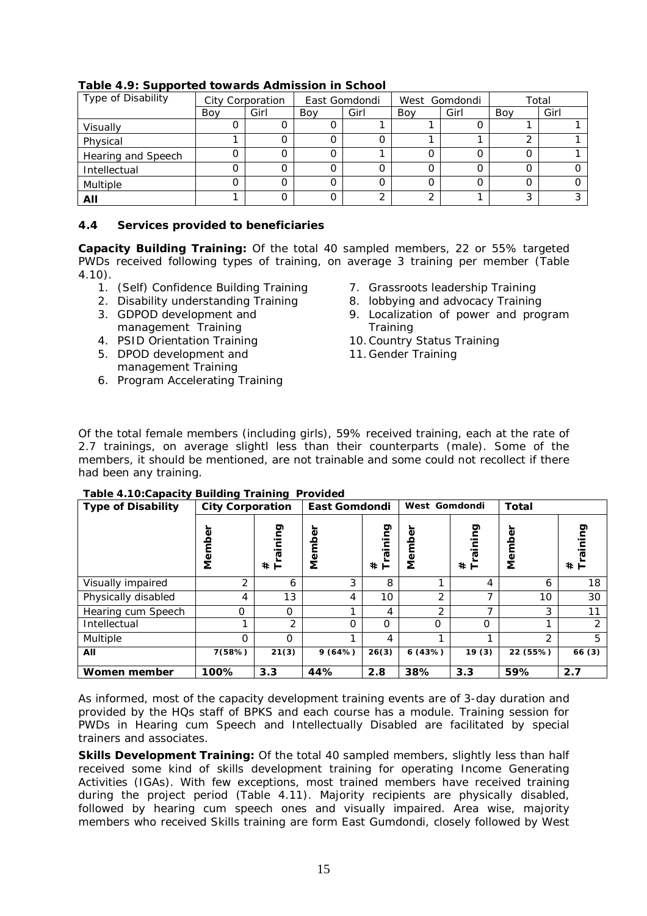**Table 4.9: Supported towards Admission in School**

| Type of Disability | City Corporation | | East Gomdondi | | West Gomdondi | | Total | |
|---|---|---|---|---|---|---|---|---|
| | Boy | Girl | Boy | Girl | Boy | Girl | Boy | Girl |
| Visually | 0 | 0 | 0 | 1 | 1 | 0 | 1 | 1 |
| Physical | 1 | 0 | 0 | 0 | 1 | 1 | 2 | 1 |
| Hearing and Speech | 0 | 0 | 0 | 1 | 0 | 0 | 0 | 1 |
| Intellectual | 0 | 0 | 0 | 0 | 0 | 0 | 0 | 0 |
| Multiple | 0 | 0 | 0 | 0 | 0 | 0 | 0 | 0 |
| **All** | 1 | 0 | 0 | 2 | 2 | 1 | 3 | 3 |

### 4.4 Services provided to beneficiaries

**Capacity Building Training:** Of the total 40 sampled members, 22 or 55% targeted PWDs received following types of training, on average 3 training per member (Table 4.10).

1. (Self) Confidence Building Training
2. Disability understanding Training
3. GDPOD development and management Training
4. PSID Orientation Training
5. DPOD development and management Training
6. Program Accelerating Training
7. Grassroots leadership Training
8. lobbying and advocacy Training
9. Localization of power and program Training
10. Country Status Training
11. Gender Training

Of the total female members (including girls), 59% received training, each at the rate of 2.7 trainings, on average slightl less than their counterparts (male). Some of the members, it should be mentioned, are not trainable and some could not recollect if there had been any training.

**Table 4.10:Capacity Building Training Provided**

| Type of Disability | City Corporation | | East Gomdondi | | West Gomdondi | | Total | |
|---|---|---|---|---|---|---|---|---|
| | Member | # Training | Member | # Training | Member | # Training | Member | # Training |
| Visually impaired | 2 | 6 | 3 | 8 | 1 | 4 | 6 | 18 |
| Physically disabled | 4 | 13 | 4 | 10 | 2 | 7 | 10 | 30 |
| Hearing cum Speech | 0 | 0 | 1 | 4 | 2 | 7 | 3 | 11 |
| Intellectual | 1 | 2 | 0 | 0 | 0 | 0 | 1 | 2 |
| Multiple | 0 | 0 | 1 | 4 | 1 | 1 | 2 | 5 |
| **All** | 7(58%) | 21(3) | 9 (64%) | 26(3) | 6 (43%) | 19 (3) | 22 (55%) | 66 (3) |
| **Women member** | 100% | 3.3 | 44% | 2.8 | 38% | 3.3 | 59% | 2.7 |

As informed, most of the capacity development training events are of 3-day duration and provided by the HQs staff of BPKS and each course has a module. Training session for PWDs in Hearing cum Speech and Intellectually Disabled are facilitated by special trainers and associates.

**Skills Development Training:** Of the total 40 sampled members, slightly less than half received some kind of skills development training for operating Income Generating Activities (IGAs). With few exceptions, most trained members have received training during the project period (Table 4.11). Majority recipients are physically disabled, followed by hearing cum speech ones and visually impaired. Area wise, majority members who received Skills training are form East Gumdondi, closely followed by West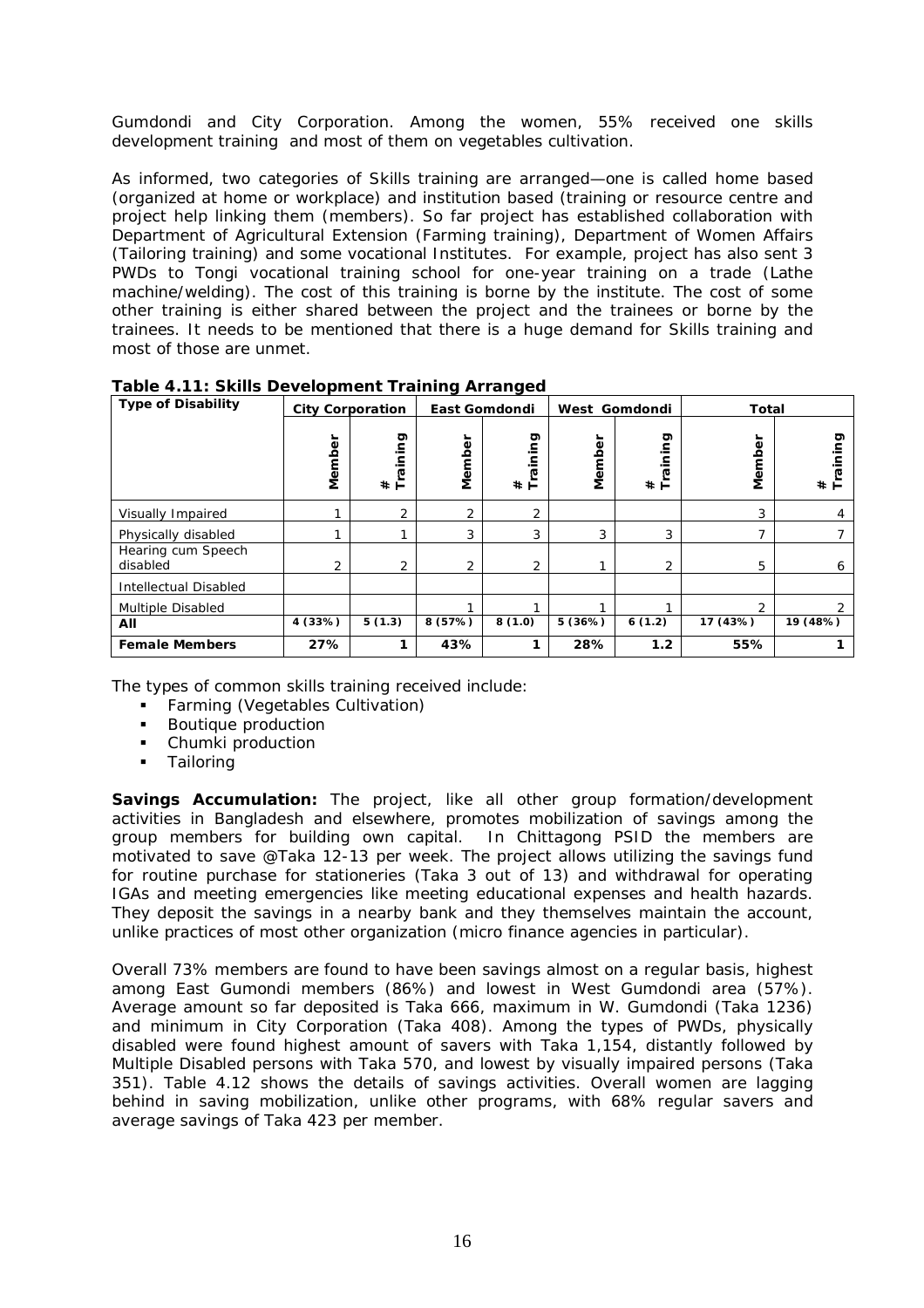Gumdondi and City Corporation. Among the women, 55% received one skills development training and most of them on vegetables cultivation.

As informed, two categories of Skills training are arranged—one is called home based (organized at home or workplace) and institution based (training or resource centre and project help linking them (members). So far project has established collaboration with Department of Agricultural Extension (Farming training), Department of Women Affairs (Tailoring training) and some vocational Institutes. For example, project has also sent 3 PWDs to Tongi vocational training school for one-year training on a trade (Lathe machine/welding). The cost of this training is borne by the institute. The cost of some other training is either shared between the project and the trainees or borne by the trainees. It needs to be mentioned that there is a huge demand for Skills training and most of those are unmet.

**Table 4.11: Skills Development Training Arranged**

| Type of Disability | City Corporation | | East Gomdondi | | West Gomdondi | | Total | |
|---|---|---|---|---|---|---|---|---|
| | Member | # Training | Member | # Training | Member | # Training | Member | # Training |
| Visually Impaired | 1 | 2 | 2 | 2 | | | 3 | 4 |
| Physically disabled | 1 | 1 | 3 | 3 | 3 | 3 | 7 | 7 |
| Hearing cum Speech disabled | 2 | 2 | 2 | 2 | 1 | 2 | 5 | 6 |
| Intellectual Disabled | | | | | | | | |
| Multiple Disabled | | | 1 | 1 | 1 | 1 | 2 | 2 |
| **All** | 4 (33%) | 5 (1.3) | 8 (57%) | 8 (1.0) | 5 (36%) | 6 (1.2) | 17 (43%) | 19 (48%) |
| **Female Members** | **27%** | **1** | **43%** | **1** | **28%** | **1.2** | **55%** | **1** |

The types of common skills training received include:

- Farming (Vegetables Cultivation)
- Boutique production
- Chumki production
- Tailoring

**Savings Accumulation:** The project, like all other group formation/development activities in Bangladesh and elsewhere, promotes mobilization of savings among the group members for building own capital. In Chittagong PSID the members are motivated to save @Taka 12-13 per week. The project allows utilizing the savings fund for routine purchase for stationeries (Taka 3 out of 13) and withdrawal for operating IGAs and meeting emergencies like meeting educational expenses and health hazards. They deposit the savings in a nearby bank and they themselves maintain the account, unlike practices of most other organization (micro finance agencies in particular).

Overall 73% members are found to have been savings almost on a regular basis, highest among East Gumondi members (86%) and lowest in West Gumdondi area (57%). Average amount so far deposited is Taka 666, maximum in W. Gumdondi (Taka 1236) and minimum in City Corporation (Taka 408). Among the types of PWDs, physically disabled were found highest amount of savers with Taka 1,154, distantly followed by Multiple Disabled persons with Taka 570, and lowest by visually impaired persons (Taka 351). Table 4.12 shows the details of savings activities. Overall women are lagging behind in saving mobilization, unlike other programs, with 68% regular savers and average savings of Taka 423 per member.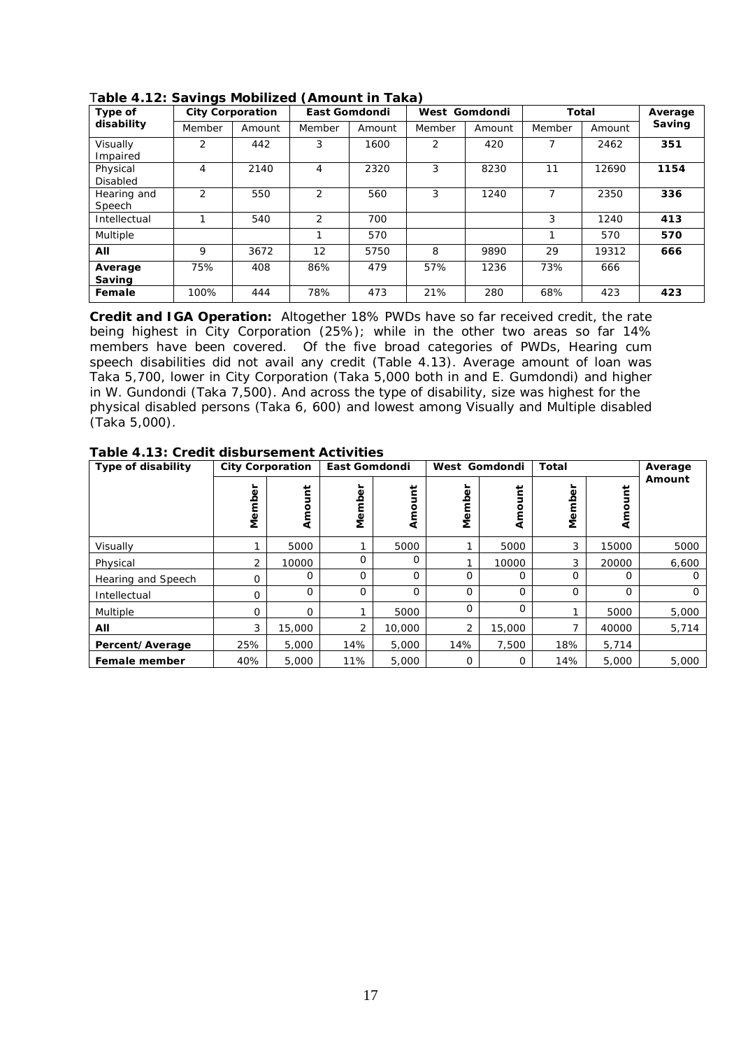**Table 4.12: Savings Mobilized (Amount in Taka)**

| Type of disability | City Corporation | | East Gomdondi | | West Gomdondi | | Total | | Average Saving |
|---|---|---|---|---|---|---|---|---|---|
| | Member | Amount | Member | Amount | Member | Amount | Member | Amount | |
| Visually Impaired | 2 | 442 | 3 | 1600 | 2 | 420 | 7 | 2462 | **351** |
| Physical Disabled | 4 | 2140 | 4 | 2320 | 3 | 8230 | 11 | 12690 | **1154** |
| Hearing and Speech | 2 | 550 | 2 | 560 | 3 | 1240 | 7 | 2350 | **336** |
| Intellectual | 1 | 540 | 2 | 700 | | | 3 | 1240 | **413** |
| Multiple | | | 1 | 570 | | | 1 | 570 | **570** |
| **All** | 9 | 3672 | 12 | 5750 | 8 | 9890 | 29 | 19312 | **666** |
| **Average Saving** | 75% | 408 | 86% | 479 | 57% | 1236 | 73% | 666 | |
| **Female** | 100% | 444 | 78% | 473 | 21% | 280 | 68% | 423 | **423** |

**Credit and IGA Operation:** Altogether 18% PWDs have so far received credit, the rate being highest in City Corporation (25%); while in the other two areas so far 14% members have been covered. Of the five broad categories of PWDs, Hearing cum speech disabilities did not avail any credit (Table 4.13). Average amount of loan was Taka 5,700, lower in City Corporation (Taka 5,000 both in and E. Gumdondi) and higher in W. Gundondi (Taka 7,500). And across the type of disability, size was highest for the physical disabled persons (Taka 6, 600) and lowest among Visually and Multiple disabled (Taka 5,000).

**Table 4.13: Credit disbursement Activities**

| Type of disability | City Corporation | | East Gomdondi | | West Gomdondi | | Total | | Average Amount |
|---|---|---|---|---|---|---|---|---|---|
| | Member | Amount | Member | Amount | Member | Amount | Member | Amount | |
| Visually | 1 | 5000 | 1 | 5000 | 1 | 5000 | 3 | 15000 | 5000 |
| Physical | 2 | 10000 | 0 | 0 | 1 | 10000 | 3 | 20000 | 6,600 |
| Hearing and Speech | 0 | 0 | 0 | 0 | 0 | 0 | 0 | 0 | 0 |
| Intellectual | 0 | 0 | 0 | 0 | 0 | 0 | 0 | 0 | 0 |
| Multiple | 0 | 0 | 1 | 5000 | 0 | 0 | 1 | 5000 | 5,000 |
| **All** | 3 | 15,000 | 2 | 10,000 | 2 | 15,000 | 7 | 40000 | 5,714 |
| **Percent/Average** | 25% | 5,000 | 14% | 5,000 | 14% | 7,500 | 18% | 5,714 | |
| **Female member** | 40% | 5,000 | 11% | 5,000 | 0 | 0 | 14% | 5,000 | 5,000 |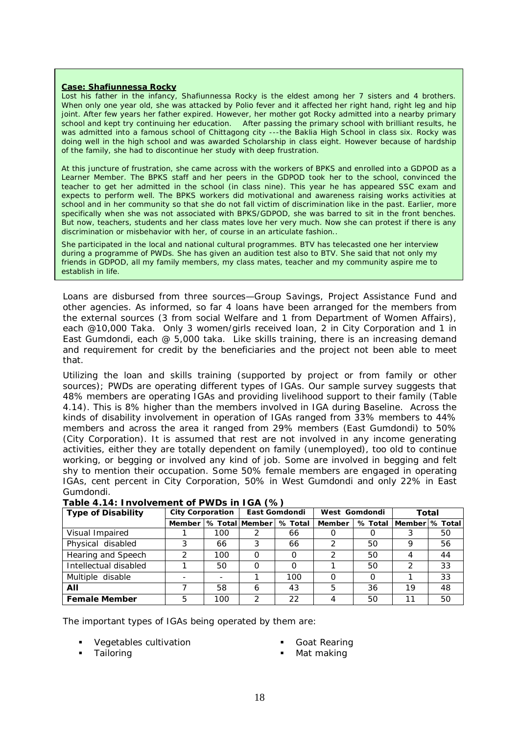**Case: Shafiunnessa Rocky**

Lost his father in the infancy, Shafiunnessa Rocky is the eldest among her 7 sisters and 4 brothers. When only one year old, she was attacked by Polio fever and it affected her right hand, right leg and hip joint. After few years her father expired. However, her mother got Rocky admitted into a nearby primary school and kept try continuing her education. After passing the primary school with brilliant results, he was admitted into a famous school of Chittagong city ---the Baklia High School in class six. Rocky was doing well in the high school and was awarded Scholarship in class eight. However because of hardship of the family, she had to discontinue her study with deep frustration.

At this juncture of frustration, she came across with the workers of BPKS and enrolled into a GDPOD as a Learner Member. The BPKS staff and her peers in the GDPOD took her to the school, convinced the teacher to get her admitted in the school (in class nine). This year he has appeared SSC exam and expects to perform well. The BPKS workers did motivational and awareness raising works activities at school and in her community so that she do not fall victim of discrimination like in the past. Earlier, more specifically when she was not associated with BPKS/GDPOD, she was barred to sit in the front benches. But now, teachers, students and her class mates love her very much. Now she can protest if there is any discrimination or misbehavior with her, of course in an articulate fashion..

She participated in the local and national cultural programmes. BTV has telecasted one her interview during a programme of PWDs. She has given an audition test also to BTV. She said that not only my friends in GDPOD, all my family members, my class mates, teacher and my community aspire me to establish in life.

Loans are disbursed from three sources—Group Savings, Project Assistance Fund and other agencies. As informed, so far 4 loans have been arranged for the members from the external sources (3 from social Welfare and 1 from Department of Women Affairs), each @10,000 Taka. Only 3 women/girls received loan, 2 in City Corporation and 1 in East Gumdondi, each @ 5,000 taka. Like skills training, there is an increasing demand and requirement for credit by the beneficiaries and the project not been able to meet that.

Utilizing the loan and skills training (supported by project or from family or other sources); PWDs are operating different types of IGAs. Our sample survey suggests that 48% members are operating IGAs and providing livelihood support to their family (Table 4.14). This is 8% higher than the members involved in IGA during Baseline. Across the kinds of disability involvement in operation of IGAs ranged from 33% members to 44% members and across the area it ranged from 29% members (East Gumdondi) to 50% (City Corporation). It is assumed that rest are not involved in any income generating activities, either they are totally dependent on family (unemployed), too old to continue working, or begging or involved any kind of job. Some are involved in begging and felt shy to mention their occupation. Some 50% female members are engaged in operating IGAs, cent percent in City Corporation, 50% in West Gumdondi and only 22% in East Gumdondi.

**Table 4.14: Involvement of PWDs in IGA (%)**

| Type of Disability | City Corporation | | East Gomdondi | | West Gomdondi | | Total | |
|---|---|---|---|---|---|---|---|---|
| | Member | % Total | Member | % Total | Member | % Total | Member | % Total |
| Visual Impaired | 1 | 100 | 2 | 66 | 0 | 0 | 3 | 50 |
| Physical disabled | 3 | 66 | 3 | 66 | 2 | 50 | 9 | 56 |
| Hearing and Speech | 2 | 100 | 0 | 0 | 2 | 50 | 4 | 44 |
| Intellectual disabled | 1 | 50 | 0 | 0 | 1 | 50 | 2 | 33 |
| Multiple disable | - | - | 1 | 100 | 0 | 0 | 1 | 33 |
| **All** | 7 | 58 | 6 | 43 | 5 | 36 | 19 | 48 |
| **Female Member** | 5 | 100 | 2 | 22 | 4 | 50 | 11 | 50 |

The important types of IGAs being operated by them are:

- Vegetables cultivation
- Tailoring
- Goat Rearing
- Mat making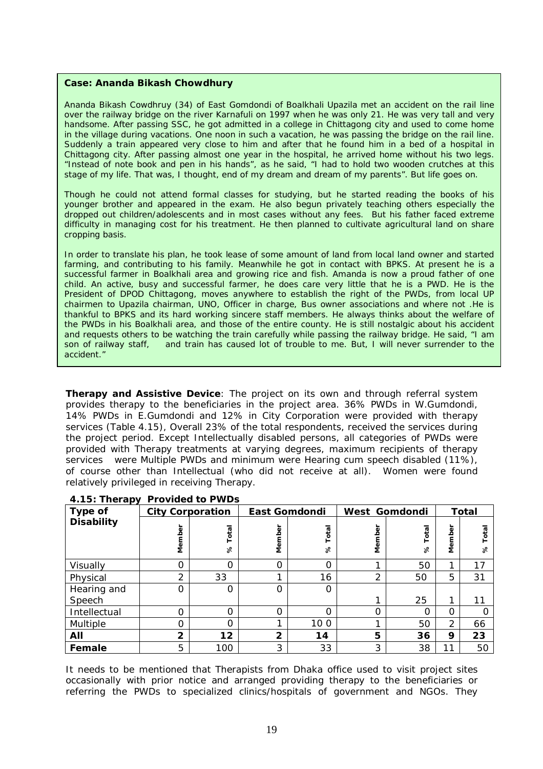**Case: Ananda Bikash Chowdhury**

Ananda Bikash Cowdhruy (34) of East Gomdondi of Boalkhali Upazila met an accident on the rail line over the railway bridge on the river Karnafuli on 1997 when he was only 21. He was very tall and very handsome. After passing SSC, he got admitted in a college in Chittagong city and used to come home in the village during vacations. One noon in such a vacation, he was passing the bridge on the rail line. Suddenly a train appeared very close to him and after that he found him in a bed of a hospital in Chittagong city. After passing almost one year in the hospital, he arrived home without his two legs. "Instead of note book and pen in his hands", as he said, "I had to hold two wooden crutches at this stage of my life. That was, I thought, end of my dream and dream of my parents". But life goes on.

Though he could not attend formal classes for studying, but he started reading the books of his younger brother and appeared in the exam. He also begun privately teaching others especially the dropped out children/adolescents and in most cases without any fees. But his father faced extreme difficulty in managing cost for his treatment. He then planned to cultivate agricultural land on share cropping basis.

In order to translate his plan, he took lease of some amount of land from local land owner and started farming, and contributing to his family. Meanwhile he got in contact with BPKS. At present he is a successful farmer in Boalkhali area and growing rice and fish. Amanda is now a proud father of one child. An active, busy and successful farmer, he does care very little that he is a PWD. He is the President of DPOD Chittagong, moves anywhere to establish the right of the PWDs, from local UP chairmen to Upazila chairman, UNO, Officer in charge, Bus owner associations and where not .He is thankful to BPKS and its hard working sincere staff members. He always thinks about the welfare of the PWDs in his Boalkhali area, and those of the entire county. He is still nostalgic about his accident and requests others to be watching the train carefully while passing the railway bridge. He said, "I am son of railway staff, and train has caused lot of trouble to me. But, I will never surrender to the accident."

**Therapy and Assistive Device**: The project on its own and through referral system provides therapy to the beneficiaries in the project area. 36% PWDs in W.Gumdondi, 14% PWDs in E.Gumdondi and 12% in City Corporation were provided with therapy services (Table 4.15), Overall 23% of the total respondents, received the services during the project period. Except Intellectually disabled persons, all categories of PWDs were provided with Therapy treatments at varying degrees, maximum recipients of therapy services were Multiple PWDs and minimum were Hearing cum speech disabled (11%), of course other than Intellectual (who did not receive at all). Women were found relatively privileged in receiving Therapy.

**4.15: Therapy Provided to PWDs**

| Type of Disability | City Corporation | | East Gomdondi | | West Gomdondi | | Total | |
|---|---|---|---|---|---|---|---|---|
| | Member | % Total | Member | % Total | Member | % Total | Member | % Total |
| Visually | 0 | 0 | 0 | 0 | 1 | 50 | 1 | 17 |
| Physical | 2 | 33 | 1 | 16 | 2 | 50 | 5 | 31 |
| Hearing and Speech | 0 | 0 | 0 | 0 | 1 | 25 | 1 | 11 |
| Intellectual | 0 | 0 | 0 | 0 | 0 | 0 | 0 | 0 |
| Multiple | 0 | 0 | 1 | 10 0 | 1 | 50 | 2 | 66 |
| **All** | **2** | **12** | **2** | **14** | **5** | **36** | **9** | **23** |
| **Female** | 5 | 100 | 3 | 33 | 3 | 38 | 11 | 50 |

It needs to be mentioned that Therapists from Dhaka office used to visit project sites occasionally with prior notice and arranged providing therapy to the beneficiaries or referring the PWDs to specialized clinics/hospitals of government and NGOs. They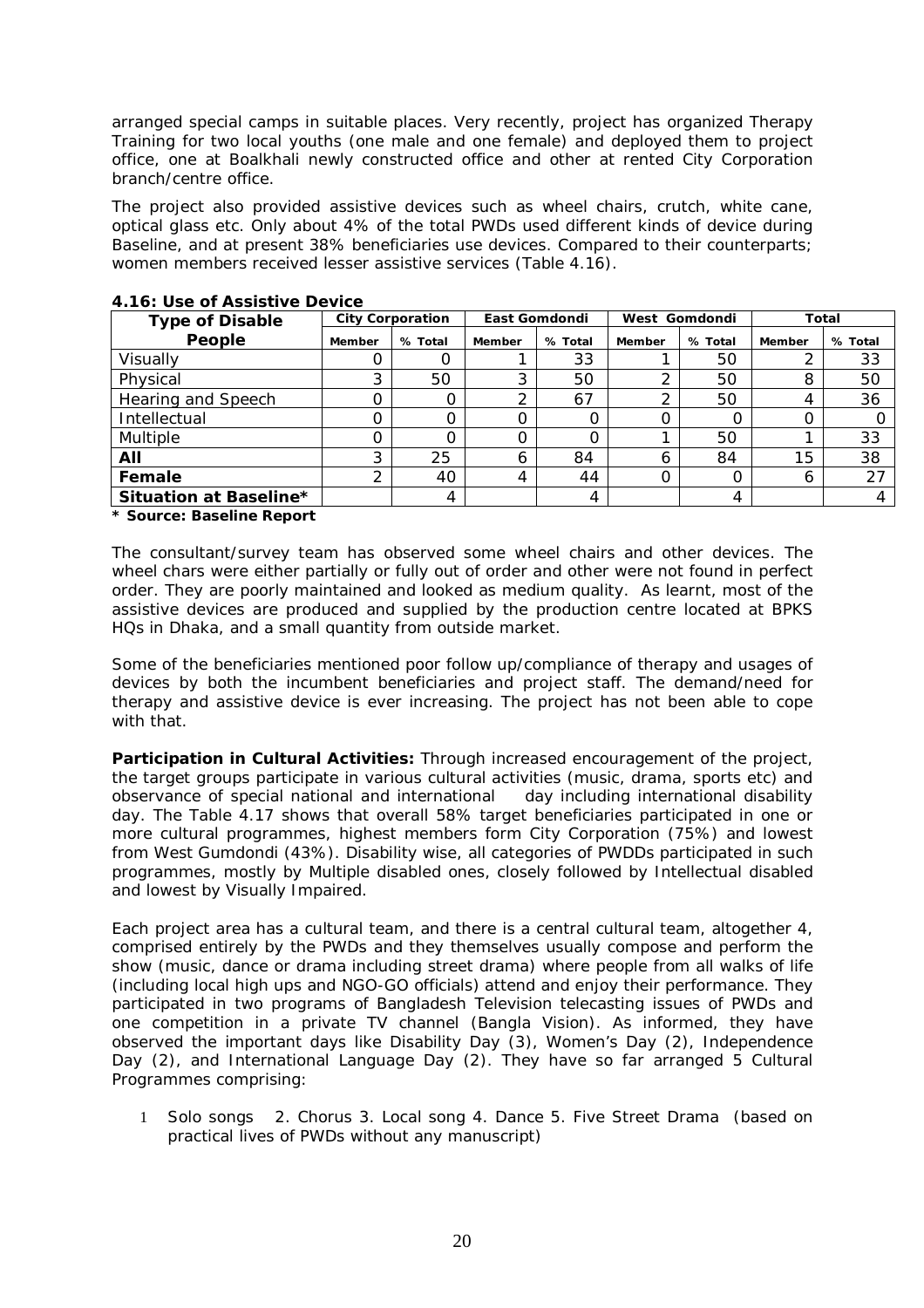arranged special camps in suitable places. Very recently, project has organized Therapy Training for two local youths (one male and one female) and deployed them to project office, one at Boalkhali newly constructed office and other at rented City Corporation branch/centre office.

The project also provided assistive devices such as wheel chairs, crutch, white cane, optical glass etc. Only about 4% of the total PWDs used different kinds of device during Baseline, and at present 38% beneficiaries use devices. Compared to their counterparts; women members received lesser assistive services (Table 4.16).

**4.16: Use of Assistive Device**

| Type of Disable People | City Corporation | | East Gomdondi | | West Gomdondi | | Total | |
|---|---|---|---|---|---|---|---|---|
| | Member | % Total | Member | % Total | Member | % Total | Member | % Total |
| Visually | 0 | 0 | 1 | 33 | 1 | 50 | 2 | 33 |
| Physical | 3 | 50 | 3 | 50 | 2 | 50 | 8 | 50 |
| Hearing and Speech | 0 | 0 | 2 | 67 | 2 | 50 | 4 | 36 |
| Intellectual | 0 | 0 | 0 | 0 | 0 | 0 | 0 | 0 |
| Multiple | 0 | 0 | 0 | 0 | 1 | 50 | 1 | 33 |
| **All** | 3 | 25 | 6 | 84 | 6 | 84 | 15 | 38 |
| **Female** | 2 | 40 | 4 | 44 | 0 | 0 | 6 | 27 |
| **Situation at Baseline*** | | 4 | | 4 | | 4 | | 4 |

**\* Source: Baseline Report**

The consultant/survey team has observed some wheel chairs and other devices. The wheel chars were either partially or fully out of order and other were not found in perfect order. They are poorly maintained and looked as medium quality. As learnt, most of the assistive devices are produced and supplied by the production centre located at BPKS HQs in Dhaka, and a small quantity from outside market.

Some of the beneficiaries mentioned poor follow up/compliance of therapy and usages of devices by both the incumbent beneficiaries and project staff. The demand/need for therapy and assistive device is ever increasing. The project has not been able to cope with that.

**Participation in Cultural Activities:** Through increased encouragement of the project, the target groups participate in various cultural activities (music, drama, sports etc) and observance of special national and international day including international disability day. The Table 4.17 shows that overall 58% target beneficiaries participated in one or more cultural programmes, highest members form City Corporation (75%) and lowest from West Gumdondi (43%). Disability wise, all categories of PWDDs participated in such programmes, mostly by Multiple disabled ones, closely followed by Intellectual disabled and lowest by Visually Impaired.

Each project area has a cultural team, and there is a central cultural team, altogether 4, comprised entirely by the PWDs and they themselves usually compose and perform the show (music, dance or drama including street drama) where people from all walks of life (including local high ups and NGO-GO officials) attend and enjoy their performance. They participated in two programs of Bangladesh Television telecasting issues of PWDs and one competition in a private TV channel (Bangla Vision). As informed, they have observed the important days like Disability Day (3), Women's Day (2), Independence Day (2), and International Language Day (2). They have so far arranged 5 Cultural Programmes comprising:

1. Solo songs 2. Chorus 3. Local song 4. Dance 5. Five Street Drama (based on practical lives of PWDs without any manuscript)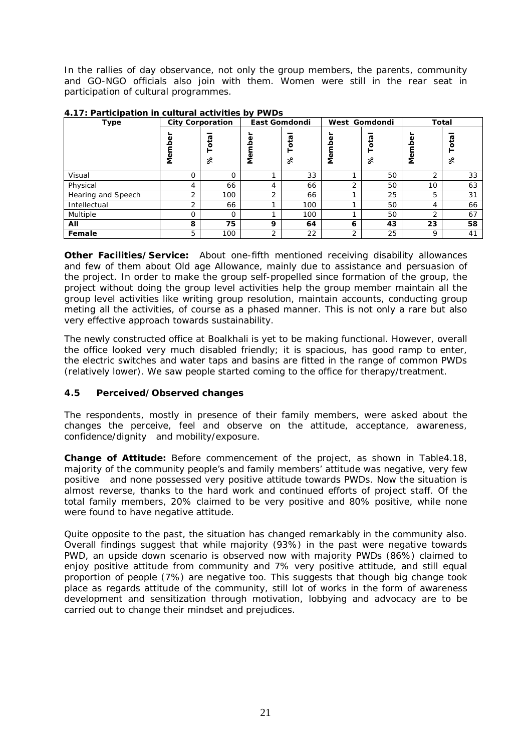In the rallies of day observance, not only the group members, the parents, community and GO-NGO officials also join with them. Women were still in the rear seat in participation of cultural programmes.

**4.17: Participation in cultural activities by PWDs**

| Type | City Corporation | | East Gomdondi | | West Gomdondi | | Total | |
|---|---|---|---|---|---|---|---|---|
| | Member | % Total | Member | % Total | Member | % Total | Member | % Total |
| Visual | 0 | 0 | 1 | 33 | 1 | 50 | 2 | 33 |
| Physical | 4 | 66 | 4 | 66 | 2 | 50 | 10 | 63 |
| Hearing and Speech | 2 | 100 | 2 | 66 | 1 | 25 | 5 | 31 |
| Intellectual | 2 | 66 | 1 | 100 | 1 | 50 | 4 | 66 |
| Multiple | 0 | 0 | 1 | 100 | 1 | 50 | 2 | 67 |
| **All** | **8** | **75** | **9** | **64** | **6** | **43** | **23** | **58** |
| **Female** | 5 | 100 | 2 | 22 | 2 | 25 | 9 | 41 |

**Other Facilities/Service:** About one-fifth mentioned receiving disability allowances and few of them about Old age Allowance, mainly due to assistance and persuasion of the project. In order to make the group self-propelled since formation of the group, the project without doing the group level activities help the group member maintain all the group level activities like writing group resolution, maintain accounts, conducting group meting all the activities, of course as a phased manner. This is not only a rare but also very effective approach towards sustainability.

The newly constructed office at Boalkhali is yet to be making functional. However, overall the office looked very much disabled friendly; it is spacious, has good ramp to enter, the electric switches and water taps and basins are fitted in the range of common PWDs (relatively lower). We saw people started coming to the office for therapy/treatment.

### 4.5 Perceived/Observed changes

The respondents, mostly in presence of their family members, were asked about the changes the perceive, feel and observe on the attitude, acceptance, awareness, confidence/dignity and mobility/exposure.

**Change of Attitude:** Before commencement of the project, as shown in Table4.18, majority of the community people's and family members' attitude was negative, very few positive and none possessed very positive attitude towards PWDs. Now the situation is almost reverse, thanks to the hard work and continued efforts of project staff. Of the total family members, 20% claimed to be very positive and 80% positive, while none were found to have negative attitude.

Quite opposite to the past, the situation has changed remarkably in the community also. Overall findings suggest that while majority (93%) in the past were negative towards PWD, an upside down scenario is observed now with majority PWDs (86%) claimed to enjoy positive attitude from community and 7% very positive attitude, and still equal proportion of people (7%) are negative too. This suggests that though big change took place as regards attitude of the community, still lot of works in the form of awareness development and sensitization through motivation, lobbying and advocacy are to be carried out to change their mindset and prejudices.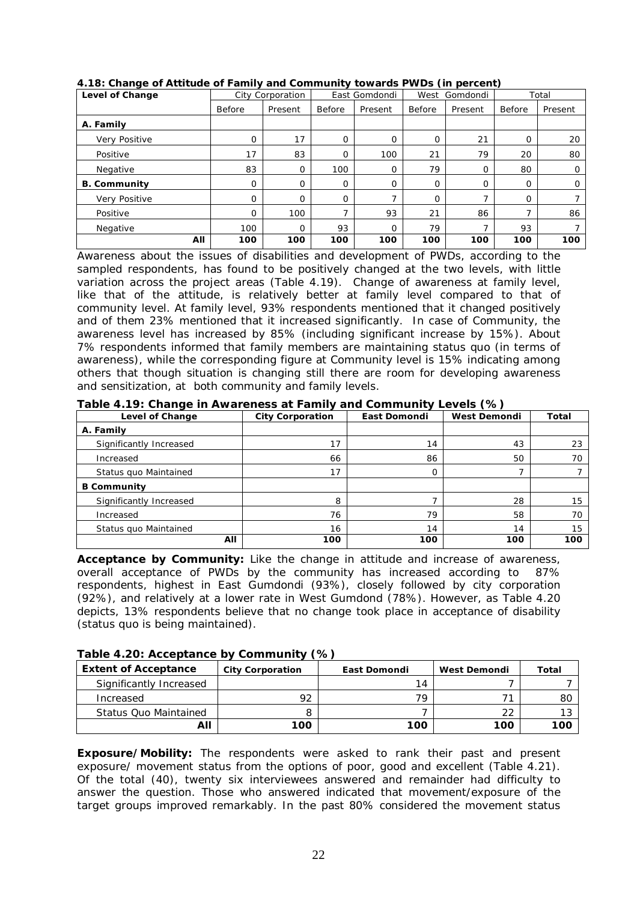**4.18: Change of Attitude of Family and Community towards PWDs (in percent)**

| Level of Change | City Corporation | | East Gomdondi | | West Gomdondi | | Total | |
|---|---|---|---|---|---|---|---|---|
| | Before | Present | Before | Present | Before | Present | Before | Present |
| **A. Family** | | | | | | | | |
| Very Positive | 0 | 17 | 0 | 0 | 0 | 21 | 0 | 20 |
| Positive | 17 | 83 | 0 | 100 | 21 | 79 | 20 | 80 |
| Negative | 83 | 0 | 100 | 0 | 79 | 0 | 80 | 0 |
| **B. Community** | 0 | 0 | 0 | 0 | 0 | 0 | 0 | 0 |
| Very Positive | 0 | 0 | 0 | 7 | 0 | 7 | 0 | 7 |
| Positive | 0 | 100 | 7 | 93 | 21 | 86 | 7 | 86 |
| Negative | 100 | 0 | 93 | 0 | 79 | 7 | 93 | 7 |
| **All** | **100** | **100** | **100** | **100** | **100** | **100** | **100** | **100** |

Awareness about the issues of disabilities and development of PWDs, according to the sampled respondents, has found to be positively changed at the two levels, with little variation across the project areas (Table 4.19). Change of awareness at family level, like that of the attitude, is relatively better at family level compared to that of community level. At family level, 93% respondents mentioned that it changed positively and of them 23% mentioned that it increased significantly. In case of Community, the awareness level has increased by 85% (including significant increase by 15%). About 7% respondents informed that family members are maintaining status quo (in terms of awareness), while the corresponding figure at Community level is 15% indicating among others that though situation is changing still there are room for developing awareness and sensitization, at both community and family levels.

**Table 4.19: Change in Awareness at Family and Community Levels (%)**

| Level of Change | City Corporation | East Domondi | West Demondi | Total |
|---|---|---|---|---|
| **A. Family** | | | | |
| Significantly Increased | 17 | 14 | 43 | 23 |
| Increased | 66 | 86 | 50 | 70 |
| Status quo Maintained | 17 | 0 | 7 | 7 |
| **B Community** | | | | |
| Significantly Increased | 8 | 7 | 28 | 15 |
| Increased | 76 | 79 | 58 | 70 |
| Status quo Maintained | 16 | 14 | 14 | 15 |
| **All** | **100** | **100** | **100** | **100** |

**Acceptance by Community:** Like the change in attitude and increase of awareness, overall acceptance of PWDs by the community has increased according to 87% respondents, highest in East Gumdondi (93%), closely followed by city corporation (92%), and relatively at a lower rate in West Gumdond (78%). However, as Table 4.20 depicts, 13% respondents believe that no change took place in acceptance of disability (status quo is being maintained).

**Table 4.20: Acceptance by Community (%)**

| Extent of Acceptance | City Corporation | East Domondi | West Demondi | Total |
|---|---|---|---|---|
| Significantly Increased | | 14 | 7 | 7 |
| Increased | 92 | 79 | 71 | 80 |
| Status Quo Maintained | 8 | 7 | 22 | 13 |
| **All** | **100** | **100** | **100** | **100** |

**Exposure/Mobility:** The respondents were asked to rank their past and present exposure/ movement status from the options of poor, good and excellent (Table 4.21). Of the total (40), twenty six interviewees answered and remainder had difficulty to answer the question. Those who answered indicated that movement/exposure of the target groups improved remarkably. In the past 80% considered the movement status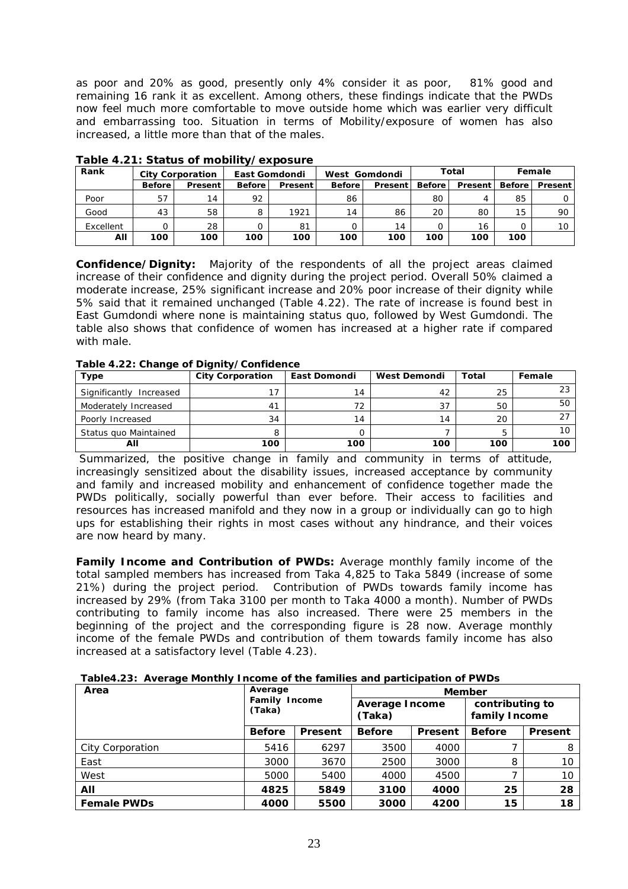as poor and 20% as good, presently only 4% consider it as poor, 81% good and remaining 16 rank it as excellent. Among others, these findings indicate that the PWDs now feel much more comfortable to move outside home which was earlier very difficult and embarrassing too. Situation in terms of Mobility/exposure of women has also increased, a little more than that of the males.

**Table 4.21: Status of mobility/exposure**

| Rank | City Corporation | | East Gomdondi | | West Gomdondi | | Total | | Female | |
|---|---|---|---|---|---|---|---|---|---|---|
| | Before | Present | Before | Present | Before | Present | Before | Present | Before | Present |
| Poor | 57 | 14 | 92 | | 86 | | 80 | 4 | 85 | 0 |
| Good | 43 | 58 | 8 | 1921 | 14 | 86 | 20 | 80 | 15 | 90 |
| Excellent | 0 | 28 | 0 | 81 | 0 | 14 | 0 | 16 | 0 | 10 |
| **All** | **100** | **100** | **100** | **100** | **100** | **100** | **100** | **100** | **100** | |

**Confidence/Dignity:** Majority of the respondents of all the project areas claimed increase of their confidence and dignity during the project period. Overall 50% claimed a moderate increase, 25% significant increase and 20% poor increase of their dignity while 5% said that it remained unchanged (Table 4.22). The rate of increase is found best in East Gumdondi where none is maintaining status quo, followed by West Gumdondi. The table also shows that confidence of women has increased at a higher rate if compared with male.

**Table 4.22: Change of Dignity/Confidence**

| Type | City Corporation | East Domondi | West Demondi | Total | Female |
|---|---|---|---|---|---|
| Significantly Increased | 17 | 14 | 42 | 25 | 23 |
| Moderately Increased | 41 | 72 | 37 | 50 | 50 |
| Poorly Increased | 34 | 14 | 14 | 20 | 27 |
| Status quo Maintained | 8 | 0 | 7 | 5 | 10 |
| **All** | **100** | **100** | **100** | **100** | **100** |

Summarized, the positive change in family and community in terms of attitude, increasingly sensitized about the disability issues, increased acceptance by community and family and increased mobility and enhancement of confidence together made the PWDs politically, socially powerful than ever before. Their access to facilities and resources has increased manifold and they now in a group or individually can go to high ups for establishing their rights in most cases without any hindrance, and their voices are now heard by many.

**Family Income and Contribution of PWDs:** Average monthly family income of the total sampled members has increased from Taka 4,825 to Taka 5849 (increase of some 21%) during the project period. Contribution of PWDs towards family income has increased by 29% (from Taka 3100 per month to Taka 4000 a month). Number of PWDs contributing to family income has also increased. There were 25 members in the beginning of the project and the corresponding figure is 28 now. Average monthly income of the female PWDs and contribution of them towards family income has also increased at a satisfactory level (Table 4.23).

**Table4.23: Average Monthly Income of the families and participation of PWDs**

| Area | Average Family Income (Taka) | | Member | | | |
|---|---|---|---|---|---|---|
| | | | Average Income (Taka) | | contributing to family Income | |
| | Before | Present | Before | Present | Before | Present |
| City Corporation | 5416 | 6297 | 3500 | 4000 | 7 | 8 |
| East | 3000 | 3670 | 2500 | 3000 | 8 | 10 |
| West | 5000 | 5400 | 4000 | 4500 | 7 | 10 |
| **All** | **4825** | **5849** | **3100** | **4000** | **25** | **28** |
| **Female PWDs** | **4000** | **5500** | **3000** | **4200** | **15** | **18** |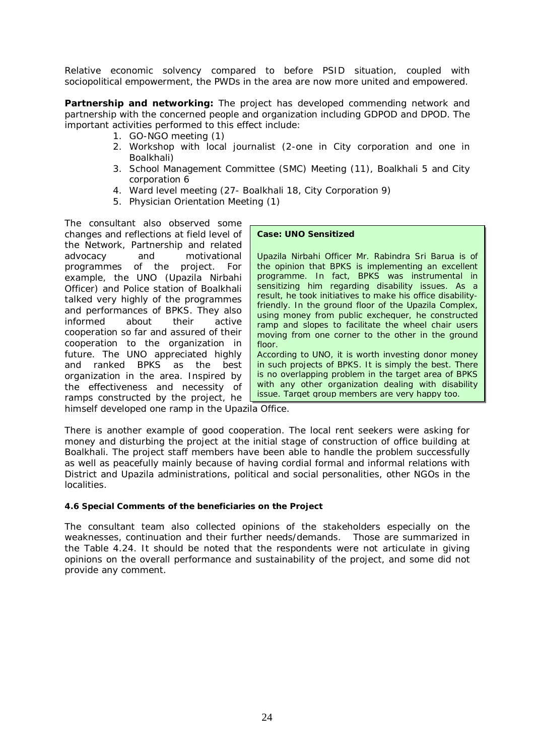Relative economic solvency compared to before PSID situation, coupled with sociopolitical empowerment, the PWDs in the area are now more united and empowered.

**Partnership and networking:** The project has developed commending network and partnership with the concerned people and organization including GDPOD and DPOD. The important activities performed to this effect include:

1. GO-NGO meeting (1)
2. Workshop with local journalist (2-one in City corporation and one in Boalkhali)
3. School Management Committee (SMC) Meeting (11), Boalkhali 5 and City corporation 6
4. Ward level meeting (27- Boalkhali 18, City Corporation 9)
5. Physician Orientation Meeting (1)

The consultant also observed some changes and reflections at field level of the Network, Partnership and related advocacy and motivational programmes of the project. For example, the UNO (Upazila Nirbahi Officer) and Police station of Boalkhali talked very highly of the programmes and performances of BPKS. They also informed about their active cooperation so far and assured of their cooperation to the organization in future. The UNO appreciated highly and ranked BPKS as the best organization in the area. Inspired by the effectiveness and necessity of ramps constructed by the project, he himself developed one ramp in the Upazila Office.

> **Case: UNO Sensitized**
>
> Upazila Nirbahi Officer Mr. Rabindra Sri Barua is of the opinion that BPKS is implementing an excellent programme. In fact, BPKS was instrumental in sensitizing him regarding disability issues. As a result, he took initiatives to make his office disability-friendly. In the ground floor of the Upazila Complex, using money from public exchequer, he constructed ramp and slopes to facilitate the wheel chair users moving from one corner to the other in the ground floor.
>
> According to UNO, it is worth investing donor money in such projects of BPKS. It is simply the best. There is no overlapping problem in the target area of BPKS with any other organization dealing with disability issue. Target group members are very happy too.

There is another example of good cooperation. The local rent seekers were asking for money and disturbing the project at the initial stage of construction of office building at Boalkhali. The project staff members have been able to handle the problem successfully as well as peacefully mainly because of having cordial formal and informal relations with District and Upazila administrations, political and social personalities, other NGOs in the localities.

#### 4.6 Special Comments of the beneficiaries on the Project

The consultant team also collected opinions of the stakeholders especially on the weaknesses, continuation and their further needs/demands. Those are summarized in the Table 4.24. It should be noted that the respondents were not articulate in giving opinions on the overall performance and sustainability of the project, and some did not provide any comment.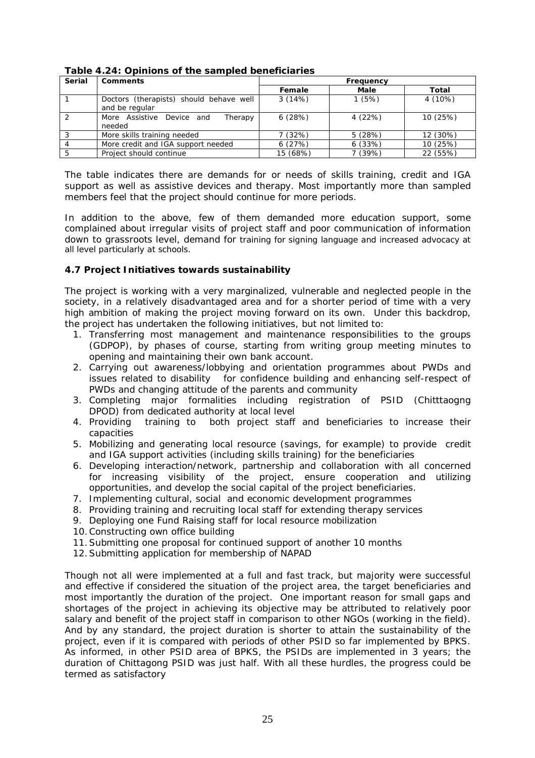**Table 4.24: Opinions of the sampled beneficiaries**

| Serial | Comments | Frequency | | |
|---|---|---|---|---|
| | | Female | Male | Total |
| 1 | Doctors (therapists) should behave well and be regular | 3 (14%) | 1 (5%) | 4 (10%) |
| 2 | More Assistive Device and Therapy needed | 6 (28%) | 4 (22%) | 10 (25%) |
| 3 | More skills training needed | 7 (32%) | 5 (28%) | 12 (30%) |
| 4 | More credit and IGA support needed | 6 (27%) | 6 (33%) | 10 (25%) |
| 5 | Project should continue | 15 (68%) | 7 (39%) | 22 (55%) |

The table indicates there are demands for or needs of skills training, credit and IGA support as well as assistive devices and therapy. Most importantly more than sampled members feel that the project should continue for more periods.

In addition to the above, few of them demanded more education support, some complained about irregular visits of project staff and poor communication of information down to grassroots level, demand for training for signing language and increased advocacy at all level particularly at schools.

### 4.7 Project Initiatives towards sustainability

The project is working with a very marginalized, vulnerable and neglected people in the society, in a relatively disadvantaged area and for a shorter period of time with a very high ambition of making the project moving forward on its own. Under this backdrop, the project has undertaken the following initiatives, but not limited to:

1. Transferring most management and maintenance responsibilities to the groups (GDPOP), by phases of course, starting from writing group meeting minutes to opening and maintaining their own bank account.
2. Carrying out awareness/lobbying and orientation programmes about PWDs and issues related to disability for confidence building and enhancing self-respect of PWDs and changing attitude of the parents and community
3. Completing major formalities including registration of PSID (Chitttaogng DPOD) from dedicated authority at local level
4. Providing training to both project staff and beneficiaries to increase their capacities
5. Mobilizing and generating local resource (savings, for example) to provide credit and IGA support activities (including skills training) for the beneficiaries
6. Developing interaction/network, partnership and collaboration with all concerned for increasing visibility of the project, ensure cooperation and utilizing opportunities, and develop the social capital of the project beneficiaries.
7. Implementing cultural, social and economic development programmes
8. Providing training and recruiting local staff for extending therapy services
9. Deploying one Fund Raising staff for local resource mobilization
10. Constructing own office building
11. Submitting one proposal for continued support of another 10 months
12. Submitting application for membership of NAPAD

Though not all were implemented at a full and fast track, but majority were successful and effective if considered the situation of the project area, the target beneficiaries and most importantly the duration of the project. One important reason for small gaps and shortages of the project in achieving its objective may be attributed to relatively poor salary and benefit of the project staff in comparison to other NGOs (working in the field). And by any standard, the project duration is shorter to attain the sustainability of the project, even if it is compared with periods of other PSID so far implemented by BPKS. As informed, in other PSID area of BPKS, the PSIDs are implemented in 3 years; the duration of Chittagong PSID was just half. With all these hurdles, the progress could be termed as satisfactory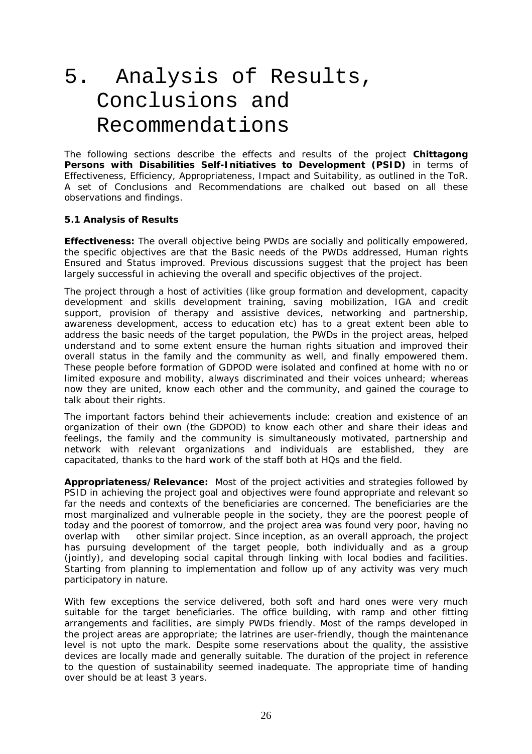# 5. Analysis of Results, Conclusions and Recommendations

The following sections describe the effects and results of the project **Chittagong Persons with Disabilities Self-Initiatives to Development (PSID)** in terms of Effectiveness, Efficiency, Appropriateness, Impact and Suitability, as outlined in the ToR. A set of Conclusions and Recommendations are chalked out based on all these observations and findings.

### 5.1 Analysis of Results

**Effectiveness:** The overall objective being PWDs are socially and politically empowered, the specific objectives are that the Basic needs of the PWDs addressed, Human rights Ensured and Status improved. Previous discussions suggest that the project has been largely successful in achieving the overall and specific objectives of the project.

The project through a host of activities (like group formation and development, capacity development and skills development training, saving mobilization, IGA and credit support, provision of therapy and assistive devices, networking and partnership, awareness development, access to education etc) has to a great extent been able to address the basic needs of the target population, the PWDs in the project areas, helped understand and to some extent ensure the human rights situation and improved their overall status in the family and the community as well, and finally empowered them. These people before formation of GDPOD were isolated and confined at home with no or limited exposure and mobility, always discriminated and their voices unheard; whereas now they are united, know each other and the community, and gained the courage to talk about their rights.

The important factors behind their achievements include: creation and existence of an organization of their own (the GDPOD) to know each other and share their ideas and feelings, the family and the community is simultaneously motivated, partnership and network with relevant organizations and individuals are established, they are capacitated, thanks to the hard work of the staff both at HQs and the field.

**Appropriateness/Relevance:** Most of the project activities and strategies followed by PSID in achieving the project goal and objectives were found appropriate and relevant so far the needs and contexts of the beneficiaries are concerned. The beneficiaries are the most marginalized and vulnerable people in the society, they are the poorest people of today and the poorest of tomorrow, and the project area was found very poor, having no overlap with other similar project. Since inception, as an overall approach, the project has pursuing development of the target people, both individually and as a group (jointly), and developing social capital through linking with local bodies and facilities. Starting from planning to implementation and follow up of any activity was very much participatory in nature.

With few exceptions the service delivered, both soft and hard ones were very much suitable for the target beneficiaries. The office building, with ramp and other fitting arrangements and facilities, are simply PWDs friendly. Most of the ramps developed in the project areas are appropriate; the latrines are user-friendly, though the maintenance level is not upto the mark. Despite some reservations about the quality, the assistive devices are locally made and generally suitable. The duration of the project in reference to the question of sustainability seemed inadequate. The appropriate time of handing over should be at least 3 years.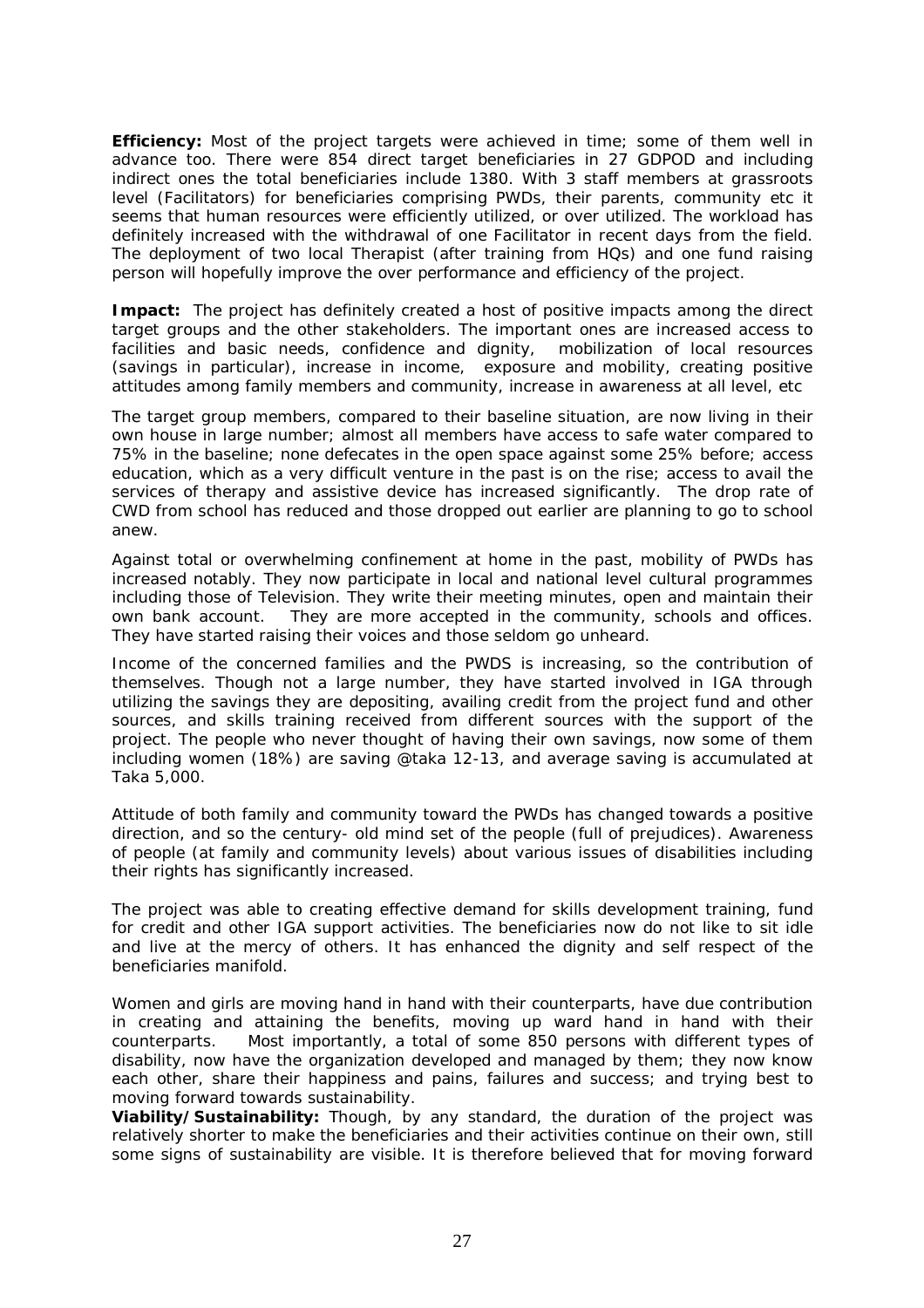**Efficiency:** Most of the project targets were achieved in time; some of them well in advance too. There were 854 direct target beneficiaries in 27 GDPOD and including indirect ones the total beneficiaries include 1380. With 3 staff members at grassroots level (Facilitators) for beneficiaries comprising PWDs, their parents, community etc it seems that human resources were efficiently utilized, or over utilized. The workload has definitely increased with the withdrawal of one Facilitator in recent days from the field. The deployment of two local Therapist (after training from HQs) and one fund raising person will hopefully improve the over performance and efficiency of the project.

**Impact:** The project has definitely created a host of positive impacts among the direct target groups and the other stakeholders. The important ones are increased access to facilities and basic needs, confidence and dignity, mobilization of local resources (savings in particular), increase in income, exposure and mobility, creating positive attitudes among family members and community, increase in awareness at all level, etc

The target group members, compared to their baseline situation, are now living in their own house in large number; almost all members have access to safe water compared to 75% in the baseline; none defecates in the open space against some 25% before; access education, which as a very difficult venture in the past is on the rise; access to avail the services of therapy and assistive device has increased significantly. The drop rate of CWD from school has reduced and those dropped out earlier are planning to go to school anew.

Against total or overwhelming confinement at home in the past, mobility of PWDs has increased notably. They now participate in local and national level cultural programmes including those of Television. They write their meeting minutes, open and maintain their own bank account. They are more accepted in the community, schools and offices. They have started raising their voices and those seldom go unheard.

Income of the concerned families and the PWDS is increasing, so the contribution of themselves. Though not a large number, they have started involved in IGA through utilizing the savings they are depositing, availing credit from the project fund and other sources, and skills training received from different sources with the support of the project. The people who never thought of having their own savings, now some of them including women (18%) are saving @taka 12-13, and average saving is accumulated at Taka 5,000.

Attitude of both family and community toward the PWDs has changed towards a positive direction, and so the century- old mind set of the people (full of prejudices). Awareness of people (at family and community levels) about various issues of disabilities including their rights has significantly increased.

The project was able to creating effective demand for skills development training, fund for credit and other IGA support activities. The beneficiaries now do not like to sit idle and live at the mercy of others. It has enhanced the dignity and self respect of the beneficiaries manifold.

Women and girls are moving hand in hand with their counterparts, have due contribution in creating and attaining the benefits, moving up ward hand in hand with their counterparts. Most importantly, a total of some 850 persons with different types of disability, now have the organization developed and managed by them; they now know each other, share their happiness and pains, failures and success; and trying best to moving forward towards sustainability.

**Viability/Sustainability:** Though, by any standard, the duration of the project was relatively shorter to make the beneficiaries and their activities continue on their own, still some signs of sustainability are visible. It is therefore believed that for moving forward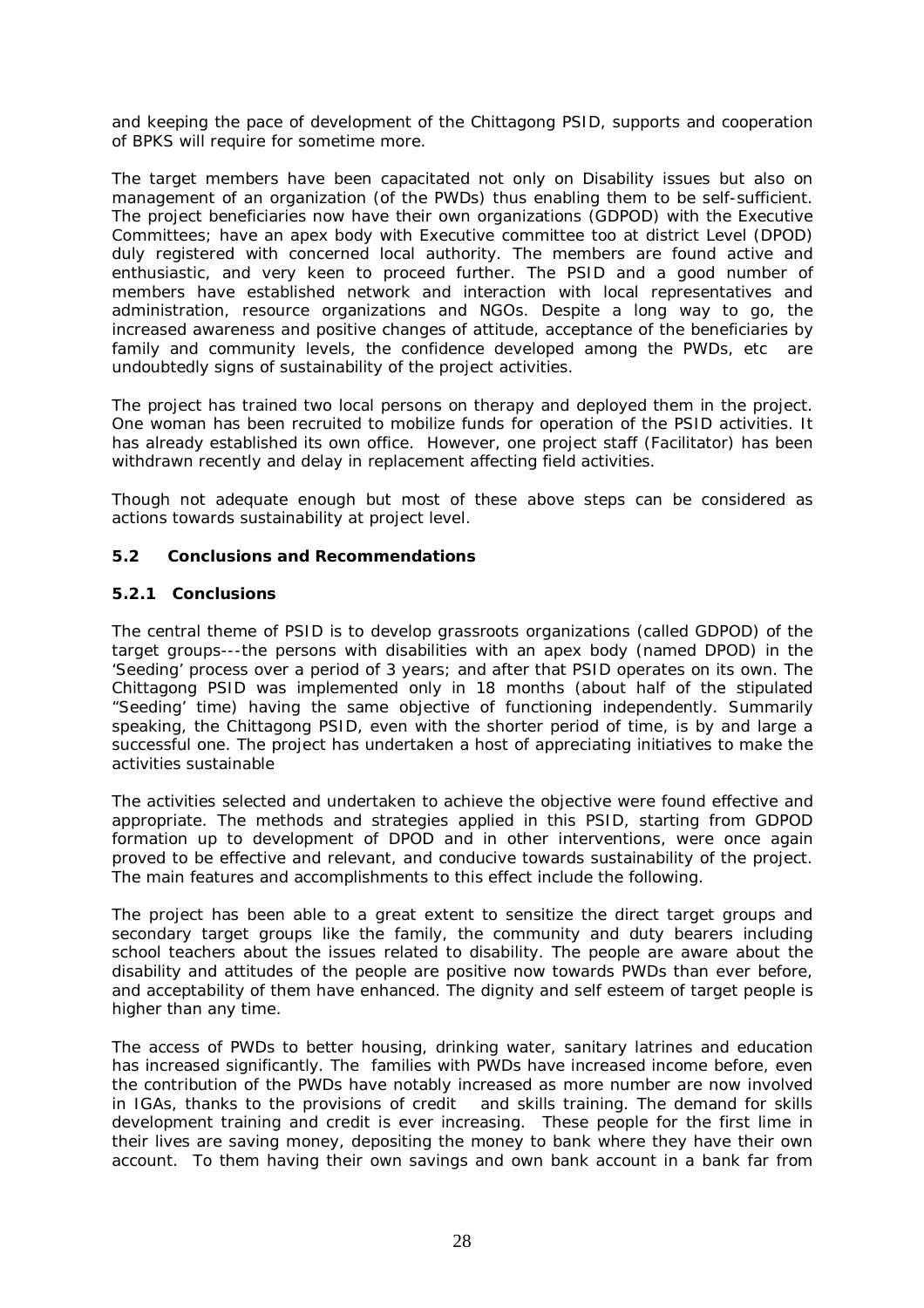and keeping the pace of development of the Chittagong PSID, supports and cooperation of BPKS will require for sometime more.

The target members have been capacitated not only on Disability issues but also on management of an organization (of the PWDs) thus enabling them to be self-sufficient. The project beneficiaries now have their own organizations (GDPOD) with the Executive Committees; have an apex body with Executive committee too at district Level (DPOD) duly registered with concerned local authority. The members are found active and enthusiastic, and very keen to proceed further. The PSID and a good number of members have established network and interaction with local representatives and administration, resource organizations and NGOs. Despite a long way to go, the increased awareness and positive changes of attitude, acceptance of the beneficiaries by family and community levels, the confidence developed among the PWDs, etc are undoubtedly signs of sustainability of the project activities.

The project has trained two local persons on therapy and deployed them in the project. One woman has been recruited to mobilize funds for operation of the PSID activities. It has already established its own office. However, one project staff (Facilitator) has been withdrawn recently and delay in replacement affecting field activities.

Though not adequate enough but most of these above steps can be considered as actions towards sustainability at project level.

### 5.2 Conclusions and Recommendations

#### 5.2.1 Conclusions

The central theme of PSID is to develop grassroots organizations (called GDPOD) of the target groups---the persons with disabilities with an apex body (named DPOD) in the 'Seeding' process over a period of 3 years; and after that PSID operates on its own. The Chittagong PSID was implemented only in 18 months (about half of the stipulated "Seeding' time) having the same objective of functioning independently. Summarily speaking, the Chittagong PSID, even with the shorter period of time, is by and large a successful one. The project has undertaken a host of appreciating initiatives to make the activities sustainable

The activities selected and undertaken to achieve the objective were found effective and appropriate. The methods and strategies applied in this PSID, starting from GDPOD formation up to development of DPOD and in other interventions, were once again proved to be effective and relevant, and conducive towards sustainability of the project. The main features and accomplishments to this effect include the following.

The project has been able to a great extent to sensitize the direct target groups and secondary target groups like the family, the community and duty bearers including school teachers about the issues related to disability. The people are aware about the disability and attitudes of the people are positive now towards PWDs than ever before, and acceptability of them have enhanced. The dignity and self esteem of target people is higher than any time.

The access of PWDs to better housing, drinking water, sanitary latrines and education has increased significantly. The families with PWDs have increased income before, even the contribution of the PWDs have notably increased as more number are now involved in IGAs, thanks to the provisions of credit and skills training. The demand for skills development training and credit is ever increasing. These people for the first lime in their lives are saving money, depositing the money to bank where they have their own account. To them having their own savings and own bank account in a bank far from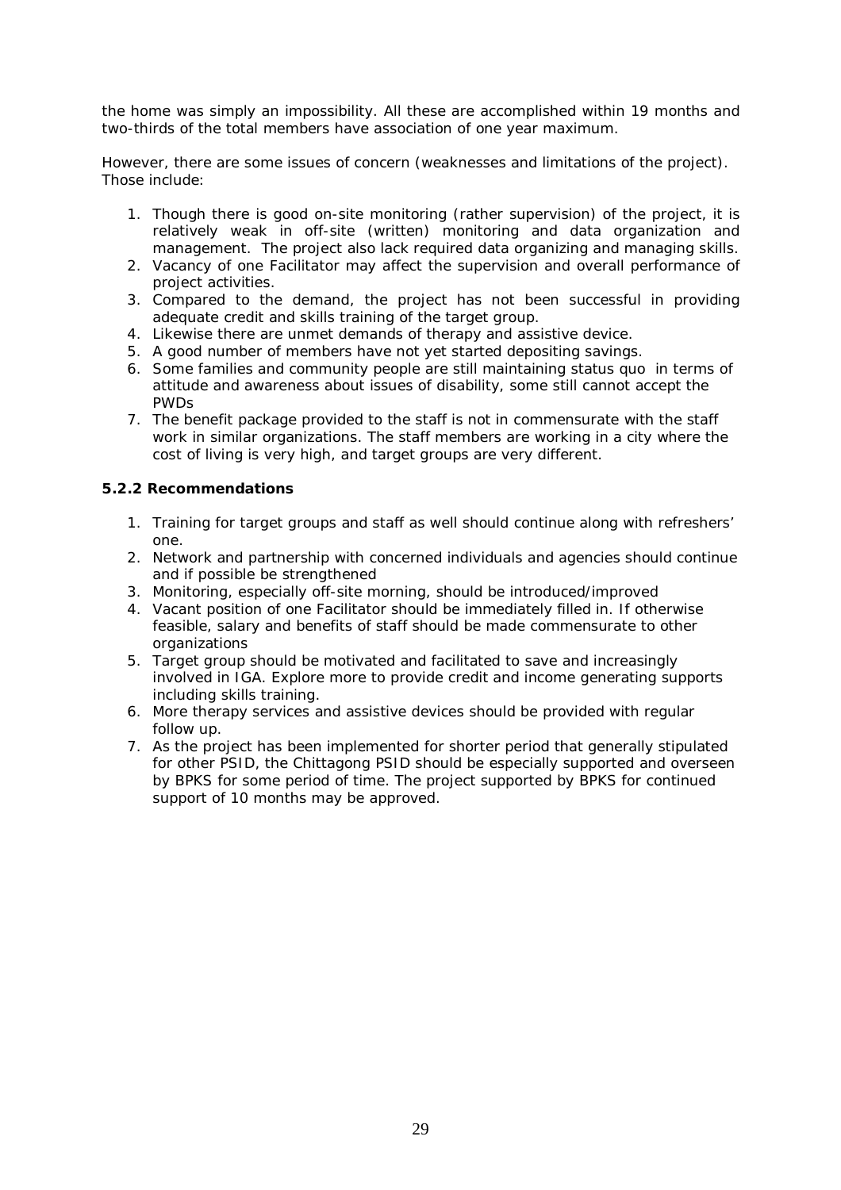the home was simply an impossibility. All these are accomplished within 19 months and two-thirds of the total members have association of one year maximum.

However, there are some issues of concern (weaknesses and limitations of the project). Those include:

1. Though there is good on-site monitoring (rather supervision) of the project, it is relatively weak in off-site (written) monitoring and data organization and management. The project also lack required data organizing and managing skills.
2. Vacancy of one Facilitator may affect the supervision and overall performance of project activities.
3. Compared to the demand, the project has not been successful in providing adequate credit and skills training of the target group.
4. Likewise there are unmet demands of therapy and assistive device.
5. A good number of members have not yet started depositing savings.
6. Some families and community people are still maintaining status quo in terms of attitude and awareness about issues of disability, some still cannot accept the PWDs
7. The benefit package provided to the staff is not in commensurate with the staff work in similar organizations. The staff members are working in a city where the cost of living is very high, and target groups are very different.

### 5.2.2 Recommendations

1. Training for target groups and staff as well should continue along with refreshers' one.
2. Network and partnership with concerned individuals and agencies should continue and if possible be strengthened
3. Monitoring, especially off-site morning, should be introduced/improved
4. Vacant position of one Facilitator should be immediately filled in. If otherwise feasible, salary and benefits of staff should be made commensurate to other organizations
5. Target group should be motivated and facilitated to save and increasingly involved in IGA. Explore more to provide credit and income generating supports including skills training.
6. More therapy services and assistive devices should be provided with regular follow up.
7. As the project has been implemented for shorter period that generally stipulated for other PSID, the Chittagong PSID should be especially supported and overseen by BPKS for some period of time. The project supported by BPKS for continued support of 10 months may be approved.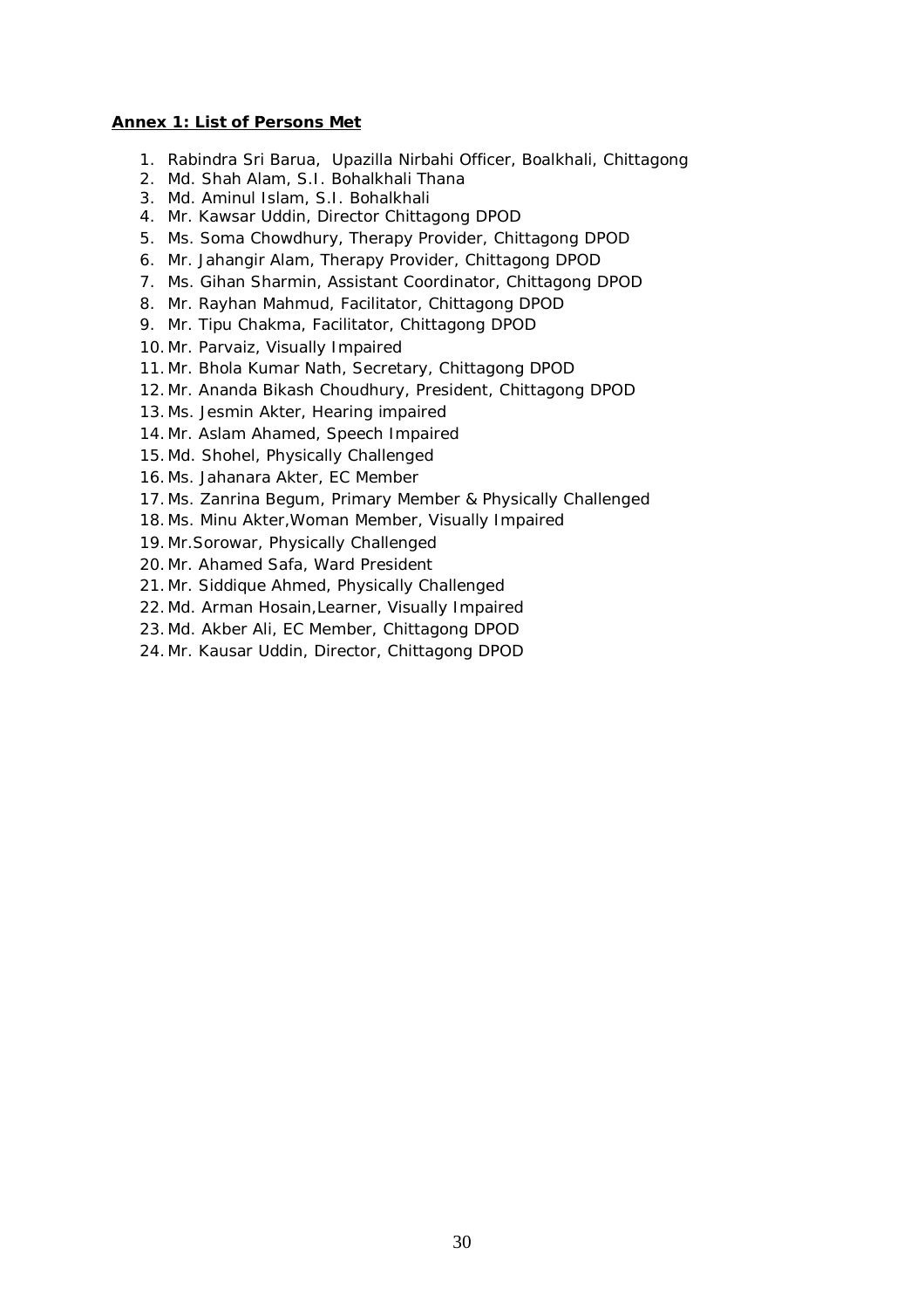**Annex 1: List of Persons Met**

1. Rabindra Sri Barua, Upazilla Nirbahi Officer, Boalkhali, Chittagong
2. Md. Shah Alam, S.I. Bohalkhali Thana
3. Md. Aminul Islam, S.I. Bohalkhali
4. Mr. Kawsar Uddin, Director Chittagong DPOD
5. Ms. Soma Chowdhury, Therapy Provider, Chittagong DPOD
6. Mr. Jahangir Alam, Therapy Provider, Chittagong DPOD
7. Ms. Gihan Sharmin, Assistant Coordinator, Chittagong DPOD
8. Mr. Rayhan Mahmud, Facilitator, Chittagong DPOD
9. Mr. Tipu Chakma, Facilitator, Chittagong DPOD
10. Mr. Parvaiz, Visually Impaired
11. Mr. Bhola Kumar Nath, Secretary, Chittagong DPOD
12. Mr. Ananda Bikash Choudhury, President, Chittagong DPOD
13. Ms. Jesmin Akter, Hearing impaired
14. Mr. Aslam Ahamed, Speech Impaired
15. Md. Shohel, Physically Challenged
16. Ms. Jahanara Akter, EC Member
17. Ms. Zanrina Begum, Primary Member & Physically Challenged
18. Ms. Minu Akter,Woman Member, Visually Impaired
19. Mr.Sorowar, Physically Challenged
20. Mr. Ahamed Safa, Ward President
21. Mr. Siddique Ahmed, Physically Challenged
22. Md. Arman Hosain,Learner, Visually Impaired
23. Md. Akber Ali, EC Member, Chittagong DPOD
24. Mr. Kausar Uddin, Director, Chittagong DPOD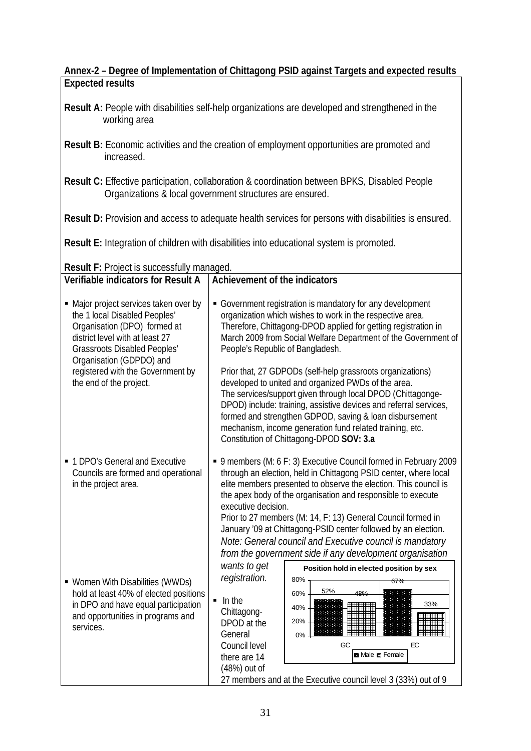**Annex-2 – Degree of Implementation of Chittagong PSID against Targets and expected results**

**Expected results**

**Result A:** People with disabilities self-help organizations are developed and strengthened in the working area

**Result B:** Economic activities and the creation of employment opportunities are promoted and increased.

**Result C:** Effective participation, collaboration & coordination between BPKS, Disabled People Organizations & local government structures are ensured.

**Result D:** Provision and access to adequate health services for persons with disabilities is ensured.

**Result E:** Integration of children with disabilities into educational system is promoted.

**Result F:** Project is successfully managed.

| Verifiable indicators for Result A | Achievement of the indicators |
|---|---|
| ▪ Major project services taken over by the 1 local Disabled Peoples' Organisation (DPO) formed at district level with at least 27 Grassroots Disabled Peoples' Organisation (GDPDO) and registered with the Government by the end of the project. | ▪ Government registration is mandatory for any development organization which wishes to work in the respective area. Therefore, Chittagong-DPOD applied for getting registration in March 2009 from Social Welfare Department of the Government of People's Republic of Bangladesh.<br><br>Prior that, 27 GDPODs (self-help grassroots organizations) developed to united and organized PWDs of the area. The services/support given through local DPOD (Chittagonge-DPOD) include: training, assistive devices and referral services, formed and strengthen GDPOD, saving & loan disbursement mechanism, income generation fund related training, etc. Constitution of Chittagong-DPOD **SOV: 3.a** |
| ▪ 1 DPO's General and Executive Councils are formed and operational in the project area. | ▪ 9 members (M: 6 F: 3) Executive Council formed in February 2009 through an election, held in Chittagong PSID center, where local elite members presented to observe the election. This council is the apex body of the organisation and responsible to execute executive decision.<br>Prior to 27 members (M: 14, F: 13) General Council formed in January '09 at Chittagong-PSID center followed by an election.<br>*Note: General council and Executive council is mandatory from the government side if any development organisation wants to get registration.* |
| ▪ Women With Disabilities (WWDs) hold at least 40% of elected positions in DPO and have equal participation and opportunities in programs and services. | ▪ In the Chittagong-DPOD at the General Council level there are 14 (48%) out of 27 members and at the Executive council level 3 (33%) out of 9<br><br>**Position hold in elected position by sex**<br>GC: Male 52%, Female 48%<br>EC: Male 67%, Female 33% |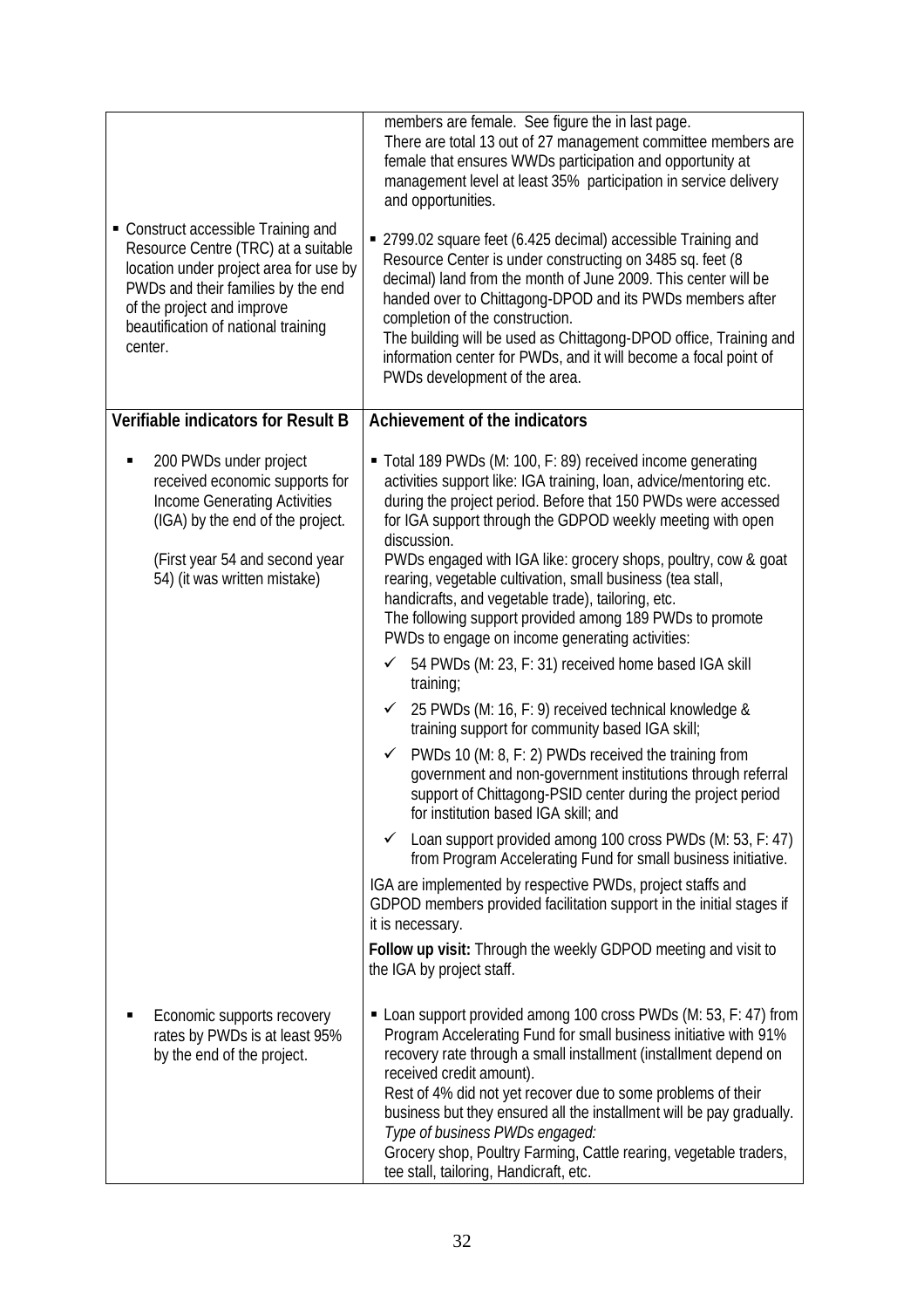| | |
|---|---|
| | members are female. See figure the in last page.<br>There are total 13 out of 27 management committee members are female that ensures WWDs participation and opportunity at management level at least 35% participation in service delivery and opportunities. |
| ▪ Construct accessible Training and Resource Centre (TRC) at a suitable location under project area for use by PWDs and their families by the end of the project and improve beautification of national training center. | ▪ 2799.02 square feet (6.425 decimal) accessible Training and Resource Center is under constructing on 3485 sq. feet (8 decimal) land from the month of June 2009. This center will be handed over to Chittagong-DPOD and its PWDs members after completion of the construction.<br>The building will be used as Chittagong-DPOD office, Training and information center for PWDs, and it will become a focal point of PWDs development of the area. |
| **Verifiable indicators for Result B** | **Achievement of the indicators** |
| ▪ 200 PWDs under project received economic supports for Income Generating Activities (IGA) by the end of the project.<br><br>(First year 54 and second year 54) (it was written mistake) | ▪ Total 189 PWDs (M: 100, F: 89) received income generating activities support like: IGA training, loan, advice/mentoring etc. during the project period. Before that 150 PWDs were accessed for IGA support through the GDPOD weekly meeting with open discussion.<br>PWDs engaged with IGA like: grocery shops, poultry, cow & goat rearing, vegetable cultivation, small business (tea stall, handicrafts, and vegetable trade), tailoring, etc.<br>The following support provided among 189 PWDs to promote PWDs to engage on income generating activities:<br>✓ 54 PWDs (M: 23, F: 31) received home based IGA skill training;<br>✓ 25 PWDs (M: 16, F: 9) received technical knowledge & training support for community based IGA skill;<br>✓ PWDs 10 (M: 8, F: 2) PWDs received the training from government and non-government institutions through referral support of Chittagong-PSID center during the project period for institution based IGA skill; and<br>✓ Loan support provided among 100 cross PWDs (M: 53, F: 47) from Program Accelerating Fund for small business initiative.<br>IGA are implemented by respective PWDs, project staffs and GDPOD members provided facilitation support in the initial stages if it is necessary.<br>**Follow up visit:** Through the weekly GDPOD meeting and visit to the IGA by project staff. |
| ▪ Economic supports recovery rates by PWDs is at least 95% by the end of the project. | ▪ Loan support provided among 100 cross PWDs (M: 53, F: 47) from Program Accelerating Fund for small business initiative with 91% recovery rate through a small installment (installment depend on received credit amount).<br>Rest of 4% did not yet recover due to some problems of their business but they ensured all the installment will be pay gradually.<br>*Type of business PWDs engaged:*<br>Grocery shop, Poultry Farming, Cattle rearing, vegetable traders, tee stall, tailoring, Handicraft, etc. |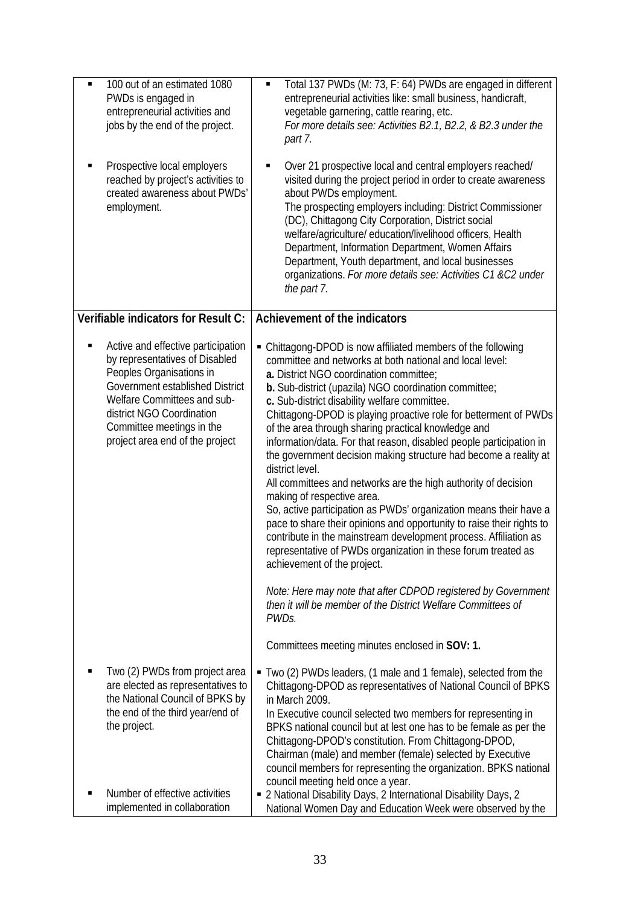| | |
|---|---|
| ▪ 100 out of an estimated 1080 PWDs is engaged in entrepreneurial activities and jobs by the end of the project.<br><br>▪ Prospective local employers reached by project's activities to created awareness about PWDs' employment. | ▪ Total 137 PWDs (M: 73, F: 64) PWDs are engaged in different entrepreneurial activities like: small business, handicraft, vegetable garnering, cattle rearing, etc. *For more details see: Activities B2.1, B2.2, & B2.3 under the part 7.*<br><br>▪ Over 21 prospective local and central employers reached/ visited during the project period in order to create awareness about PWDs employment. The prospecting employers including: District Commissioner (DC), Chittagong City Corporation, District social welfare/agriculture/ education/livelihood officers, Health Department, Information Department, Women Affairs Department, Youth department, and local businesses organizations. *For more details see: Activities C1 &C2 under the part 7.* |
| **Verifiable indicators for Result C:** | **Achievement of the indicators** |
| ▪ Active and effective participation by representatives of Disabled Peoples Organisations in Government established District Welfare Committees and sub-district NGO Coordination Committee meetings in the project area end of the project | ▪ Chittagong-DPOD is now affiliated members of the following committee and networks at both national and local level:<br>**a.** District NGO coordination committee;<br>**b.** Sub-district (upazila) NGO coordination committee;<br>**c.** Sub-district disability welfare committee.<br>Chittagong-DPOD is playing proactive role for betterment of PWDs of the area through sharing practical knowledge and information/data. For that reason, disabled people participation in the government decision making structure had become a reality at district level.<br>All committees and networks are the high authority of decision making of respective area.<br>So, active participation as PWDs' organization means their have a pace to share their opinions and opportunity to raise their rights to contribute in the mainstream development process. Affiliation as representative of PWDs organization in these forum treated as achievement of the project.<br><br>*Note: Here may note that after CDPOD registered by Government then it will be member of the District Welfare Committees of PWDs.*<br><br>Committees meeting minutes enclosed in **SOV: 1.** |
| ▪ Two (2) PWDs from project area are elected as representatives to the National Council of BPKS by the end of the third year/end of the project. | ▪ Two (2) PWDs leaders, (1 male and 1 female), selected from the Chittagong-DPOD as representatives of National Council of BPKS in March 2009.<br>In Executive council selected two members for representing in BPKS national council but at lest one has to be female as per the Chittagong-DPOD's constitution. From Chittagong-DPOD, Chairman (male) and member (female) selected by Executive council members for representing the organization. BPKS national council meeting held once a year. |
| ▪ Number of effective activities implemented in collaboration | ▪ 2 National Disability Days, 2 International Disability Days, 2 National Women Day and Education Week were observed by the |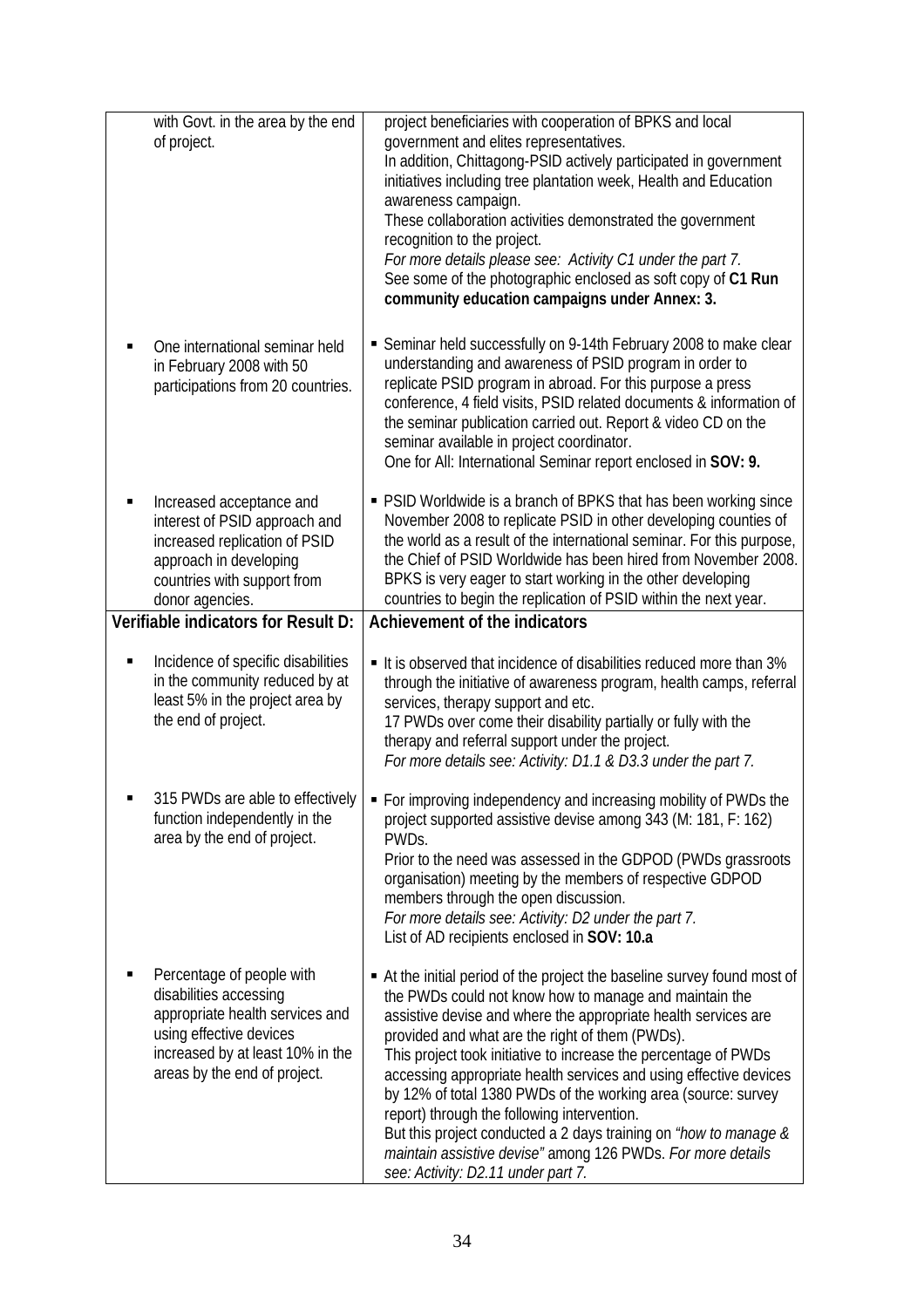| | |
|---|---|
| with Govt. in the area by the end of project. | project beneficiaries with cooperation of BPKS and local government and elites representatives.<br>In addition, Chittagong-PSID actively participated in government initiatives including tree plantation week, Health and Education awareness campaign.<br>These collaboration activities demonstrated the government recognition to the project.<br>*For more details please see: Activity C1 under the part 7.*<br>See some of the photographic enclosed as soft copy of **C1 Run community education campaigns under Annex: 3.** |
| ▪ One international seminar held in February 2008 with 50 participations from 20 countries. | ▪ Seminar held successfully on 9-14th February 2008 to make clear understanding and awareness of PSID program in order to replicate PSID program in abroad. For this purpose a press conference, 4 field visits, PSID related documents & information of the seminar publication carried out. Report & video CD on the seminar available in project coordinator.<br>One for All: International Seminar report enclosed in **SOV: 9.** |
| ▪ Increased acceptance and interest of PSID approach and increased replication of PSID approach in developing countries with support from donor agencies. | ▪ PSID Worldwide is a branch of BPKS that has been working since November 2008 to replicate PSID in other developing counties of the world as a result of the international seminar. For this purpose, the Chief of PSID Worldwide has been hired from November 2008. BPKS is very eager to start working in the other developing countries to begin the replication of PSID within the next year. |
| **Verifiable indicators for Result D:** | **Achievement of the indicators** |
| ▪ Incidence of specific disabilities in the community reduced by at least 5% in the project area by the end of project. | ▪ It is observed that incidence of disabilities reduced more than 3% through the initiative of awareness program, health camps, referral services, therapy support and etc.<br>17 PWDs over come their disability partially or fully with the therapy and referral support under the project.<br>*For more details see: Activity: D1.1 & D3.3 under the part 7.* |
| ▪ 315 PWDs are able to effectively function independently in the area by the end of project. | ▪ For improving independency and increasing mobility of PWDs the project supported assistive devise among 343 (M: 181, F: 162) PWDs.<br>Prior to the need was assessed in the GDPOD (PWDs grassroots organisation) meeting by the members of respective GDPOD members through the open discussion.<br>*For more details see: Activity: D2 under the part 7.*<br>List of AD recipients enclosed in **SOV: 10.a** |
| ▪ Percentage of people with disabilities accessing appropriate health services and using effective devices increased by at least 10% in the areas by the end of project. | ▪ At the initial period of the project the baseline survey found most of the PWDs could not know how to manage and maintain the assistive devise and where the appropriate health services are provided and what are the right of them (PWDs).<br>This project took initiative to increase the percentage of PWDs accessing appropriate health services and using effective devices by 12% of total 1380 PWDs of the working area (source: survey report) through the following intervention.<br>But this project conducted a 2 days training on *"how to manage & maintain assistive devise"* among 126 PWDs. *For more details see: Activity: D2.11 under part 7.* |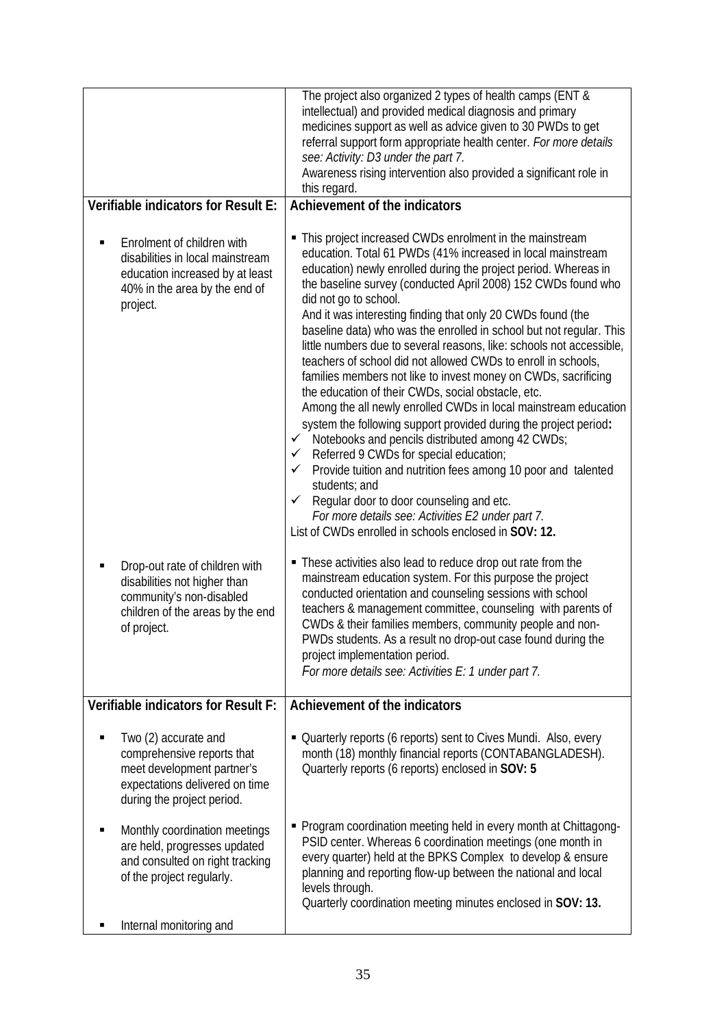| | |
|---|---|
| | The project also organized 2 types of health camps (ENT & intellectual) and provided medical diagnosis and primary medicines support as well as advice given to 30 PWDs to get referral support form appropriate health center. *For more details see: Activity: D3 under the part 7.*<br>Awareness rising intervention also provided a significant role in this regard. |
| **Verifiable indicators for Result E:** | **Achievement of the indicators** |
| ▪ Enrolment of children with disabilities in local mainstream education increased by at least 40% in the area by the end of project. | ▪ This project increased CWDs enrolment in the mainstream education. Total 61 PWDs (41% increased in local mainstream education) newly enrolled during the project period. Whereas in the baseline survey (conducted April 2008) 152 CWDs found who did not go to school.<br>And it was interesting finding that only 20 CWDs found (the baseline data) who was the enrolled in school but not regular. This little numbers due to several reasons, like: schools not accessible, teachers of school did not allowed CWDs to enroll in schools, families members not like to invest money on CWDs, sacrificing the education of their CWDs, social obstacle, etc.<br>Among the all newly enrolled CWDs in local mainstream education system the following support provided during the project period**:**<br>✓ Notebooks and pencils distributed among 42 CWDs;<br>✓ Referred 9 CWDs for special education;<br>✓ Provide tuition and nutrition fees among 10 poor and talented students; and<br>✓ Regular door to door counseling and etc.<br>*For more details see: Activities E2 under part 7.*<br>List of CWDs enrolled in schools enclosed in **SOV: 12.** |
| ▪ Drop-out rate of children with disabilities not higher than community's non-disabled children of the areas by the end of project. | ▪ These activities also lead to reduce drop out rate from the mainstream education system. For this purpose the project conducted orientation and counseling sessions with school teachers & management committee, counseling with parents of CWDs & their families members, community people and non-PWDs students. As a result no drop-out case found during the project implementation period.<br>*For more details see: Activities E: 1 under part 7.* |
| **Verifiable indicators for Result F:** | **Achievement of the indicators** |
| ▪ Two (2) accurate and comprehensive reports that meet development partner's expectations delivered on time during the project period. | ▪ Quarterly reports (6 reports) sent to Cives Mundi. Also, every month (18) monthly financial reports (CONTABANGLADESH). Quarterly reports (6 reports) enclosed in **SOV: 5** |
| ▪ Monthly coordination meetings are held, progresses updated and consulted on right tracking of the project regularly. | ▪ Program coordination meeting held in every month at Chittagong-PSID center. Whereas 6 coordination meetings (one month in every quarter) held at the BPKS Complex to develop & ensure planning and reporting flow-up between the national and local levels through.<br>Quarterly coordination meeting minutes enclosed in **SOV: 13.** |
| ▪ Internal monitoring and | |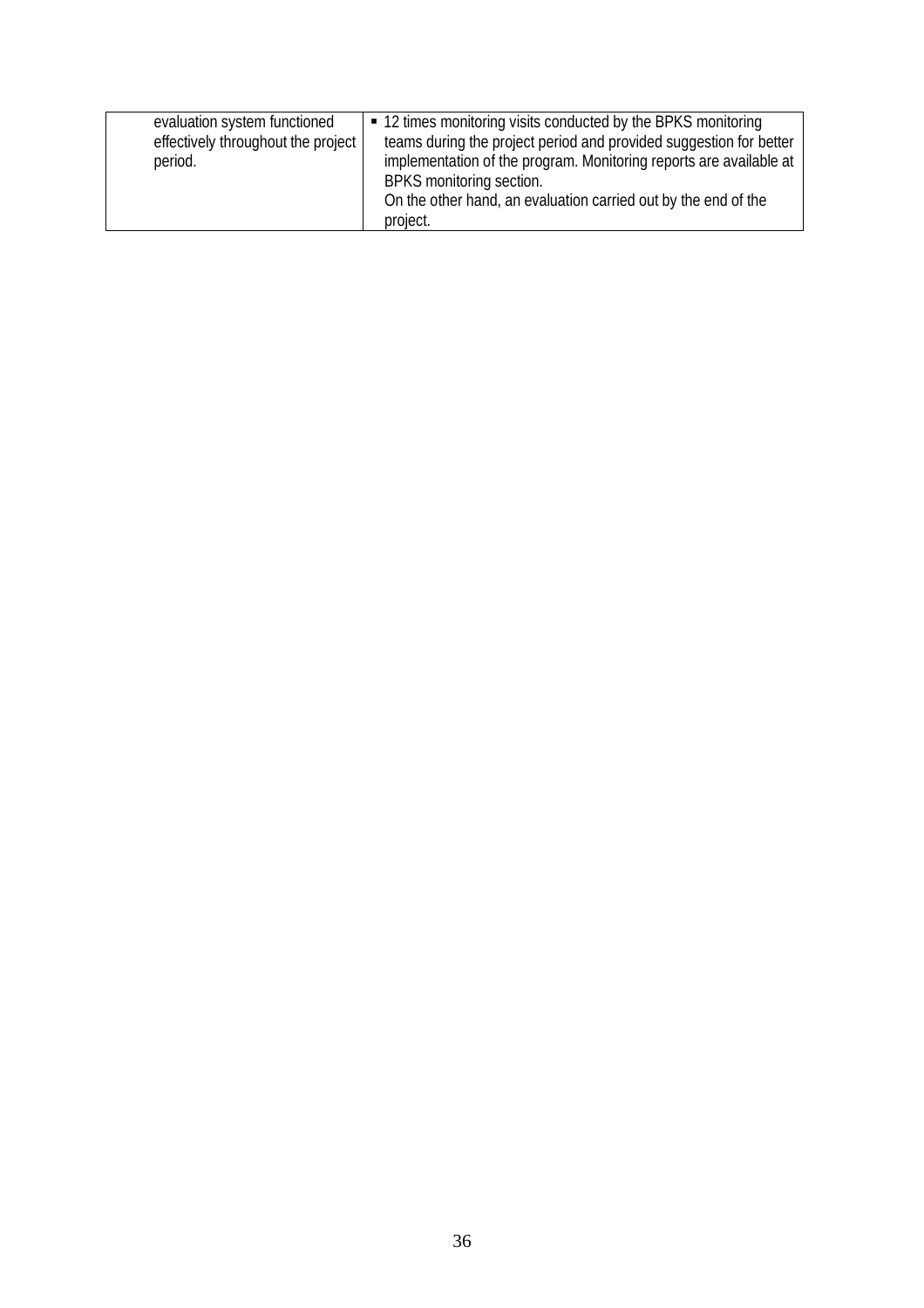| | |
|---|---|
| evaluation system functioned effectively throughout the project period. | ▪ 12 times monitoring visits conducted by the BPKS monitoring teams during the project period and provided suggestion for better implementation of the program. Monitoring reports are available at BPKS monitoring section.<br>On the other hand, an evaluation carried out by the end of the project. |